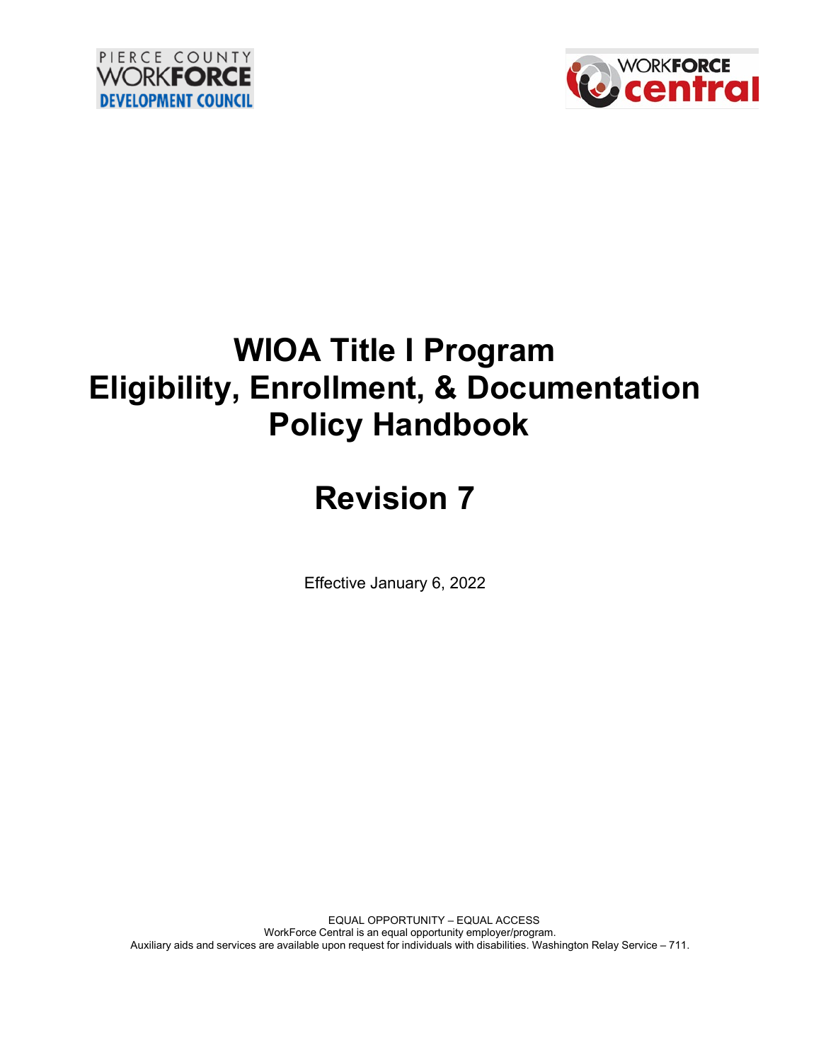PIERCE COUNTY WORKFORCE DEVELOPMENT COUNCIL

WORKFORCE central

# WIOA Title I Program Eligibility, Enrollment, & Documentation Policy Handbook

# Revision 7

Effective January 6, 2022

EQUAL OPPORTUNITY – EQUAL ACCESS
WorkForce Central is an equal opportunity employer/program.
Auxiliary aids and services are available upon request for individuals with disabilities. Washington Relay Service – 711.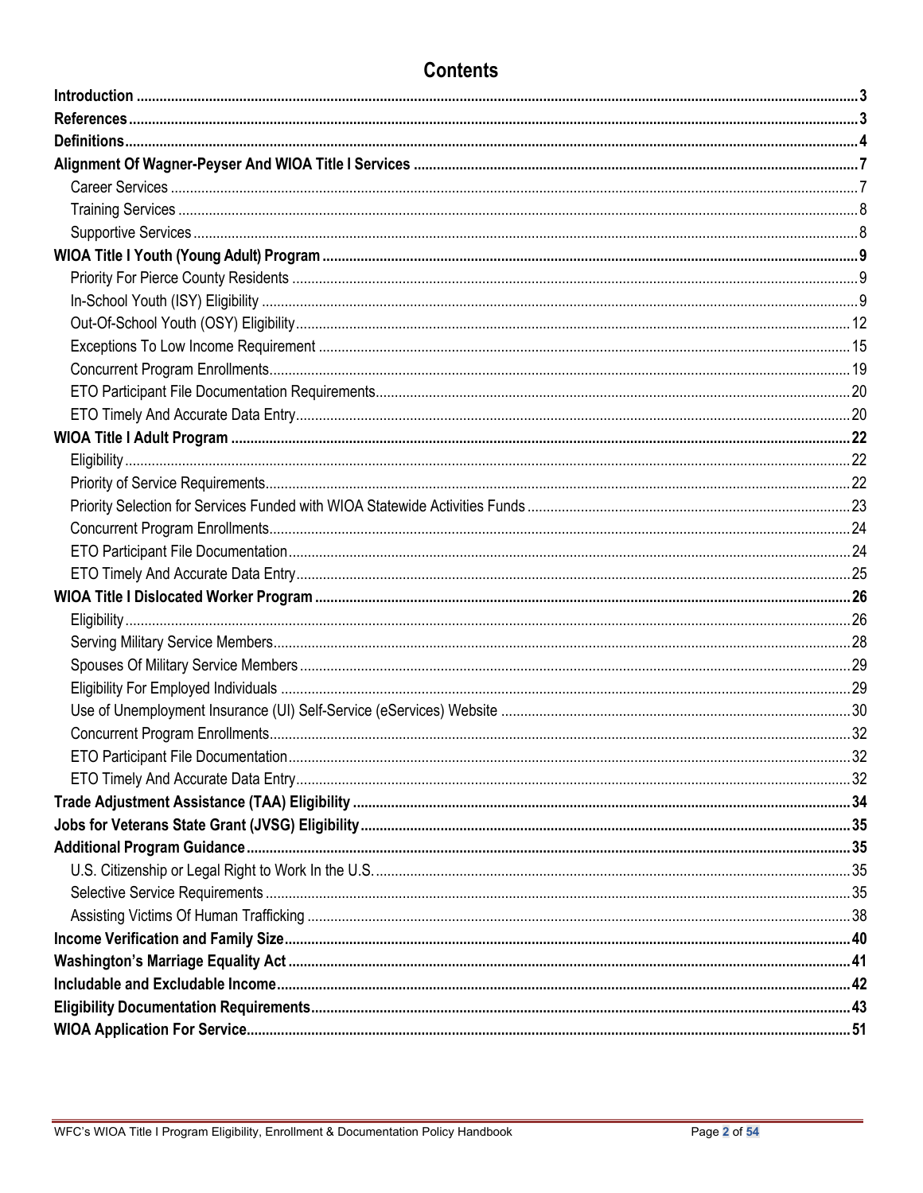# Contents

**Introduction** ..... 3
**References** ..... 3
**Definitions** ..... 4
**Alignment Of Wagner-Peyser And WIOA Title I Services** ..... 7
- Career Services ..... 7
- Training Services ..... 8
- Supportive Services ..... 8

**WIOA Title I Youth (Young Adult) Program** ..... 9
- Priority For Pierce County Residents ..... 9
- In-School Youth (ISY) Eligibility ..... 9
- Out-Of-School Youth (OSY) Eligibility ..... 12
- Exceptions To Low Income Requirement ..... 15
- Concurrent Program Enrollments ..... 19
- ETO Participant File Documentation Requirements ..... 20
- ETO Timely And Accurate Data Entry ..... 20

**WIOA Title I Adult Program** ..... 22
- Eligibility ..... 22
- Priority of Service Requirements ..... 22
- Priority Selection for Services Funded with WIOA Statewide Activities Funds ..... 23
- Concurrent Program Enrollments ..... 24
- ETO Participant File Documentation ..... 24
- ETO Timely And Accurate Data Entry ..... 25

**WIOA Title I Dislocated Worker Program** ..... 26
- Eligibility ..... 26
- Serving Military Service Members ..... 28
- Spouses Of Military Service Members ..... 29
- Eligibility For Employed Individuals ..... 29
- Use of Unemployment Insurance (UI) Self-Service (eServices) Website ..... 30
- Concurrent Program Enrollments ..... 32
- ETO Participant File Documentation ..... 32
- ETO Timely And Accurate Data Entry ..... 32

**Trade Adjustment Assistance (TAA) Eligibility** ..... 34
**Jobs for Veterans State Grant (JVSG) Eligibility** ..... 35
**Additional Program Guidance** ..... 35
- U.S. Citizenship or Legal Right to Work In the U.S. ..... 35
- Selective Service Requirements ..... 35
- Assisting Victims Of Human Trafficking ..... 38

**Income Verification and Family Size** ..... 40
**Washington's Marriage Equality Act** ..... 41
**Includable and Excludable Income** ..... 42
**Eligibility Documentation Requirements** ..... 43
**WIOA Application For Service** ..... 51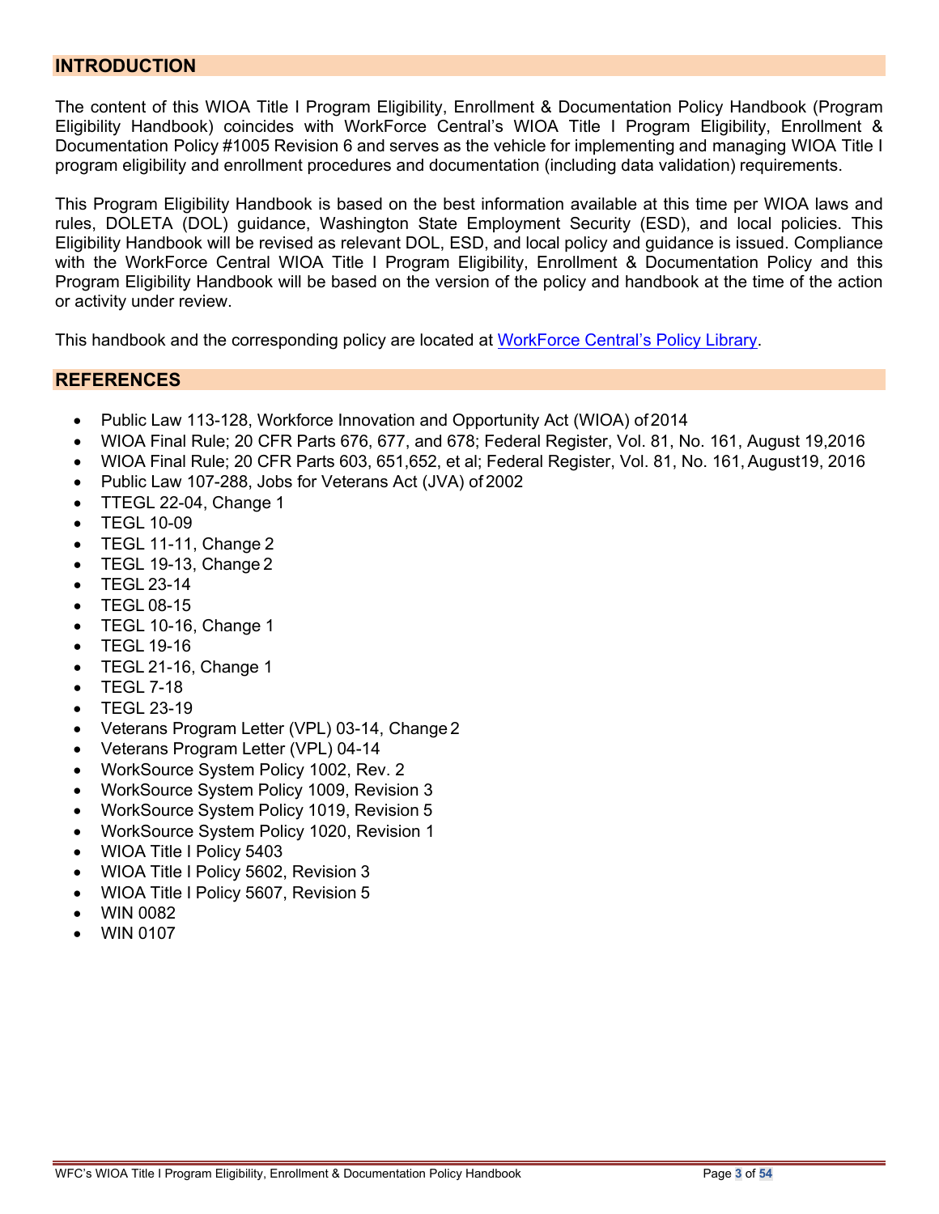## INTRODUCTION

The content of this WIOA Title I Program Eligibility, Enrollment & Documentation Policy Handbook (Program Eligibility Handbook) coincides with WorkForce Central's WIOA Title I Program Eligibility, Enrollment & Documentation Policy #1005 Revision 6 and serves as the vehicle for implementing and managing WIOA Title I program eligibility and enrollment procedures and documentation (including data validation) requirements.

This Program Eligibility Handbook is based on the best information available at this time per WIOA laws and rules, DOLETA (DOL) guidance, Washington State Employment Security (ESD), and local policies. This Eligibility Handbook will be revised as relevant DOL, ESD, and local policy and guidance is issued. Compliance with the WorkForce Central WIOA Title I Program Eligibility, Enrollment & Documentation Policy and this Program Eligibility Handbook will be based on the version of the policy and handbook at the time of the action or activity under review.

This handbook and the corresponding policy are located at WorkForce Central's Policy Library.

## REFERENCES

- Public Law 113-128, Workforce Innovation and Opportunity Act (WIOA) of 2014
- WIOA Final Rule; 20 CFR Parts 676, 677, and 678; Federal Register, Vol. 81, No. 161, August 19,2016
- WIOA Final Rule; 20 CFR Parts 603, 651,652, et al; Federal Register, Vol. 81, No. 161, August19, 2016
- Public Law 107-288, Jobs for Veterans Act (JVA) of 2002
- TTEGL 22-04, Change 1
- TEGL 10-09
- TEGL 11-11, Change 2
- TEGL 19-13, Change 2
- TEGL 23-14
- TEGL 08-15
- TEGL 10-16, Change 1
- TEGL 19-16
- TEGL 21-16, Change 1
- TEGL 7-18
- TEGL 23-19
- Veterans Program Letter (VPL) 03-14, Change 2
- Veterans Program Letter (VPL) 04-14
- WorkSource System Policy 1002, Rev. 2
- WorkSource System Policy 1009, Revision 3
- WorkSource System Policy 1019, Revision 5
- WorkSource System Policy 1020, Revision 1
- WIOA Title I Policy 5403
- WIOA Title I Policy 5602, Revision 3
- WIOA Title I Policy 5607, Revision 5
- WIN 0082
- WIN 0107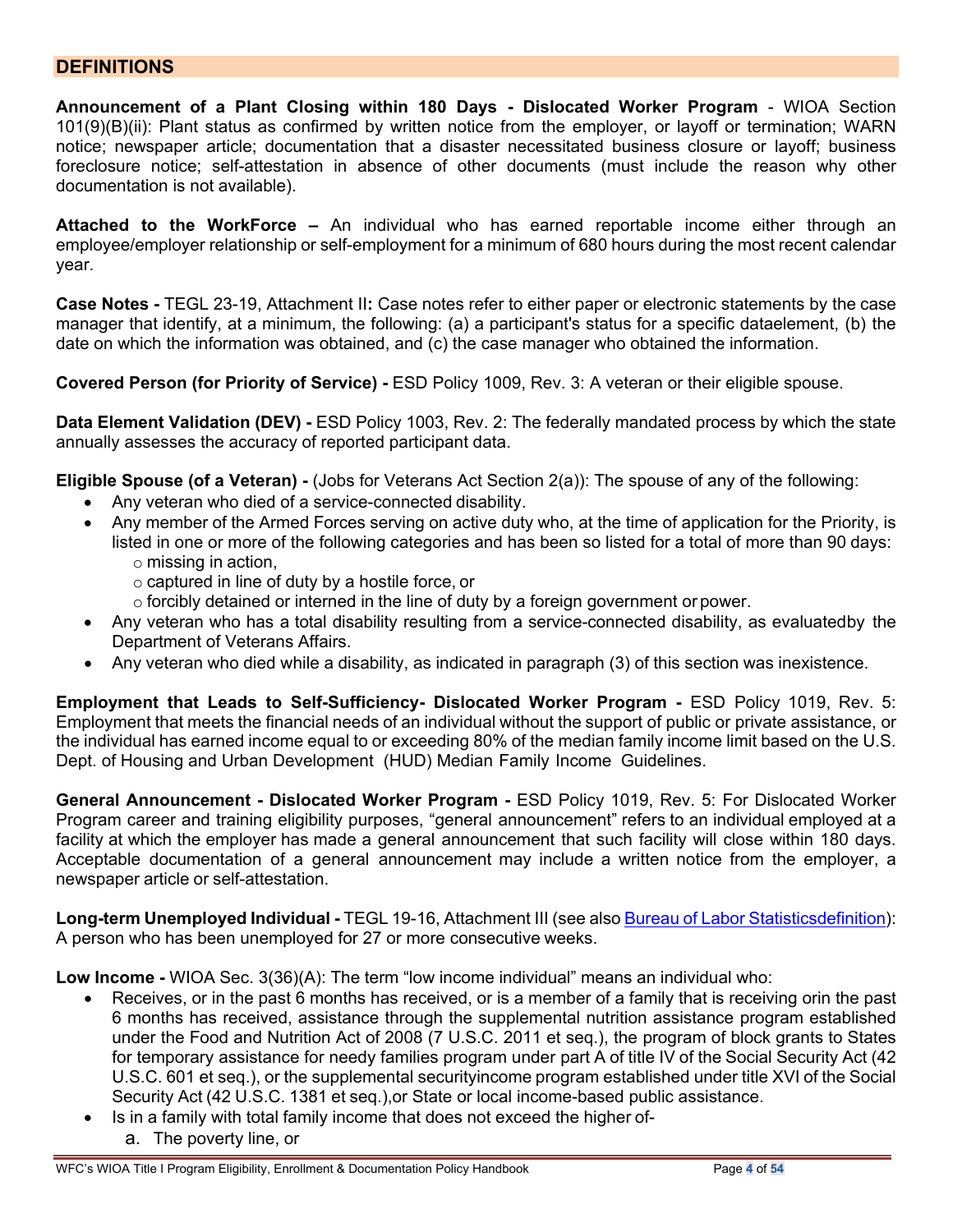## DEFINITIONS

**Announcement of a Plant Closing within 180 Days - Dislocated Worker Program** - WIOA Section 101(9)(B)(ii): Plant status as confirmed by written notice from the employer, or layoff or termination; WARN notice; newspaper article; documentation that a disaster necessitated business closure or layoff; business foreclosure notice; self-attestation in absence of other documents (must include the reason why other documentation is not available).

**Attached to the WorkForce –** An individual who has earned reportable income either through an employee/employer relationship or self-employment for a minimum of 680 hours during the most recent calendar year.

**Case Notes -** TEGL 23-19, Attachment II**:** Case notes refer to either paper or electronic statements by the case manager that identify, at a minimum, the following: (a) a participant's status for a specific dataelement, (b) the date on which the information was obtained, and (c) the case manager who obtained the information.

**Covered Person (for Priority of Service) -** ESD Policy 1009, Rev. 3: A veteran or their eligible spouse.

**Data Element Validation (DEV) -** ESD Policy 1003, Rev. 2: The federally mandated process by which the state annually assesses the accuracy of reported participant data.

**Eligible Spouse (of a Veteran) -** (Jobs for Veterans Act Section 2(a)): The spouse of any of the following:

- Any veteran who died of a service-connected disability.
- Any member of the Armed Forces serving on active duty who, at the time of application for the Priority, is listed in one or more of the following categories and has been so listed for a total of more than 90 days:
  - missing in action,
  - captured in line of duty by a hostile force, or
  - forcibly detained or interned in the line of duty by a foreign government or power.
- Any veteran who has a total disability resulting from a service-connected disability, as evaluatedby the Department of Veterans Affairs.
- Any veteran who died while a disability, as indicated in paragraph (3) of this section was inexistence.

**Employment that Leads to Self-Sufficiency- Dislocated Worker Program -** ESD Policy 1019, Rev. 5: Employment that meets the financial needs of an individual without the support of public or private assistance, or the individual has earned income equal to or exceeding 80% of the median family income limit based on the U.S. Dept. of Housing and Urban Development (HUD) Median Family Income Guidelines.

**General Announcement - Dislocated Worker Program -** ESD Policy 1019, Rev. 5: For Dislocated Worker Program career and training eligibility purposes, "general announcement" refers to an individual employed at a facility at which the employer has made a general announcement that such facility will close within 180 days. Acceptable documentation of a general announcement may include a written notice from the employer, a newspaper article or self-attestation.

**Long-term Unemployed Individual -** TEGL 19-16, Attachment III (see also Bureau of Labor Statisticsdefinition): A person who has been unemployed for 27 or more consecutive weeks.

**Low Income -** WIOA Sec. 3(36)(A): The term "low income individual" means an individual who:

- Receives, or in the past 6 months has received, or is a member of a family that is receiving orin the past 6 months has received, assistance through the supplemental nutrition assistance program established under the Food and Nutrition Act of 2008 (7 U.S.C. 2011 et seq.), the program of block grants to States for temporary assistance for needy families program under part A of title IV of the Social Security Act (42 U.S.C. 601 et seq.), or the supplemental securityincome program established under title XVI of the Social Security Act (42 U.S.C. 1381 et seq.),or State or local income-based public assistance.
- Is in a family with total family income that does not exceed the higher of-
  a. The poverty line, or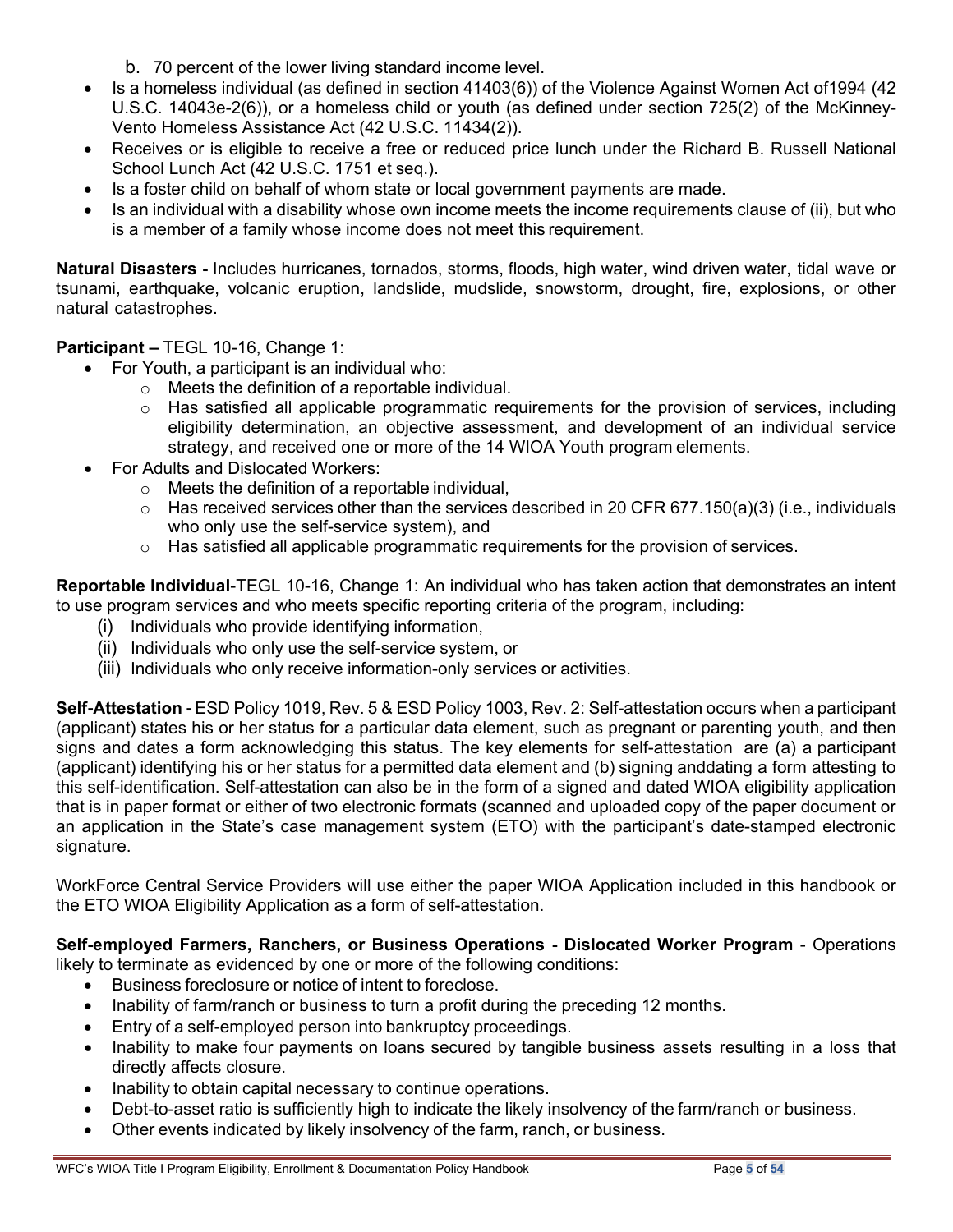b. 70 percent of the lower living standard income level.

- Is a homeless individual (as defined in section 41403(6)) of the Violence Against Women Act of1994 (42 U.S.C. 14043e-2(6)), or a homeless child or youth (as defined under section 725(2) of the McKinney-Vento Homeless Assistance Act (42 U.S.C. 11434(2)).
- Receives or is eligible to receive a free or reduced price lunch under the Richard B. Russell National School Lunch Act (42 U.S.C. 1751 et seq.).
- Is a foster child on behalf of whom state or local government payments are made.
- Is an individual with a disability whose own income meets the income requirements clause of (ii), but who is a member of a family whose income does not meet this requirement.

**Natural Disasters -** Includes hurricanes, tornados, storms, floods, high water, wind driven water, tidal wave or tsunami, earthquake, volcanic eruption, landslide, mudslide, snowstorm, drought, fire, explosions, or other natural catastrophes.

**Participant –** TEGL 10-16, Change 1:

- For Youth, a participant is an individual who:
  - Meets the definition of a reportable individual.
  - Has satisfied all applicable programmatic requirements for the provision of services, including eligibility determination, an objective assessment, and development of an individual service strategy, and received one or more of the 14 WIOA Youth program elements.
- For Adults and Dislocated Workers:
  - Meets the definition of a reportable individual,
  - Has received services other than the services described in 20 CFR 677.150(a)(3) (i.e., individuals who only use the self-service system), and
  - Has satisfied all applicable programmatic requirements for the provision of services.

**Reportable Individual**-TEGL 10-16, Change 1: An individual who has taken action that demonstrates an intent to use program services and who meets specific reporting criteria of the program, including:

(i) Individuals who provide identifying information,
(ii) Individuals who only use the self-service system, or
(iii) Individuals who only receive information-only services or activities.

**Self-Attestation -** ESD Policy 1019, Rev. 5 & ESD Policy 1003, Rev. 2: Self-attestation occurs when a participant (applicant) states his or her status for a particular data element, such as pregnant or parenting youth, and then signs and dates a form acknowledging this status. The key elements for self-attestation are (a) a participant (applicant) identifying his or her status for a permitted data element and (b) signing anddating a form attesting to this self-identification. Self-attestation can also be in the form of a signed and dated WIOA eligibility application that is in paper format or either of two electronic formats (scanned and uploaded copy of the paper document or an application in the State's case management system (ETO) with the participant's date-stamped electronic signature.

WorkForce Central Service Providers will use either the paper WIOA Application included in this handbook or the ETO WIOA Eligibility Application as a form of self-attestation.

**Self-employed Farmers, Ranchers, or Business Operations - Dislocated Worker Program** - Operations likely to terminate as evidenced by one or more of the following conditions:

- Business foreclosure or notice of intent to foreclose.
- Inability of farm/ranch or business to turn a profit during the preceding 12 months.
- Entry of a self-employed person into bankruptcy proceedings.
- Inability to make four payments on loans secured by tangible business assets resulting in a loss that directly affects closure.
- Inability to obtain capital necessary to continue operations.
- Debt-to-asset ratio is sufficiently high to indicate the likely insolvency of the farm/ranch or business.
- Other events indicated by likely insolvency of the farm, ranch, or business.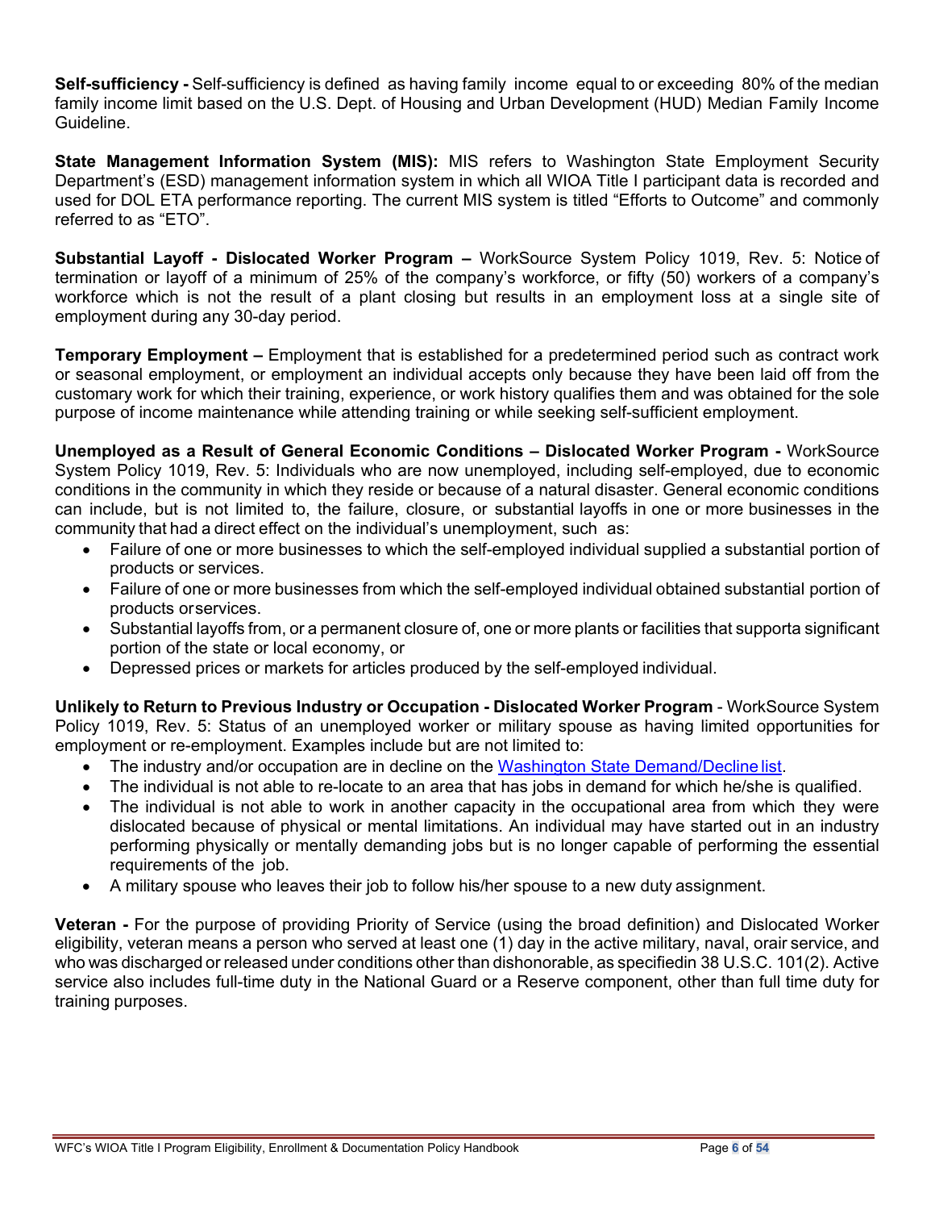**Self-sufficiency -** Self-sufficiency is defined as having family income equal to or exceeding 80% of the median family income limit based on the U.S. Dept. of Housing and Urban Development (HUD) Median Family Income Guideline.

**State Management Information System (MIS):** MIS refers to Washington State Employment Security Department's (ESD) management information system in which all WIOA Title I participant data is recorded and used for DOL ETA performance reporting. The current MIS system is titled "Efforts to Outcome" and commonly referred to as "ETO".

**Substantial Layoff - Dislocated Worker Program –** WorkSource System Policy 1019, Rev. 5: Notice of termination or layoff of a minimum of 25% of the company's workforce, or fifty (50) workers of a company's workforce which is not the result of a plant closing but results in an employment loss at a single site of employment during any 30-day period.

**Temporary Employment –** Employment that is established for a predetermined period such as contract work or seasonal employment, or employment an individual accepts only because they have been laid off from the customary work for which their training, experience, or work history qualifies them and was obtained for the sole purpose of income maintenance while attending training or while seeking self-sufficient employment.

**Unemployed as a Result of General Economic Conditions – Dislocated Worker Program -** WorkSource System Policy 1019, Rev. 5: Individuals who are now unemployed, including self-employed, due to economic conditions in the community in which they reside or because of a natural disaster. General economic conditions can include, but is not limited to, the failure, closure, or substantial layoffs in one or more businesses in the community that had a direct effect on the individual's unemployment, such as:

- Failure of one or more businesses to which the self-employed individual supplied a substantial portion of products or services.
- Failure of one or more businesses from which the self-employed individual obtained substantial portion of products orservices.
- Substantial layoffs from, or a permanent closure of, one or more plants or facilities that supporta significant portion of the state or local economy, or
- Depressed prices or markets for articles produced by the self-employed individual.

**Unlikely to Return to Previous Industry or Occupation - Dislocated Worker Program** - WorkSource System Policy 1019, Rev. 5: Status of an unemployed worker or military spouse as having limited opportunities for employment or re-employment. Examples include but are not limited to:

- The industry and/or occupation are in decline on the Washington State Demand/Decline list.
- The individual is not able to re-locate to an area that has jobs in demand for which he/she is qualified.
- The individual is not able to work in another capacity in the occupational area from which they were dislocated because of physical or mental limitations. An individual may have started out in an industry performing physically or mentally demanding jobs but is no longer capable of performing the essential requirements of the job.
- A military spouse who leaves their job to follow his/her spouse to a new duty assignment.

**Veteran -** For the purpose of providing Priority of Service (using the broad definition) and Dislocated Worker eligibility, veteran means a person who served at least one (1) day in the active military, naval, orair service, and who was discharged or released under conditions other than dishonorable, as specifiedin 38 U.S.C. 101(2). Active service also includes full-time duty in the National Guard or a Reserve component, other than full time duty for training purposes.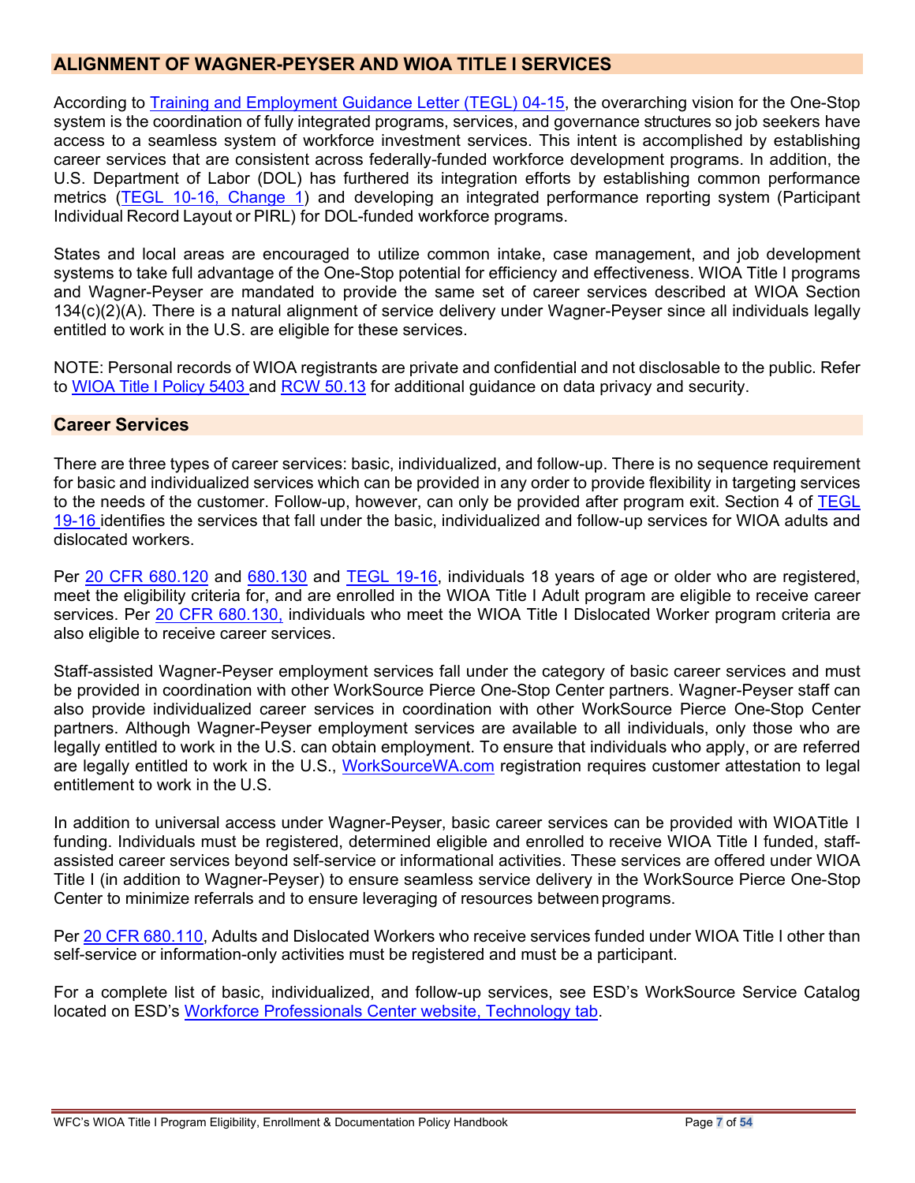## ALIGNMENT OF WAGNER-PEYSER AND WIOA TITLE I SERVICES

According to Training and Employment Guidance Letter (TEGL) 04-15, the overarching vision for the One-Stop system is the coordination of fully integrated programs, services, and governance structures so job seekers have access to a seamless system of workforce investment services. This intent is accomplished by establishing career services that are consistent across federally-funded workforce development programs. In addition, the U.S. Department of Labor (DOL) has furthered its integration efforts by establishing common performance metrics (TEGL 10-16, Change 1) and developing an integrated performance reporting system (Participant Individual Record Layout or PIRL) for DOL-funded workforce programs.

States and local areas are encouraged to utilize common intake, case management, and job development systems to take full advantage of the One-Stop potential for efficiency and effectiveness. WIOA Title I programs and Wagner-Peyser are mandated to provide the same set of career services described at WIOA Section 134(c)(2)(A). There is a natural alignment of service delivery under Wagner-Peyser since all individuals legally entitled to work in the U.S. are eligible for these services.

NOTE: Personal records of WIOA registrants are private and confidential and not disclosable to the public. Refer to WIOA Title I Policy 5403 and RCW 50.13 for additional guidance on data privacy and security.

### Career Services

There are three types of career services: basic, individualized, and follow-up. There is no sequence requirement for basic and individualized services which can be provided in any order to provide flexibility in targeting services to the needs of the customer. Follow-up, however, can only be provided after program exit. Section 4 of TEGL 19-16 identifies the services that fall under the basic, individualized and follow-up services for WIOA adults and dislocated workers.

Per 20 CFR 680.120 and 680.130 and TEGL 19-16, individuals 18 years of age or older who are registered, meet the eligibility criteria for, and are enrolled in the WIOA Title I Adult program are eligible to receive career services. Per 20 CFR 680.130, individuals who meet the WIOA Title I Dislocated Worker program criteria are also eligible to receive career services.

Staff-assisted Wagner-Peyser employment services fall under the category of basic career services and must be provided in coordination with other WorkSource Pierce One-Stop Center partners. Wagner-Peyser staff can also provide individualized career services in coordination with other WorkSource Pierce One-Stop Center partners. Although Wagner-Peyser employment services are available to all individuals, only those who are legally entitled to work in the U.S. can obtain employment. To ensure that individuals who apply, or are referred are legally entitled to work in the U.S., WorkSourceWA.com registration requires customer attestation to legal entitlement to work in the U.S.

In addition to universal access under Wagner-Peyser, basic career services can be provided with WIOATitle I funding. Individuals must be registered, determined eligible and enrolled to receive WIOA Title I funded, staff-assisted career services beyond self-service or informational activities. These services are offered under WIOA Title I (in addition to Wagner-Peyser) to ensure seamless service delivery in the WorkSource Pierce One-Stop Center to minimize referrals and to ensure leveraging of resources between programs.

Per 20 CFR 680.110, Adults and Dislocated Workers who receive services funded under WIOA Title I other than self-service or information-only activities must be registered and must be a participant.

For a complete list of basic, individualized, and follow-up services, see ESD's WorkSource Service Catalog located on ESD's Workforce Professionals Center website, Technology tab.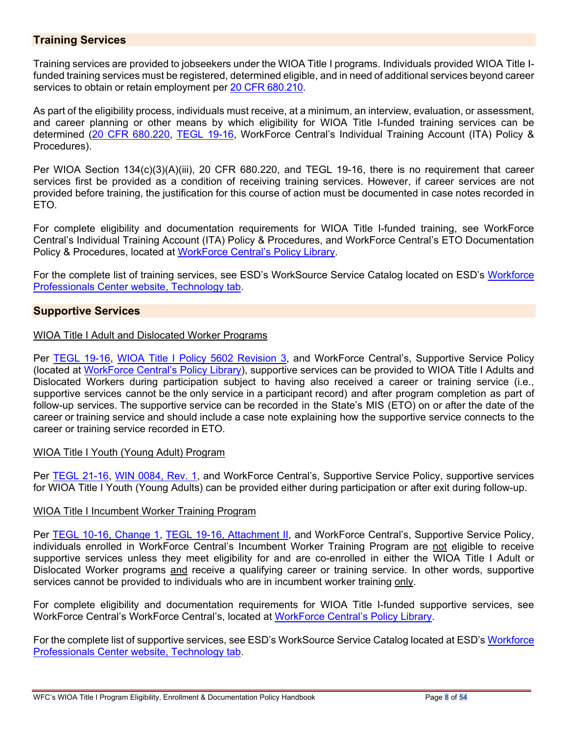## Training Services

Training services are provided to jobseekers under the WIOA Title I programs. Individuals provided WIOA Title I-funded training services must be registered, determined eligible, and in need of additional services beyond career services to obtain or retain employment per 20 CFR 680.210.

As part of the eligibility process, individuals must receive, at a minimum, an interview, evaluation, or assessment, and career planning or other means by which eligibility for WIOA Title I-funded training services can be determined (20 CFR 680.220, TEGL 19-16, WorkForce Central's Individual Training Account (ITA) Policy & Procedures).

Per WIOA Section 134(c)(3)(A)(iii), 20 CFR 680.220, and TEGL 19-16, there is no requirement that career services first be provided as a condition of receiving training services. However, if career services are not provided before training, the justification for this course of action must be documented in case notes recorded in ETO.

For complete eligibility and documentation requirements for WIOA Title I-funded training, see WorkForce Central's Individual Training Account (ITA) Policy & Procedures, and WorkForce Central's ETO Documentation Policy & Procedures, located at WorkForce Central's Policy Library.

For the complete list of training services, see ESD's WorkSource Service Catalog located on ESD's Workforce Professionals Center website, Technology tab.

## Supportive Services

<u>WIOA Title I Adult and Dislocated Worker Programs</u>

Per TEGL 19-16, WIOA Title I Policy 5602 Revision 3, and WorkForce Central's, Supportive Service Policy (located at WorkForce Central's Policy Library), supportive services can be provided to WIOA Title I Adults and Dislocated Workers during participation subject to having also received a career or training service (i.e., supportive services cannot be the only service in a participant record) and after program completion as part of follow-up services. The supportive service can be recorded in the State's MIS (ETO) on or after the date of the career or training service and should include a case note explaining how the supportive service connects to the career or training service recorded in ETO.

<u>WIOA Title I Youth (Young Adult) Program</u>

Per TEGL 21-16, WIN 0084, Rev. 1, and WorkForce Central's, Supportive Service Policy, supportive services for WIOA Title I Youth (Young Adults) can be provided either during participation or after exit during follow-up.

<u>WIOA Title I Incumbent Worker Training Program</u>

Per TEGL 10-16, Change 1, TEGL 19-16, Attachment II, and WorkForce Central's, Supportive Service Policy, individuals enrolled in WorkForce Central's Incumbent Worker Training Program are <u>not</u> eligible to receive supportive services unless they meet eligibility for and are co-enrolled in either the WIOA Title I Adult or Dislocated Worker programs <u>and</u> receive a qualifying career or training service. In other words, supportive services cannot be provided to individuals who are in incumbent worker training <u>only</u>.

For complete eligibility and documentation requirements for WIOA Title I-funded supportive services, see WorkForce Central's WorkForce Central's, located at WorkForce Central's Policy Library.

For the complete list of supportive services, see ESD's WorkSource Service Catalog located at ESD's Workforce Professionals Center website, Technology tab.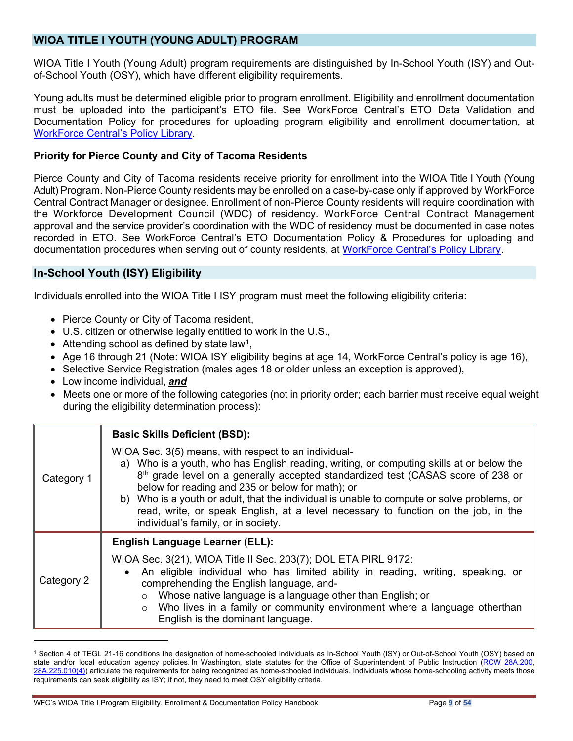## WIOA TITLE I YOUTH (YOUNG ADULT) PROGRAM

WIOA Title I Youth (Young Adult) program requirements are distinguished by In-School Youth (ISY) and Out-of-School Youth (OSY), which have different eligibility requirements.

Young adults must be determined eligible prior to program enrollment. Eligibility and enrollment documentation must be uploaded into the participant's ETO file. See WorkForce Central's ETO Data Validation and Documentation Policy for procedures for uploading program eligibility and enrollment documentation, at WorkForce Central's Policy Library.

### Priority for Pierce County and City of Tacoma Residents

Pierce County and City of Tacoma residents receive priority for enrollment into the WIOA Title I Youth (Young Adult) Program. Non-Pierce County residents may be enrolled on a case-by-case only if approved by WorkForce Central Contract Manager or designee. Enrollment of non-Pierce County residents will require coordination with the Workforce Development Council (WDC) of residency. WorkForce Central Contract Management approval and the service provider's coordination with the WDC of residency must be documented in case notes recorded in ETO. See WorkForce Central's ETO Documentation Policy & Procedures for uploading and documentation procedures when serving out of county residents, at WorkForce Central's Policy Library.

## In-School Youth (ISY) Eligibility

Individuals enrolled into the WIOA Title I ISY program must meet the following eligibility criteria:

- Pierce County or City of Tacoma resident,
- U.S. citizen or otherwise legally entitled to work in the U.S.,
- Attending school as defined by state law[1],
- Age 16 through 21 (Note: WIOA ISY eligibility begins at age 14, WorkForce Central's policy is age 16),
- Selective Service Registration (males ages 18 or older unless an exception is approved),
- Low income individual, ***and***
- Meets one or more of the following categories (not in priority order; each barrier must receive equal weight during the eligibility determination process):

| | |
|---|---|
| Category 1 | **Basic Skills Deficient (BSD):**<br><br>WIOA Sec. 3(5) means, with respect to an individual-<br>a) Who is a youth, who has English reading, writing, or computing skills at or below the 8th grade level on a generally accepted standardized test (CASAS score of 238 or below for reading and 235 or below for math); or<br>b) Who is a youth or adult, that the individual is unable to compute or solve problems, or read, write, or speak English, at a level necessary to function on the job, in the individual's family, or in society. |
| Category 2 | **English Language Learner (ELL):**<br><br>WIOA Sec. 3(21), WIOA Title II Sec. 203(7); DOL ETA PIRL 9172:<br>• An eligible individual who has limited ability in reading, writing, speaking, or comprehending the English language, and-<br>  ○ Whose native language is a language other than English; or<br>  ○ Who lives in a family or community environment where a language otherthan English is the dominant language. |

[1] Section 4 of TEGL 21-16 conditions the designation of home-schooled individuals as In-School Youth (ISY) or Out-of-School Youth (OSY) based on state and/or local education agency policies. In Washington, state statutes for the Office of Superintendent of Public Instruction (RCW 28A.200, 28A.225.010(4)) articulate the requirements for being recognized as home-schooled individuals. Individuals whose home-schooling activity meets those requirements can seek eligibility as ISY; if not, they need to meet OSY eligibility criteria.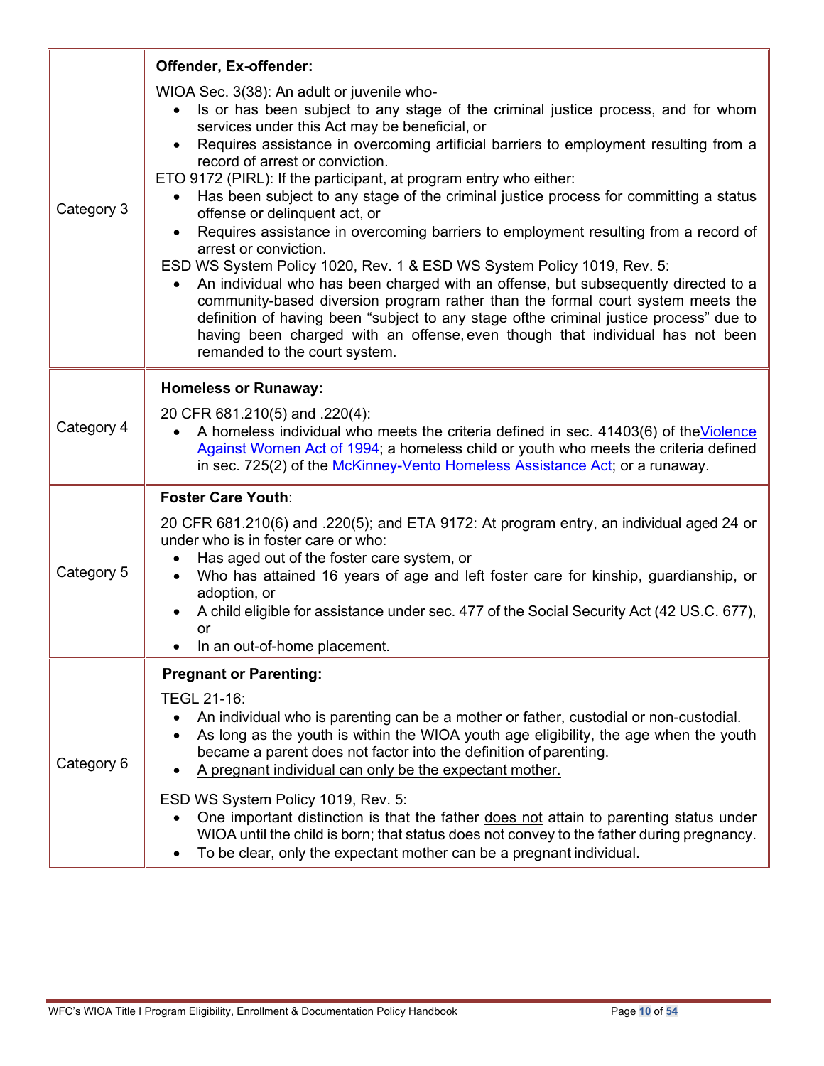| | |
|---|---|
| Category 3 | **Offender, Ex-offender:**<br><br>WIOA Sec. 3(38): An adult or juvenile who-<br>• Is or has been subject to any stage of the criminal justice process, and for whom services under this Act may be beneficial, or<br>• Requires assistance in overcoming artificial barriers to employment resulting from a record of arrest or conviction.<br><br>ETO 9172 (PIRL): If the participant, at program entry who either:<br>• Has been subject to any stage of the criminal justice process for committing a status offense or delinquent act, or<br>• Requires assistance in overcoming barriers to employment resulting from a record of arrest or conviction.<br><br>ESD WS System Policy 1020, Rev. 1 & ESD WS System Policy 1019, Rev. 5:<br>• An individual who has been charged with an offense, but subsequently directed to a community-based diversion program rather than the formal court system meets the definition of having been "subject to any stage ofthe criminal justice process" due to having been charged with an offense, even though that individual has not been remanded to the court system. |
| Category 4 | **Homeless or Runaway:**<br><br>20 CFR 681.210(5) and .220(4):<br>• A homeless individual who meets the criteria defined in sec. 41403(6) of the[Violence Against Women Act of 1994]; a homeless child or youth who meets the criteria defined in sec. 725(2) of the [McKinney-Vento Homeless Assistance Act]; or a runaway. |
| Category 5 | **Foster Care Youth**:<br><br>20 CFR 681.210(6) and .220(5); and ETA 9172: At program entry, an individual aged 24 or under who is in foster care or who:<br>• Has aged out of the foster care system, or<br>• Who has attained 16 years of age and left foster care for kinship, guardianship, or adoption, or<br>• A child eligible for assistance under sec. 477 of the Social Security Act (42 US.C. 677), or<br>• In an out-of-home placement. |
| Category 6 | **Pregnant or Parenting:**<br><br>TEGL 21-16:<br>• An individual who is parenting can be a mother or father, custodial or non-custodial.<br>• As long as the youth is within the WIOA youth age eligibility, the age when the youth became a parent does not factor into the definition of parenting.<br>• <u>A pregnant individual can only be the expectant mother.</u><br><br>ESD WS System Policy 1019, Rev. 5:<br>• One important distinction is that the father <u>does not</u> attain to parenting status under WIOA until the child is born; that status does not convey to the father during pregnancy.<br>• To be clear, only the expectant mother can be a pregnant individual. |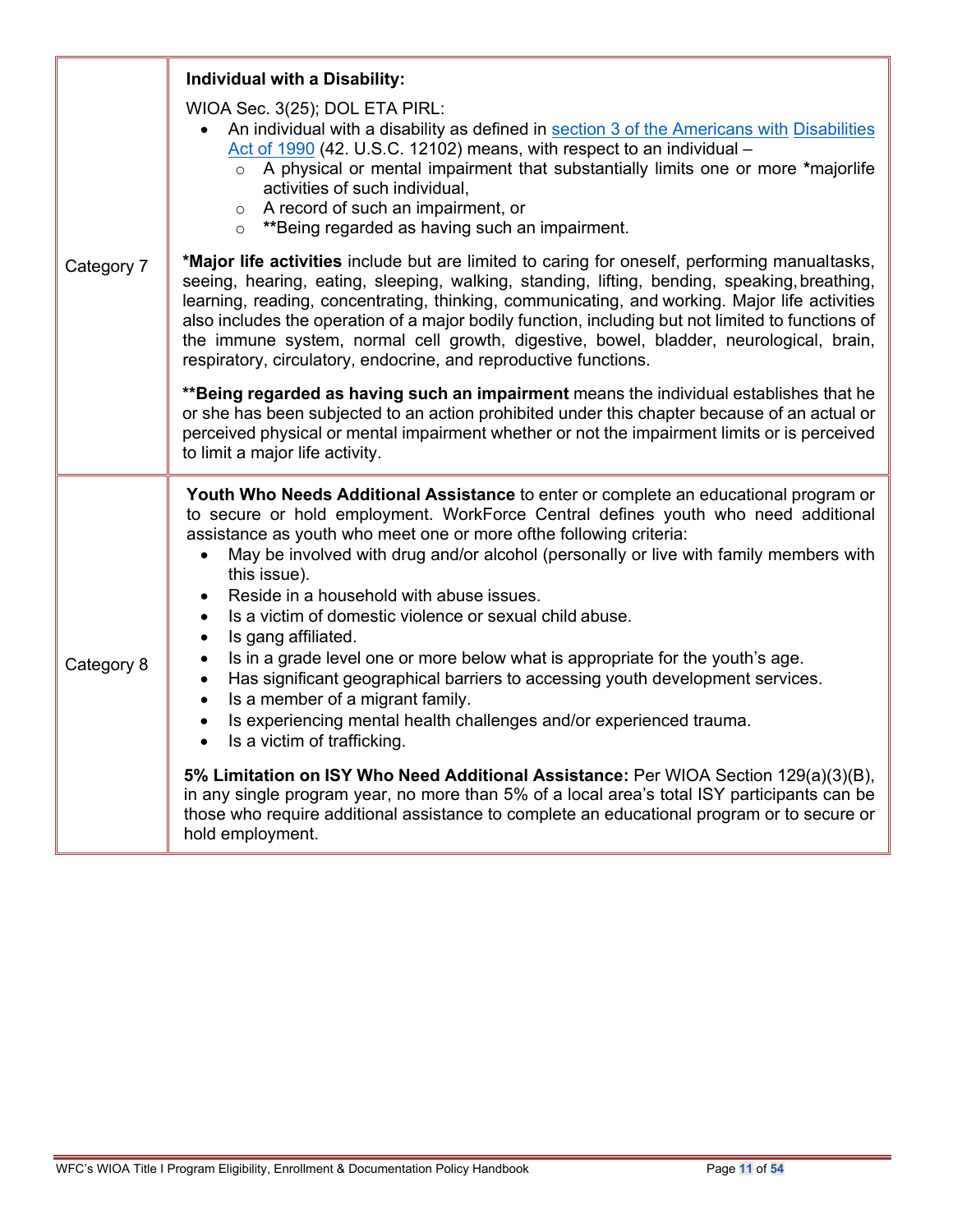| | |
|---|---|
| Category 7 | **Individual with a Disability:**<br><br>WIOA Sec. 3(25); DOL ETA PIRL:<br>• An individual with a disability as defined in section 3 of the Americans with Disabilities Act of 1990 (42. U.S.C. 12102) means, with respect to an individual –<br>&nbsp;&nbsp;&nbsp;&nbsp;○ A physical or mental impairment that substantially limits one or more *majorlife activities of such individual,<br>&nbsp;&nbsp;&nbsp;&nbsp;○ A record of such an impairment, or<br>&nbsp;&nbsp;&nbsp;&nbsp;○ **Being regarded as having such an impairment.<br><br>***Major life activities** include but are limited to caring for oneself, performing manualtasks, seeing, hearing, eating, sleeping, walking, standing, lifting, bending, speaking, breathing, learning, reading, concentrating, thinking, communicating, and working. Major life activities also includes the operation of a major bodily function, including but not limited to functions of the immune system, normal cell growth, digestive, bowel, bladder, neurological, brain, respiratory, circulatory, endocrine, and reproductive functions.<br><br>****Being regarded as having such an impairment** means the individual establishes that he or she has been subjected to an action prohibited under this chapter because of an actual or perceived physical or mental impairment whether or not the impairment limits or is perceived to limit a major life activity. |
| Category 8 | **Youth Who Needs Additional Assistance** to enter or complete an educational program or to secure or hold employment. WorkForce Central defines youth who need additional assistance as youth who meet one or more ofthe following criteria:<br>• May be involved with drug and/or alcohol (personally or live with family members with this issue).<br>• Reside in a household with abuse issues.<br>• Is a victim of domestic violence or sexual child abuse.<br>• Is gang affiliated.<br>• Is in a grade level one or more below what is appropriate for the youth's age.<br>• Has significant geographical barriers to accessing youth development services.<br>• Is a member of a migrant family.<br>• Is experiencing mental health challenges and/or experienced trauma.<br>• Is a victim of trafficking.<br><br>**5% Limitation on ISY Who Need Additional Assistance:** Per WIOA Section 129(a)(3)(B), in any single program year, no more than 5% of a local area's total ISY participants can be those who require additional assistance to complete an educational program or to secure or hold employment. |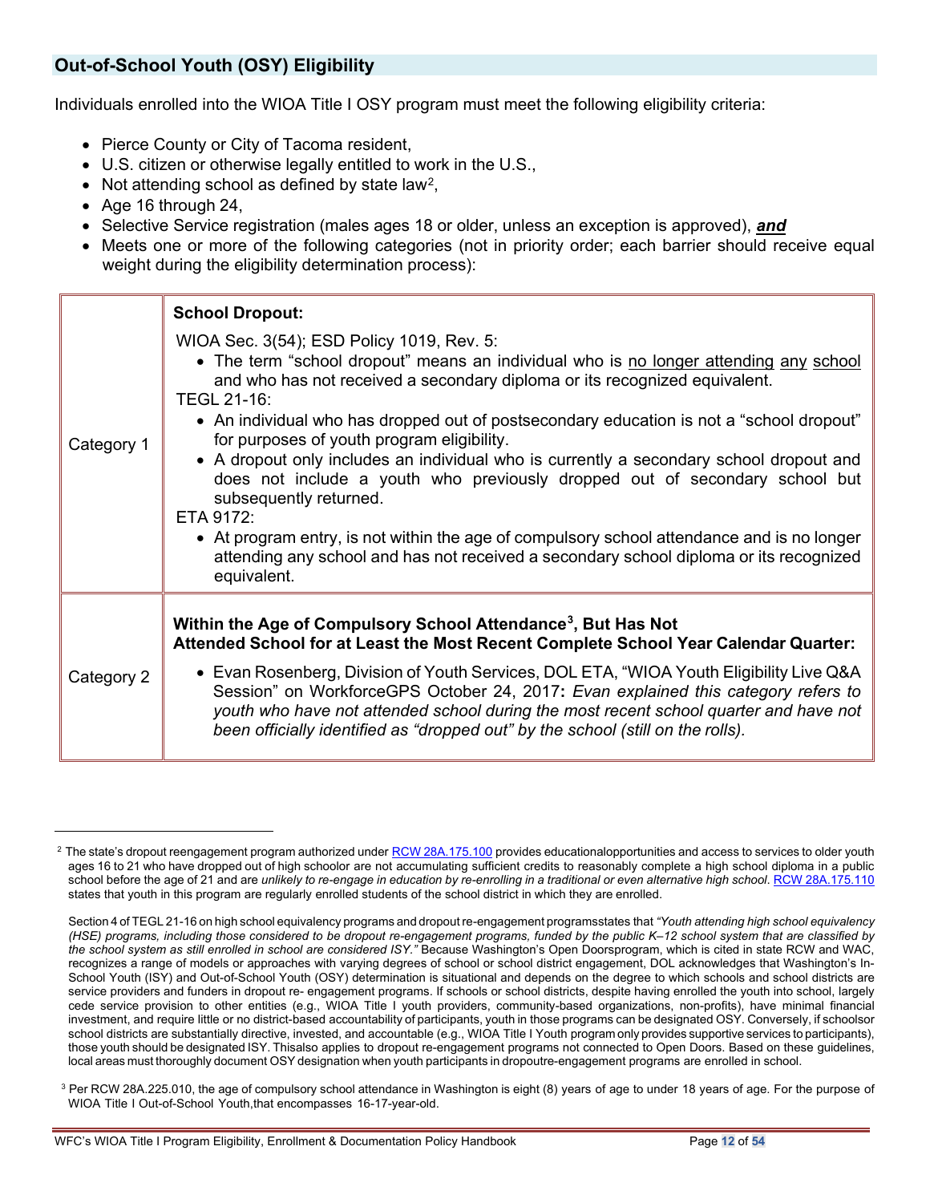## Out-of-School Youth (OSY) Eligibility

Individuals enrolled into the WIOA Title I OSY program must meet the following eligibility criteria:

- Pierce County or City of Tacoma resident,
- U.S. citizen or otherwise legally entitled to work in the U.S.,
- Not attending school as defined by state law[2],
- Age 16 through 24,
- Selective Service registration (males ages 18 or older, unless an exception is approved), ***and***
- Meets one or more of the following categories (not in priority order; each barrier should receive equal weight during the eligibility determination process):

| | |
|---|---|
| Category 1 | **School Dropout:**<br>WIOA Sec. 3(54); ESD Policy 1019, Rev. 5:<br>• The term "school dropout" means an individual who is <u>no longer attending</u> <u>any</u> <u>school</u> and who has not received a secondary diploma or its recognized equivalent.<br>TEGL 21-16:<br>• An individual who has dropped out of postsecondary education is not a "school dropout" for purposes of youth program eligibility.<br>• A dropout only includes an individual who is currently a secondary school dropout and does not include a youth who previously dropped out of secondary school but subsequently returned.<br>ETA 9172:<br>• At program entry, is not within the age of compulsory school attendance and is no longer attending any school and has not received a secondary school diploma or its recognized equivalent. |
| Category 2 | **Within the Age of Compulsory School Attendance[3], But Has Not Attended School for at Least the Most Recent Complete School Year Calendar Quarter:**<br>• Evan Rosenberg, Division of Youth Services, DOL ETA, "WIOA Youth Eligibility Live Q&A Session" on WorkforceGPS October 24, 2017**:** *Evan explained this category refers to youth who have not attended school during the most recent school quarter and have not been officially identified as "dropped out" by the school (still on the rolls).* |

---

[2] The state's dropout reengagement program authorized under RCW 28A.175.100 provides educationalopportunities and access to services to older youth ages 16 to 21 who have dropped out of high schoolor are not accumulating sufficient credits to reasonably complete a high school diploma in a public school before the age of 21 and are *unlikely to re-engage in education by re-enrolling in a traditional or even alternative high school*. RCW 28A.175.110 states that youth in this program are regularly enrolled students of the school district in which they are enrolled.

Section 4 of TEGL 21-16 on high school equivalency programs and dropout re-engagement programsstates that *"Youth attending high school equivalency (HSE) programs, including those considered to be dropout re-engagement programs, funded by the public K–12 school system that are classified by the school system as still enrolled in school are considered ISY."* Because Washington's Open Doorsprogram, which is cited in state RCW and WAC, recognizes a range of models or approaches with varying degrees of school or school district engagement, DOL acknowledges that Washington's In-School Youth (ISY) and Out-of-School Youth (OSY) determination is situational and depends on the degree to which schools and school districts are service providers and funders in dropout re- engagement programs. If schools or school districts, despite having enrolled the youth into school, largely cede service provision to other entities (e.g., WIOA Title I youth providers, community-based organizations, non-profits), have minimal financial investment, and require little or no district-based accountability of participants, youth in those programs can be designated OSY. Conversely, if schoolsor school districts are substantially directive, invested, and accountable (e.g., WIOA Title I Youth program only provides supportive services to participants), those youth should be designated ISY. Thisalso applies to dropout re-engagement programs not connected to Open Doors. Based on these guidelines, local areas must thoroughly document OSY designation when youth participants in dropoutre-engagement programs are enrolled in school.

[3] Per RCW 28A.225.010, the age of compulsory school attendance in Washington is eight (8) years of age to under 18 years of age. For the purpose of WIOA Title I Out-of-School Youth,that encompasses 16-17-year-old.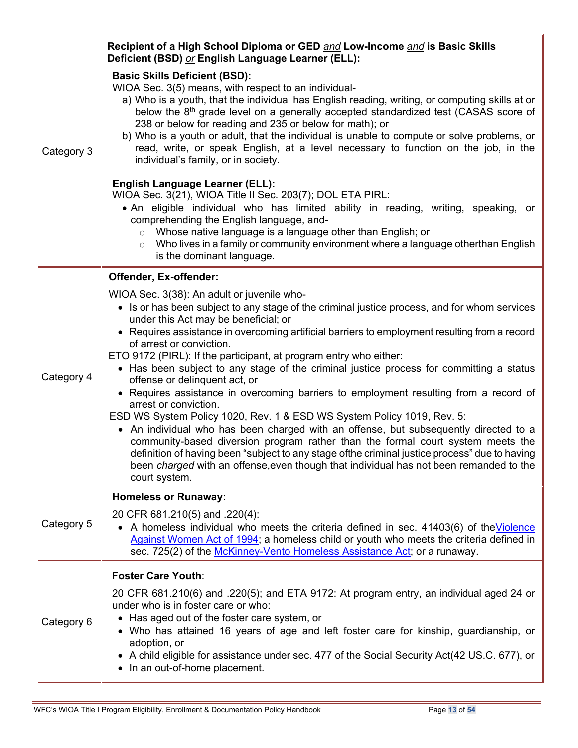| | |
|---|---|
| Category 3 | **Recipient of a High School Diploma or GED *and* Low-Income *and* is Basic Skills Deficient (BSD) *or* English Language Learner (ELL):**<br><br>**Basic Skills Deficient (BSD):**<br>WIOA Sec. 3(5) means, with respect to an individual-<br>a) Who is a youth, that the individual has English reading, writing, or computing skills at or below the 8th grade level on a generally accepted standardized test (CASAS score of 238 or below for reading and 235 or below for math); or<br>b) Who is a youth or adult, that the individual is unable to compute or solve problems, or read, write, or speak English, at a level necessary to function on the job, in the individual's family, or in society.<br><br>**English Language Learner (ELL):**<br>WIOA Sec. 3(21), WIOA Title II Sec. 203(7); DOL ETA PIRL:<br>• An eligible individual who has limited ability in reading, writing, speaking, or comprehending the English language, and-<br>  ○ Whose native language is a language other than English; or<br>  ○ Who lives in a family or community environment where a language otherthan English is the dominant language. |
| Category 4 | **Offender, Ex-offender:**<br><br>WIOA Sec. 3(38): An adult or juvenile who-<br>• Is or has been subject to any stage of the criminal justice process, and for whom services under this Act may be beneficial; or<br>• Requires assistance in overcoming artificial barriers to employment resulting from a record of arrest or conviction.<br>ETO 9172 (PIRL): If the participant, at program entry who either:<br>• Has been subject to any stage of the criminal justice process for committing a status offense or delinquent act, or<br>• Requires assistance in overcoming barriers to employment resulting from a record of arrest or conviction.<br>ESD WS System Policy 1020, Rev. 1 & ESD WS System Policy 1019, Rev. 5:<br>• An individual who has been charged with an offense, but subsequently directed to a community-based diversion program rather than the formal court system meets the definition of having been "subject to any stage ofthe criminal justice process" due to having been *charged* with an offense,even though that individual has not been remanded to the court system. |
| Category 5 | **Homeless or Runaway:**<br><br>20 CFR 681.210(5) and .220(4):<br>• A homeless individual who meets the criteria defined in sec. 41403(6) of the[Violence Against Women Act of 1994]; a homeless child or youth who meets the criteria defined in sec. 725(2) of the [McKinney-Vento Homeless Assistance Act]; or a runaway. |
| Category 6 | **Foster Care Youth**:<br><br>20 CFR 681.210(6) and .220(5); and ETA 9172: At program entry, an individual aged 24 or under who is in foster care or who:<br>• Has aged out of the foster care system, or<br>• Who has attained 16 years of age and left foster care for kinship, guardianship, or adoption, or<br>• A child eligible for assistance under sec. 477 of the Social Security Act(42 US.C. 677), or<br>• In an out-of-home placement. |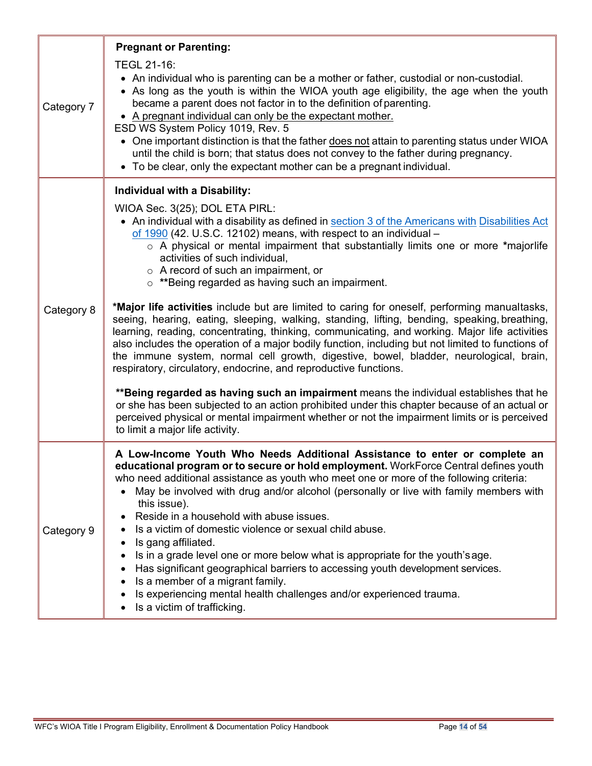| | |
|---|---|
| Category 7 | **Pregnant or Parenting:**<br><br>TEGL 21-16:<br>• An individual who is parenting can be a mother or father, custodial or non-custodial.<br>• As long as the youth is within the WIOA youth age eligibility, the age when the youth became a parent does not factor in to the definition of parenting.<br>• <u>A pregnant individual can only be the expectant mother.</u><br><br>ESD WS System Policy 1019, Rev. 5<br>• One important distinction is that the father <u>does not</u> attain to parenting status under WIOA until the child is born; that status does not convey to the father during pregnancy.<br>• To be clear, only the expectant mother can be a pregnant individual. |
| Category 8 | **Individual with a Disability:**<br><br>WIOA Sec. 3(25); DOL ETA PIRL:<br>• An individual with a disability as defined in [section 3 of the Americans with Disabilities Act of 1990](#) (42. U.S.C. 12102) means, with respect to an individual –<br>&nbsp;&nbsp;&nbsp;&nbsp;○ A physical or mental impairment that substantially limits one or more ***major life** activities of such individual,<br>&nbsp;&nbsp;&nbsp;&nbsp;○ A record of such an impairment, or<br>&nbsp;&nbsp;&nbsp;&nbsp;○ ****Being regarded as having such an impairment.**<br><br>***Major life activities** include but are limited to caring for oneself, performing manual tasks, seeing, hearing, eating, sleeping, walking, standing, lifting, bending, speaking, breathing, learning, reading, concentrating, thinking, communicating, and working. Major life activities also includes the operation of a major bodily function, including but not limited to functions of the immune system, normal cell growth, digestive, bowel, bladder, neurological, brain, respiratory, circulatory, endocrine, and reproductive functions.<br><br>****Being regarded as having such an impairment** means the individual establishes that he or she has been subjected to an action prohibited under this chapter because of an actual or perceived physical or mental impairment whether or not the impairment limits or is perceived to limit a major life activity. |
| Category 9 | **A Low-Income Youth Who Needs Additional Assistance to enter or complete an educational program or to secure or hold employment.** WorkForce Central defines youth who need additional assistance as youth who meet one or more of the following criteria:<br>• May be involved with drug and/or alcohol (personally or live with family members with this issue).<br>• Reside in a household with abuse issues.<br>• Is a victim of domestic violence or sexual child abuse.<br>• Is gang affiliated.<br>• Is in a grade level one or more below what is appropriate for the youth's age.<br>• Has significant geographical barriers to accessing youth development services.<br>• Is a member of a migrant family.<br>• Is experiencing mental health challenges and/or experienced trauma.<br>• Is a victim of trafficking. |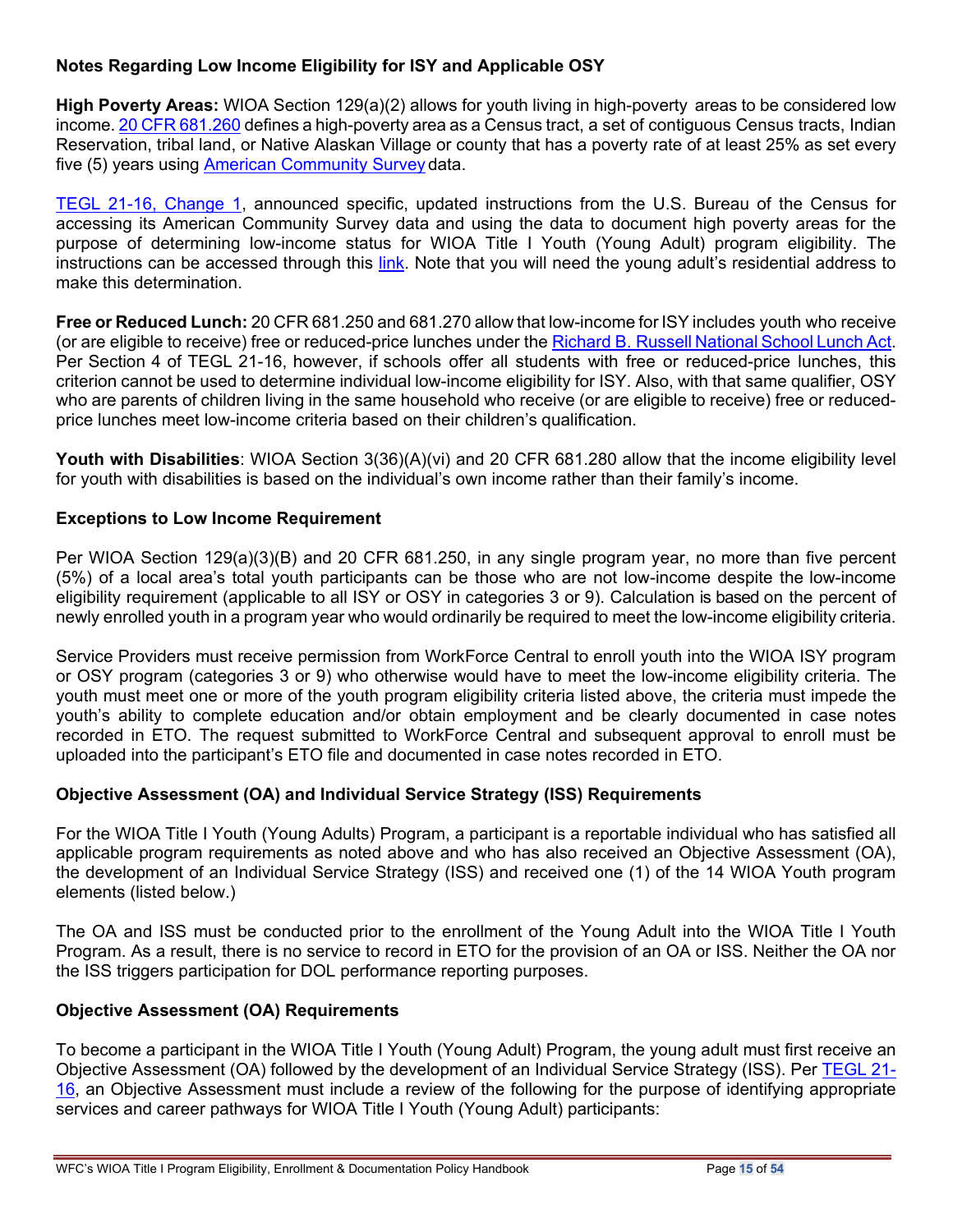### Notes Regarding Low Income Eligibility for ISY and Applicable OSY

**High Poverty Areas:** WIOA Section 129(a)(2) allows for youth living in high-poverty areas to be considered low income. 20 CFR 681.260 defines a high-poverty area as a Census tract, a set of contiguous Census tracts, Indian Reservation, tribal land, or Native Alaskan Village or county that has a poverty rate of at least 25% as set every five (5) years using American Community Survey data.

TEGL 21-16, Change 1, announced specific, updated instructions from the U.S. Bureau of the Census for accessing its American Community Survey data and using the data to document high poverty areas for the purpose of determining low-income status for WIOA Title I Youth (Young Adult) program eligibility. The instructions can be accessed through this link. Note that you will need the young adult's residential address to make this determination.

**Free or Reduced Lunch:** 20 CFR 681.250 and 681.270 allow that low-income for ISY includes youth who receive (or are eligible to receive) free or reduced-price lunches under the Richard B. Russell National School Lunch Act. Per Section 4 of TEGL 21-16, however, if schools offer all students with free or reduced-price lunches, this criterion cannot be used to determine individual low-income eligibility for ISY. Also, with that same qualifier, OSY who are parents of children living in the same household who receive (or are eligible to receive) free or reduced-price lunches meet low-income criteria based on their children's qualification.

**Youth with Disabilities**: WIOA Section 3(36)(A)(vi) and 20 CFR 681.280 allow that the income eligibility level for youth with disabilities is based on the individual's own income rather than their family's income.

### Exceptions to Low Income Requirement

Per WIOA Section 129(a)(3)(B) and 20 CFR 681.250, in any single program year, no more than five percent (5%) of a local area's total youth participants can be those who are not low-income despite the low-income eligibility requirement (applicable to all ISY or OSY in categories 3 or 9). Calculation is based on the percent of newly enrolled youth in a program year who would ordinarily be required to meet the low-income eligibility criteria.

Service Providers must receive permission from WorkForce Central to enroll youth into the WIOA ISY program or OSY program (categories 3 or 9) who otherwise would have to meet the low-income eligibility criteria. The youth must meet one or more of the youth program eligibility criteria listed above, the criteria must impede the youth's ability to complete education and/or obtain employment and be clearly documented in case notes recorded in ETO. The request submitted to WorkForce Central and subsequent approval to enroll must be uploaded into the participant's ETO file and documented in case notes recorded in ETO.

### Objective Assessment (OA) and Individual Service Strategy (ISS) Requirements

For the WIOA Title I Youth (Young Adults) Program, a participant is a reportable individual who has satisfied all applicable program requirements as noted above and who has also received an Objective Assessment (OA), the development of an Individual Service Strategy (ISS) and received one (1) of the 14 WIOA Youth program elements (listed below.)

The OA and ISS must be conducted prior to the enrollment of the Young Adult into the WIOA Title I Youth Program. As a result, there is no service to record in ETO for the provision of an OA or ISS. Neither the OA nor the ISS triggers participation for DOL performance reporting purposes.

### Objective Assessment (OA) Requirements

To become a participant in the WIOA Title I Youth (Young Adult) Program, the young adult must first receive an Objective Assessment (OA) followed by the development of an Individual Service Strategy (ISS). Per TEGL 21-16, an Objective Assessment must include a review of the following for the purpose of identifying appropriate services and career pathways for WIOA Title I Youth (Young Adult) participants: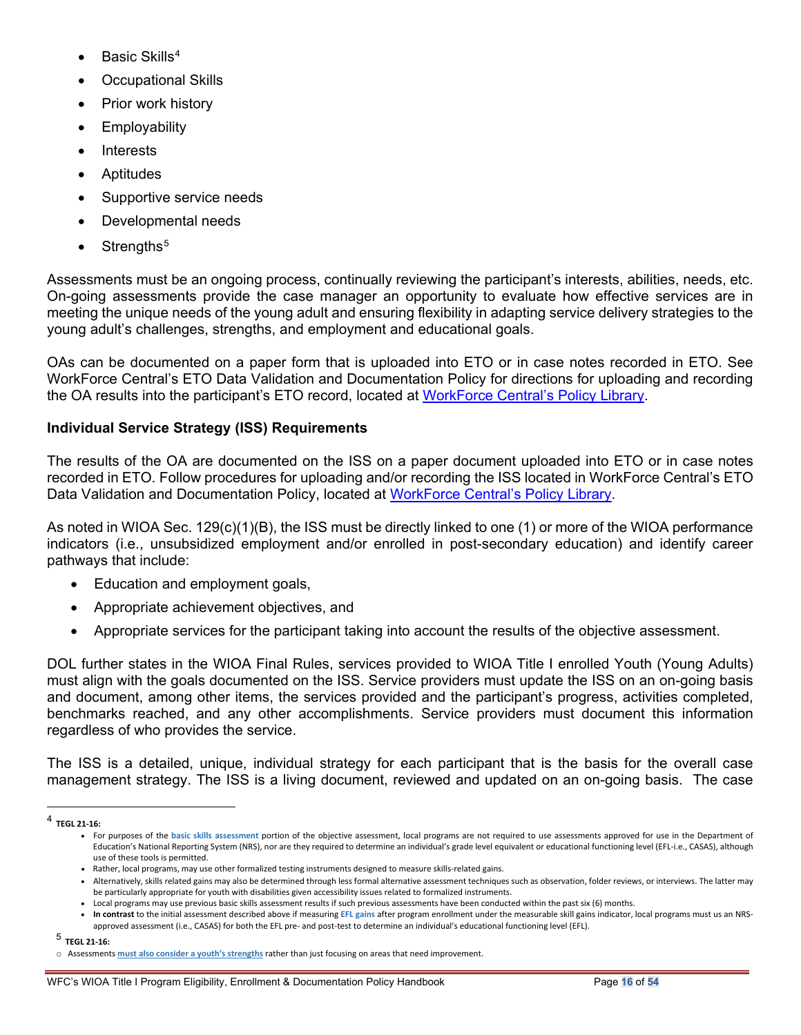- Basic Skills[4]
- Occupational Skills
- Prior work history
- Employability
- Interests
- Aptitudes
- Supportive service needs
- Developmental needs
- Strengths[5]

Assessments must be an ongoing process, continually reviewing the participant's interests, abilities, needs, etc. On-going assessments provide the case manager an opportunity to evaluate how effective services are in meeting the unique needs of the young adult and ensuring flexibility in adapting service delivery strategies to the young adult's challenges, strengths, and employment and educational goals.

OAs can be documented on a paper form that is uploaded into ETO or in case notes recorded in ETO. See WorkForce Central's ETO Data Validation and Documentation Policy for directions for uploading and recording the OA results into the participant's ETO record, located at [WorkForce Central's Policy Library](#).

**Individual Service Strategy (ISS) Requirements**

The results of the OA are documented on the ISS on a paper document uploaded into ETO or in case notes recorded in ETO. Follow procedures for uploading and/or recording the ISS located in WorkForce Central's ETO Data Validation and Documentation Policy, located at [WorkForce Central's Policy Library](#).

As noted in WIOA Sec. 129(c)(1)(B), the ISS must be directly linked to one (1) or more of the WIOA performance indicators (i.e., unsubsidized employment and/or enrolled in post-secondary education) and identify career pathways that include:

- Education and employment goals,
- Appropriate achievement objectives, and
- Appropriate services for the participant taking into account the results of the objective assessment.

DOL further states in the WIOA Final Rules, services provided to WIOA Title I enrolled Youth (Young Adults) must align with the goals documented on the ISS. Service providers must update the ISS on an on-going basis and document, among other items, the services provided and the participant's progress, activities completed, benchmarks reached, and any other accomplishments. Service providers must document this information regardless of who provides the service.

The ISS is a detailed, unique, individual strategy for each participant that is the basis for the overall case management strategy. The ISS is a living document, reviewed and updated on an on-going basis. The case

---

[4] **TEGL 21-16:**

- For purposes of the **basic skills assessment** portion of the objective assessment, local programs are not required to use assessments approved for use in the Department of Education's National Reporting System (NRS), nor are they required to determine an individual's grade level equivalent or educational functioning level (EFL-i.e., CASAS), although use of these tools is permitted.
- Rather, local programs, may use other formalized testing instruments designed to measure skills-related gains.
- Alternatively, skills related gains may also be determined through less formal alternative assessment techniques such as observation, folder reviews, or interviews. The latter may be particularly appropriate for youth with disabilities given accessibility issues related to formalized instruments.
- Local programs may use previous basic skills assessment results if such previous assessments have been conducted within the past six (6) months.
- **In contrast** to the initial assessment described above if measuring **EFL gains** after program enrollment under the measurable skill gains indicator, local programs must us an NRS-approved assessment (i.e., CASAS) for both the EFL pre- and post-test to determine an individual's educational functioning level (EFL).

[5] **TEGL 21-16:**

- Assessments **must also consider a youth's strengths** rather than just focusing on areas that need improvement.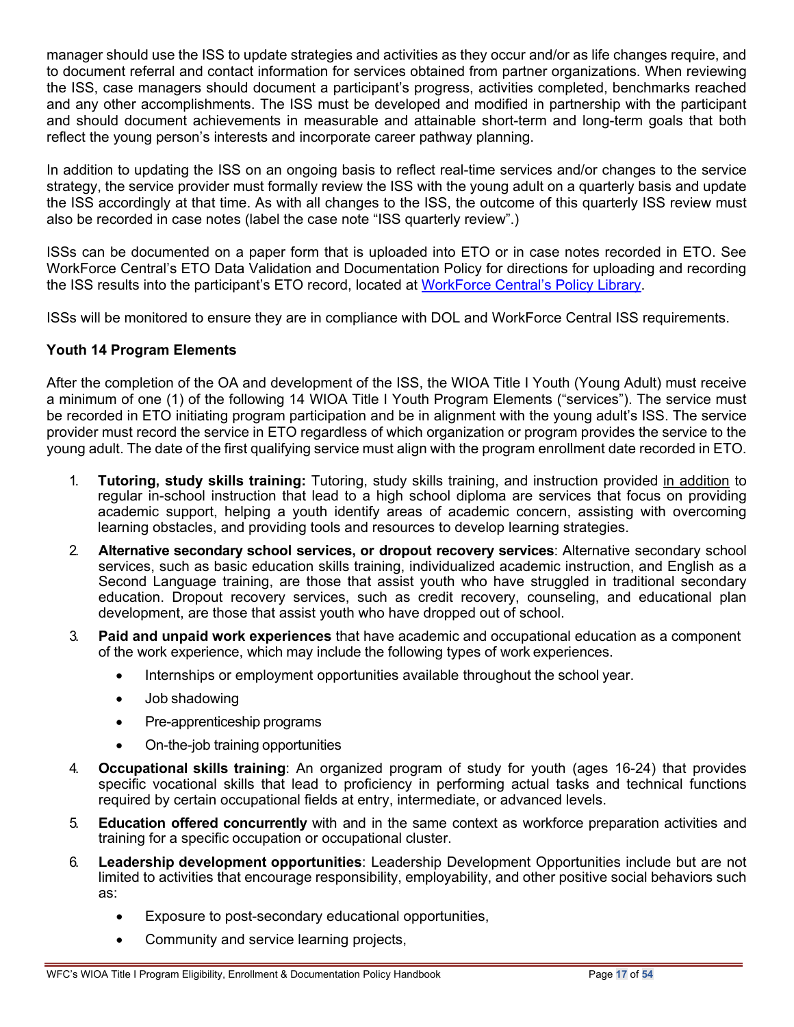manager should use the ISS to update strategies and activities as they occur and/or as life changes require, and to document referral and contact information for services obtained from partner organizations. When reviewing the ISS, case managers should document a participant's progress, activities completed, benchmarks reached and any other accomplishments. The ISS must be developed and modified in partnership with the participant and should document achievements in measurable and attainable short-term and long-term goals that both reflect the young person's interests and incorporate career pathway planning.

In addition to updating the ISS on an ongoing basis to reflect real-time services and/or changes to the service strategy, the service provider must formally review the ISS with the young adult on a quarterly basis and update the ISS accordingly at that time. As with all changes to the ISS, the outcome of this quarterly ISS review must also be recorded in case notes (label the case note "ISS quarterly review".)

ISSs can be documented on a paper form that is uploaded into ETO or in case notes recorded in ETO. See WorkForce Central's ETO Data Validation and Documentation Policy for directions for uploading and recording the ISS results into the participant's ETO record, located at WorkForce Central's Policy Library.

ISSs will be monitored to ensure they are in compliance with DOL and WorkForce Central ISS requirements.

**Youth 14 Program Elements**

After the completion of the OA and development of the ISS, the WIOA Title I Youth (Young Adult) must receive a minimum of one (1) of the following 14 WIOA Title I Youth Program Elements ("services"). The service must be recorded in ETO initiating program participation and be in alignment with the young adult's ISS. The service provider must record the service in ETO regardless of which organization or program provides the service to the young adult. The date of the first qualifying service must align with the program enrollment date recorded in ETO.

1. **Tutoring, study skills training:** Tutoring, study skills training, and instruction provided in addition to regular in-school instruction that lead to a high school diploma are services that focus on providing academic support, helping a youth identify areas of academic concern, assisting with overcoming learning obstacles, and providing tools and resources to develop learning strategies.
2. **Alternative secondary school services, or dropout recovery services**: Alternative secondary school services, such as basic education skills training, individualized academic instruction, and English as a Second Language training, are those that assist youth who have struggled in traditional secondary education. Dropout recovery services, such as credit recovery, counseling, and educational plan development, are those that assist youth who have dropped out of school.
3. **Paid and unpaid work experiences** that have academic and occupational education as a component of the work experience, which may include the following types of work experiences.
    - Internships or employment opportunities available throughout the school year.
    - Job shadowing
    - Pre-apprenticeship programs
    - On-the-job training opportunities
4. **Occupational skills training**: An organized program of study for youth (ages 16-24) that provides specific vocational skills that lead to proficiency in performing actual tasks and technical functions required by certain occupational fields at entry, intermediate, or advanced levels.
5. **Education offered concurrently** with and in the same context as workforce preparation activities and training for a specific occupation or occupational cluster.
6. **Leadership development opportunities**: Leadership Development Opportunities include but are not limited to activities that encourage responsibility, employability, and other positive social behaviors such as:
    - Exposure to post-secondary educational opportunities,
    - Community and service learning projects,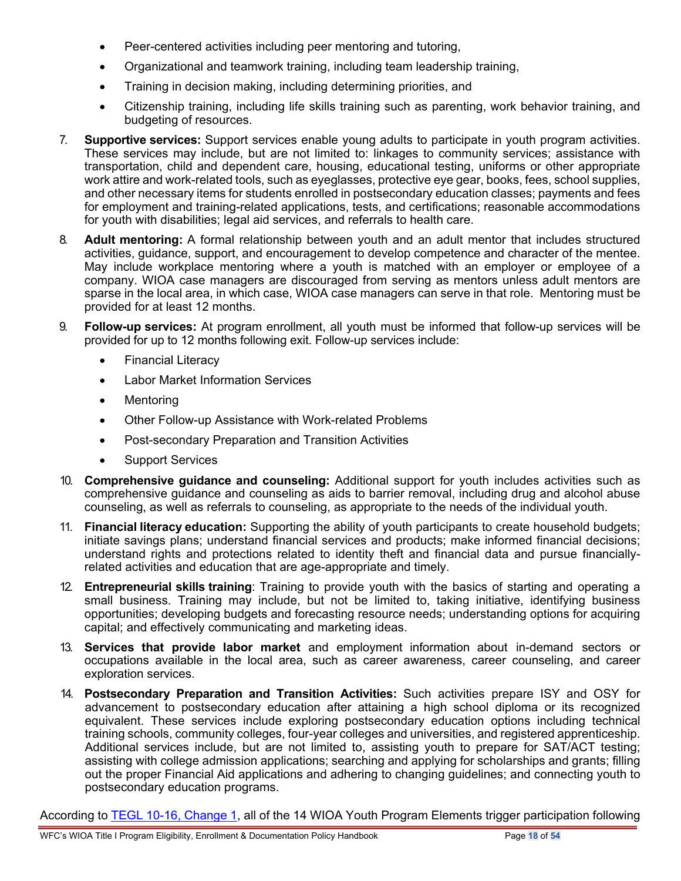- Peer-centered activities including peer mentoring and tutoring,
- Organizational and teamwork training, including team leadership training,
- Training in decision making, including determining priorities, and
- Citizenship training, including life skills training such as parenting, work behavior training, and budgeting of resources.

7. **Supportive services:** Support services enable young adults to participate in youth program activities. These services may include, but are not limited to: linkages to community services; assistance with transportation, child and dependent care, housing, educational testing, uniforms or other appropriate work attire and work-related tools, such as eyeglasses, protective eye gear, books, fees, school supplies, and other necessary items for students enrolled in postsecondary education classes; payments and fees for employment and training-related applications, tests, and certifications; reasonable accommodations for youth with disabilities; legal aid services, and referrals to health care.

8. **Adult mentoring:** A formal relationship between youth and an adult mentor that includes structured activities, guidance, support, and encouragement to develop competence and character of the mentee. May include workplace mentoring where a youth is matched with an employer or employee of a company. WIOA case managers are discouraged from serving as mentors unless adult mentors are sparse in the local area, in which case, WIOA case managers can serve in that role. Mentoring must be provided for at least 12 months.

9. **Follow-up services:** At program enrollment, all youth must be informed that follow-up services will be provided for up to 12 months following exit. Follow-up services include:
   - Financial Literacy
   - Labor Market Information Services
   - Mentoring
   - Other Follow-up Assistance with Work-related Problems
   - Post-secondary Preparation and Transition Activities
   - Support Services

10. **Comprehensive guidance and counseling:** Additional support for youth includes activities such as comprehensive guidance and counseling as aids to barrier removal, including drug and alcohol abuse counseling, as well as referrals to counseling, as appropriate to the needs of the individual youth.

11. **Financial literacy education:** Supporting the ability of youth participants to create household budgets; initiate savings plans; understand financial services and products; make informed financial decisions; understand rights and protections related to identity theft and financial data and pursue financially-related activities and education that are age-appropriate and timely.

12. **Entrepreneurial skills training**: Training to provide youth with the basics of starting and operating a small business. Training may include, but not be limited to, taking initiative, identifying business opportunities; developing budgets and forecasting resource needs; understanding options for acquiring capital; and effectively communicating and marketing ideas.

13. **Services that provide labor market** and employment information about in-demand sectors or occupations available in the local area, such as career awareness, career counseling, and career exploration services.

14. **Postsecondary Preparation and Transition Activities:** Such activities prepare ISY and OSY for advancement to postsecondary education after attaining a high school diploma or its recognized equivalent. These services include exploring postsecondary education options including technical training schools, community colleges, four-year colleges and universities, and registered apprenticeship. Additional services include, but are not limited to, assisting youth to prepare for SAT/ACT testing; assisting with college admission applications; searching and applying for scholarships and grants; filling out the proper Financial Aid applications and adhering to changing guidelines; and connecting youth to postsecondary education programs.

According to TEGL 10-16, Change 1, all of the 14 WIOA Youth Program Elements trigger participation following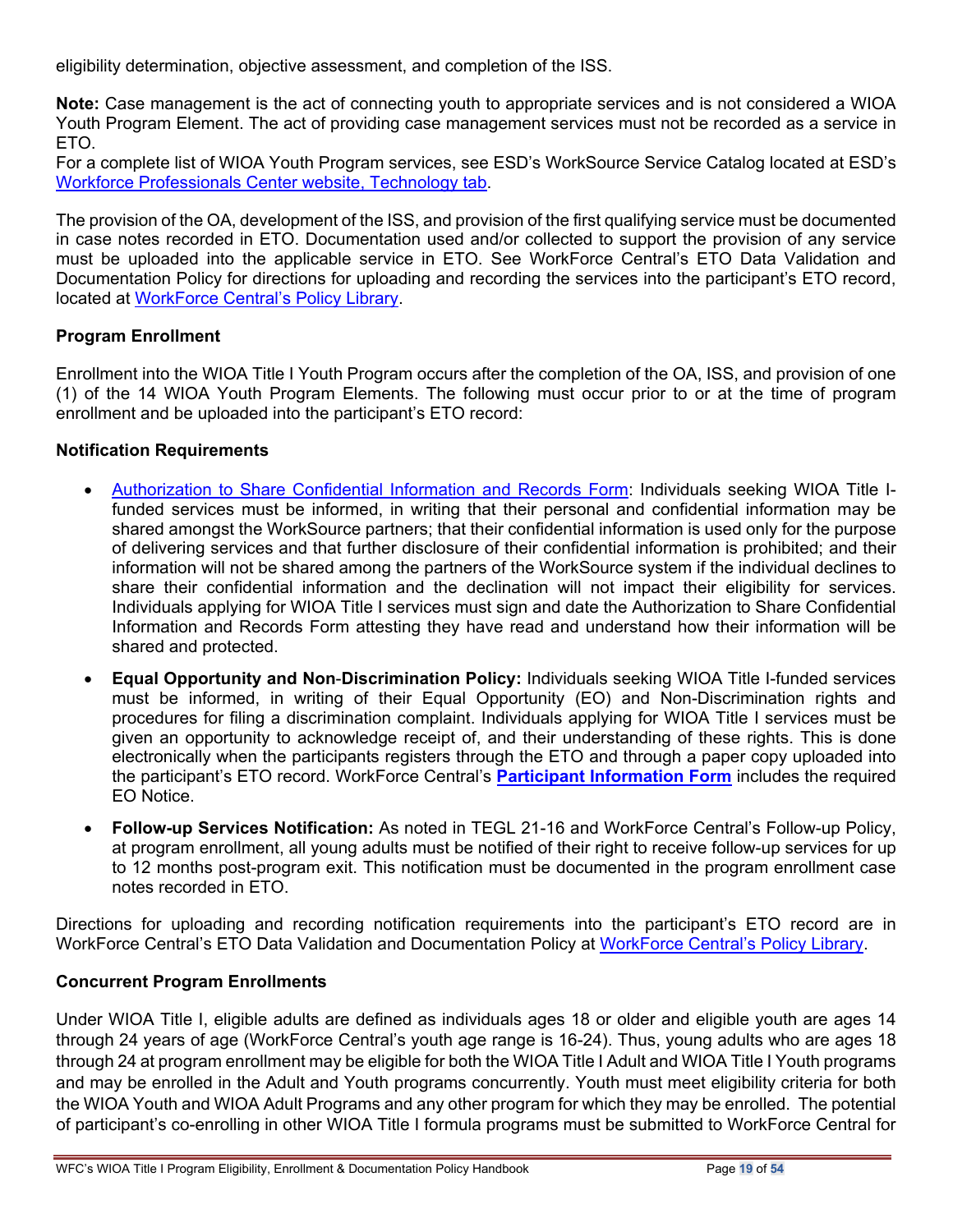eligibility determination, objective assessment, and completion of the ISS.

**Note:** Case management is the act of connecting youth to appropriate services and is not considered a WIOA Youth Program Element. The act of providing case management services must not be recorded as a service in ETO.
For a complete list of WIOA Youth Program services, see ESD's WorkSource Service Catalog located at ESD's [Workforce Professionals Center website, Technology tab](#).

The provision of the OA, development of the ISS, and provision of the first qualifying service must be documented in case notes recorded in ETO. Documentation used and/or collected to support the provision of any service must be uploaded into the applicable service in ETO. See WorkForce Central's ETO Data Validation and Documentation Policy for directions for uploading and recording the services into the participant's ETO record, located at [WorkForce Central's Policy Library](#).

### Program Enrollment

Enrollment into the WIOA Title I Youth Program occurs after the completion of the OA, ISS, and provision of one (1) of the 14 WIOA Youth Program Elements. The following must occur prior to or at the time of program enrollment and be uploaded into the participant's ETO record:

### Notification Requirements

- [Authorization to Share Confidential Information and Records Form](#): Individuals seeking WIOA Title I-funded services must be informed, in writing that their personal and confidential information may be shared amongst the WorkSource partners; that their confidential information is used only for the purpose of delivering services and that further disclosure of their confidential information is prohibited; and their information will not be shared among the partners of the WorkSource system if the individual declines to share their confidential information and the declination will not impact their eligibility for services. Individuals applying for WIOA Title I services must sign and date the Authorization to Share Confidential Information and Records Form attesting they have read and understand how their information will be shared and protected.
- **Equal Opportunity and Non-Discrimination Policy:** Individuals seeking WIOA Title I-funded services must be informed, in writing of their Equal Opportunity (EO) and Non-Discrimination rights and procedures for filing a discrimination complaint. Individuals applying for WIOA Title I services must be given an opportunity to acknowledge receipt of, and their understanding of these rights. This is done electronically when the participants registers through the ETO and through a paper copy uploaded into the participant's ETO record. WorkForce Central's [**Participant Information Form**](#) includes the required EO Notice.
- **Follow-up Services Notification:** As noted in TEGL 21-16 and WorkForce Central's Follow-up Policy, at program enrollment, all young adults must be notified of their right to receive follow-up services for up to 12 months post-program exit. This notification must be documented in the program enrollment case notes recorded in ETO.

Directions for uploading and recording notification requirements into the participant's ETO record are in WorkForce Central's ETO Data Validation and Documentation Policy at [WorkForce Central's Policy Library](#).

### Concurrent Program Enrollments

Under WIOA Title I, eligible adults are defined as individuals ages 18 or older and eligible youth are ages 14 through 24 years of age (WorkForce Central's youth age range is 16-24). Thus, young adults who are ages 18 through 24 at program enrollment may be eligible for both the WIOA Title I Adult and WIOA Title I Youth programs and may be enrolled in the Adult and Youth programs concurrently. Youth must meet eligibility criteria for both the WIOA Youth and WIOA Adult Programs and any other program for which they may be enrolled. The potential of participant's co-enrolling in other WIOA Title I formula programs must be submitted to WorkForce Central for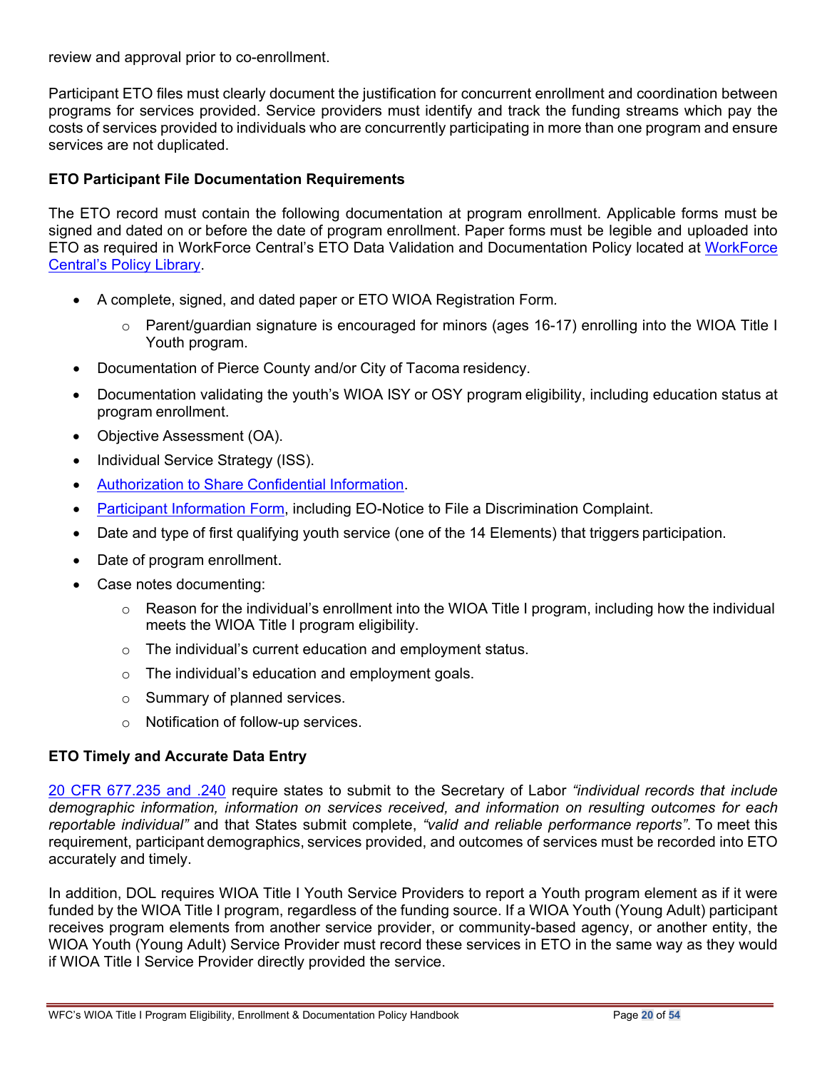review and approval prior to co-enrollment.

Participant ETO files must clearly document the justification for concurrent enrollment and coordination between programs for services provided. Service providers must identify and track the funding streams which pay the costs of services provided to individuals who are concurrently participating in more than one program and ensure services are not duplicated.

**ETO Participant File Documentation Requirements**

The ETO record must contain the following documentation at program enrollment. Applicable forms must be signed and dated on or before the date of program enrollment. Paper forms must be legible and uploaded into ETO as required in WorkForce Central's ETO Data Validation and Documentation Policy located at [WorkForce Central's Policy Library](WorkForce Central's Policy Library).

- A complete, signed, and dated paper or ETO WIOA Registration Form.
  - Parent/guardian signature is encouraged for minors (ages 16-17) enrolling into the WIOA Title I Youth program.
- Documentation of Pierce County and/or City of Tacoma residency.
- Documentation validating the youth's WIOA ISY or OSY program eligibility, including education status at program enrollment.
- Objective Assessment (OA).
- Individual Service Strategy (ISS).
- [Authorization to Share Confidential Information](Authorization to Share Confidential Information).
- [Participant Information Form](Participant Information Form), including EO-Notice to File a Discrimination Complaint.
- Date and type of first qualifying youth service (one of the 14 Elements) that triggers participation.
- Date of program enrollment.
- Case notes documenting:
  - Reason for the individual's enrollment into the WIOA Title I program, including how the individual meets the WIOA Title I program eligibility.
  - The individual's current education and employment status.
  - The individual's education and employment goals.
  - Summary of planned services.
  - Notification of follow-up services.

**ETO Timely and Accurate Data Entry**

[20 CFR 677.235 and .240](20 CFR 677.235 and .240) require states to submit to the Secretary of Labor *"individual records that include demographic information, information on services received, and information on resulting outcomes for each reportable individual"* and that States submit complete, *"valid and reliable performance reports"*. To meet this requirement, participant demographics, services provided, and outcomes of services must be recorded into ETO accurately and timely.

In addition, DOL requires WIOA Title I Youth Service Providers to report a Youth program element as if it were funded by the WIOA Title I program, regardless of the funding source. If a WIOA Youth (Young Adult) participant receives program elements from another service provider, or community-based agency, or another entity, the WIOA Youth (Young Adult) Service Provider must record these services in ETO in the same way as they would if WIOA Title I Service Provider directly provided the service.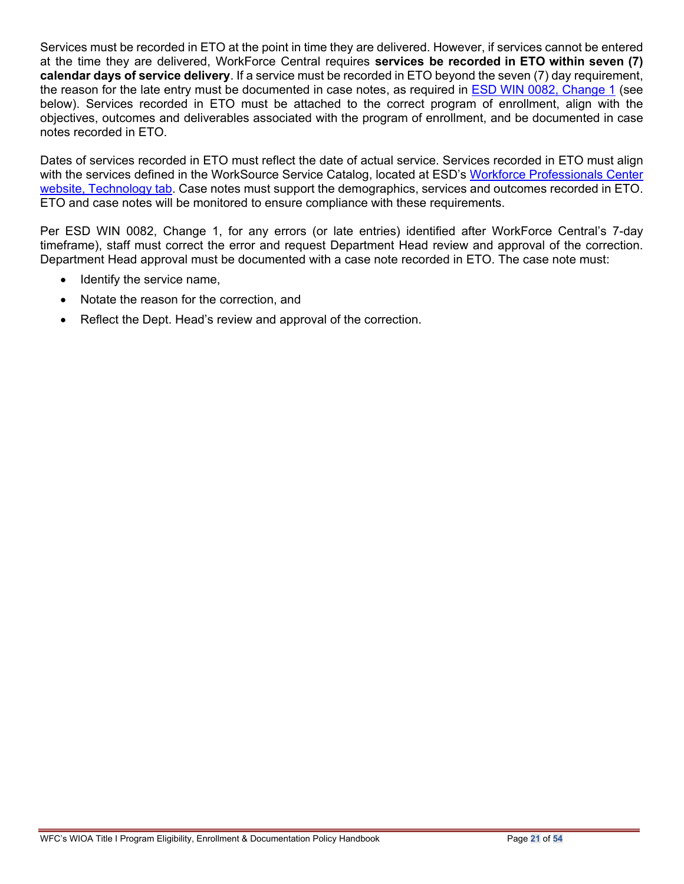Services must be recorded in ETO at the point in time they are delivered. However, if services cannot be entered at the time they are delivered, WorkForce Central requires **services be recorded in ETO within seven (7) calendar days of service delivery**. If a service must be recorded in ETO beyond the seven (7) day requirement, the reason for the late entry must be documented in case notes, as required in ESD WIN 0082, Change 1 (see below). Services recorded in ETO must be attached to the correct program of enrollment, align with the objectives, outcomes and deliverables associated with the program of enrollment, and be documented in case notes recorded in ETO.

Dates of services recorded in ETO must reflect the date of actual service. Services recorded in ETO must align with the services defined in the WorkSource Service Catalog, located at ESD's Workforce Professionals Center website, Technology tab. Case notes must support the demographics, services and outcomes recorded in ETO. ETO and case notes will be monitored to ensure compliance with these requirements.

Per ESD WIN 0082, Change 1, for any errors (or late entries) identified after WorkForce Central's 7-day timeframe), staff must correct the error and request Department Head review and approval of the correction. Department Head approval must be documented with a case note recorded in ETO. The case note must:

- Identify the service name,
- Notate the reason for the correction, and
- Reflect the Dept. Head's review and approval of the correction.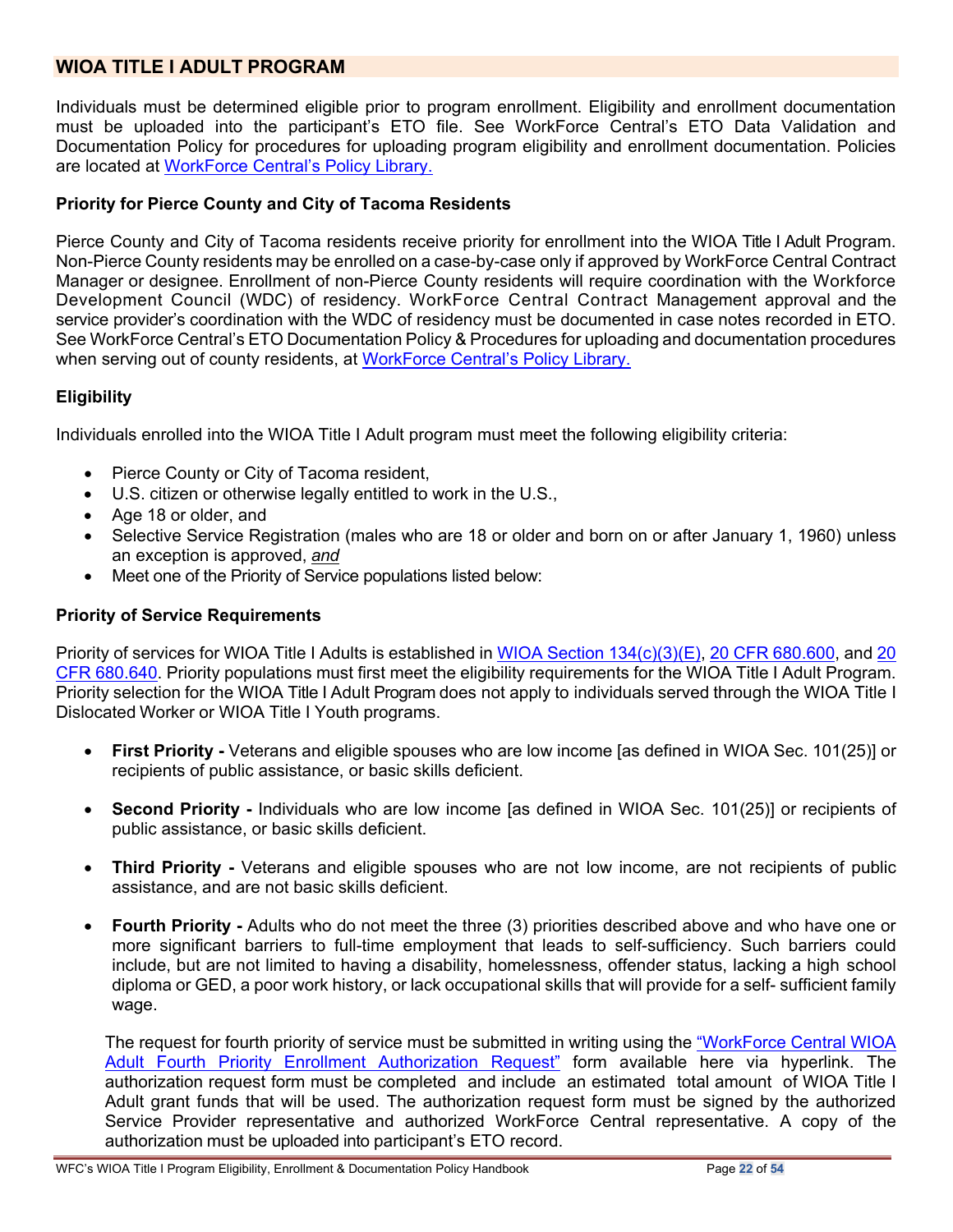## WIOA TITLE I ADULT PROGRAM

Individuals must be determined eligible prior to program enrollment. Eligibility and enrollment documentation must be uploaded into the participant's ETO file. See WorkForce Central's ETO Data Validation and Documentation Policy for procedures for uploading program eligibility and enrollment documentation. Policies are located at WorkForce Central's Policy Library.

### Priority for Pierce County and City of Tacoma Residents

Pierce County and City of Tacoma residents receive priority for enrollment into the WIOA Title I Adult Program. Non-Pierce County residents may be enrolled on a case-by-case only if approved by WorkForce Central Contract Manager or designee. Enrollment of non-Pierce County residents will require coordination with the Workforce Development Council (WDC) of residency. WorkForce Central Contract Management approval and the service provider's coordination with the WDC of residency must be documented in case notes recorded in ETO. See WorkForce Central's ETO Documentation Policy & Procedures for uploading and documentation procedures when serving out of county residents, at WorkForce Central's Policy Library.

### Eligibility

Individuals enrolled into the WIOA Title I Adult program must meet the following eligibility criteria:

- Pierce County or City of Tacoma resident,
- U.S. citizen or otherwise legally entitled to work in the U.S.,
- Age 18 or older, and
- Selective Service Registration (males who are 18 or older and born on or after January 1, 1960) unless an exception is approved, *and*
- Meet one of the Priority of Service populations listed below:

### Priority of Service Requirements

Priority of services for WIOA Title I Adults is established in WIOA Section 134(c)(3)(E), 20 CFR 680.600, and 20 CFR 680.640. Priority populations must first meet the eligibility requirements for the WIOA Title I Adult Program. Priority selection for the WIOA Title I Adult Program does not apply to individuals served through the WIOA Title I Dislocated Worker or WIOA Title I Youth programs.

- **First Priority -** Veterans and eligible spouses who are low income [as defined in WIOA Sec. 101(25)] or recipients of public assistance, or basic skills deficient.

- **Second Priority -** Individuals who are low income [as defined in WIOA Sec. 101(25)] or recipients of public assistance, or basic skills deficient.

- **Third Priority -** Veterans and eligible spouses who are not low income, are not recipients of public assistance, and are not basic skills deficient.

- **Fourth Priority -** Adults who do not meet the three (3) priorities described above and who have one or more significant barriers to full-time employment that leads to self-sufficiency. Such barriers could include, but are not limited to having a disability, homelessness, offender status, lacking a high school diploma or GED, a poor work history, or lack occupational skills that will provide for a self- sufficient family wage.

  The request for fourth priority of service must be submitted in writing using the "WorkForce Central WIOA Adult Fourth Priority Enrollment Authorization Request" form available here via hyperlink. The authorization request form must be completed and include an estimated total amount of WIOA Title I Adult grant funds that will be used. The authorization request form must be signed by the authorized Service Provider representative and authorized WorkForce Central representative. A copy of the authorization must be uploaded into participant's ETO record.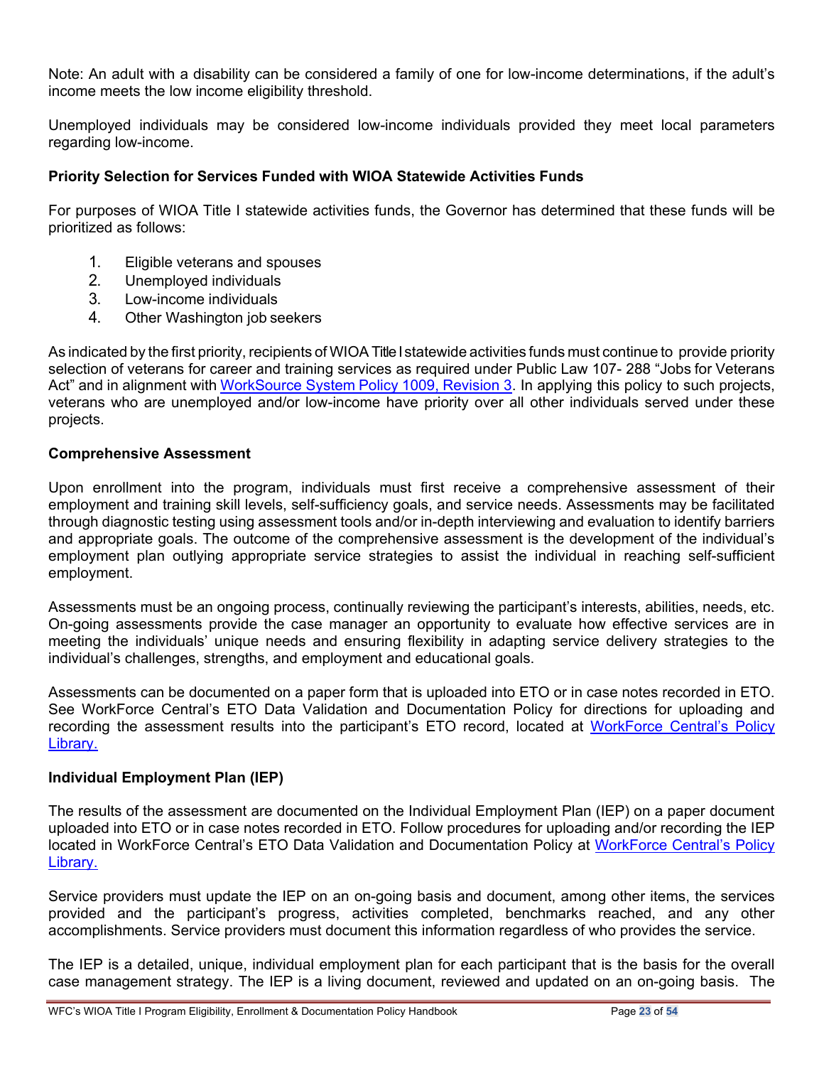Note: An adult with a disability can be considered a family of one for low-income determinations, if the adult's income meets the low income eligibility threshold.

Unemployed individuals may be considered low-income individuals provided they meet local parameters regarding low-income.

**Priority Selection for Services Funded with WIOA Statewide Activities Funds**

For purposes of WIOA Title I statewide activities funds, the Governor has determined that these funds will be prioritized as follows:

1. Eligible veterans and spouses
2. Unemployed individuals
3. Low-income individuals
4. Other Washington job seekers

As indicated by the first priority, recipients of WIOA Title I statewide activities funds must continue to provide priority selection of veterans for career and training services as required under Public Law 107- 288 "Jobs for Veterans Act" and in alignment with [WorkSource System Policy 1009, Revision 3](). In applying this policy to such projects, veterans who are unemployed and/or low-income have priority over all other individuals served under these projects.

**Comprehensive Assessment**

Upon enrollment into the program, individuals must first receive a comprehensive assessment of their employment and training skill levels, self-sufficiency goals, and service needs. Assessments may be facilitated through diagnostic testing using assessment tools and/or in-depth interviewing and evaluation to identify barriers and appropriate goals. The outcome of the comprehensive assessment is the development of the individual's employment plan outlying appropriate service strategies to assist the individual in reaching self-sufficient employment.

Assessments must be an ongoing process, continually reviewing the participant's interests, abilities, needs, etc. On-going assessments provide the case manager an opportunity to evaluate how effective services are in meeting the individuals' unique needs and ensuring flexibility in adapting service delivery strategies to the individual's challenges, strengths, and employment and educational goals.

Assessments can be documented on a paper form that is uploaded into ETO or in case notes recorded in ETO. See WorkForce Central's ETO Data Validation and Documentation Policy for directions for uploading and recording the assessment results into the participant's ETO record, located at [WorkForce Central's Policy Library.]()

**Individual Employment Plan (IEP)**

The results of the assessment are documented on the Individual Employment Plan (IEP) on a paper document uploaded into ETO or in case notes recorded in ETO. Follow procedures for uploading and/or recording the IEP located in WorkForce Central's ETO Data Validation and Documentation Policy at [WorkForce Central's Policy Library.]()

Service providers must update the IEP on an on-going basis and document, among other items, the services provided and the participant's progress, activities completed, benchmarks reached, and any other accomplishments. Service providers must document this information regardless of who provides the service.

The IEP is a detailed, unique, individual employment plan for each participant that is the basis for the overall case management strategy. The IEP is a living document, reviewed and updated on an on-going basis. The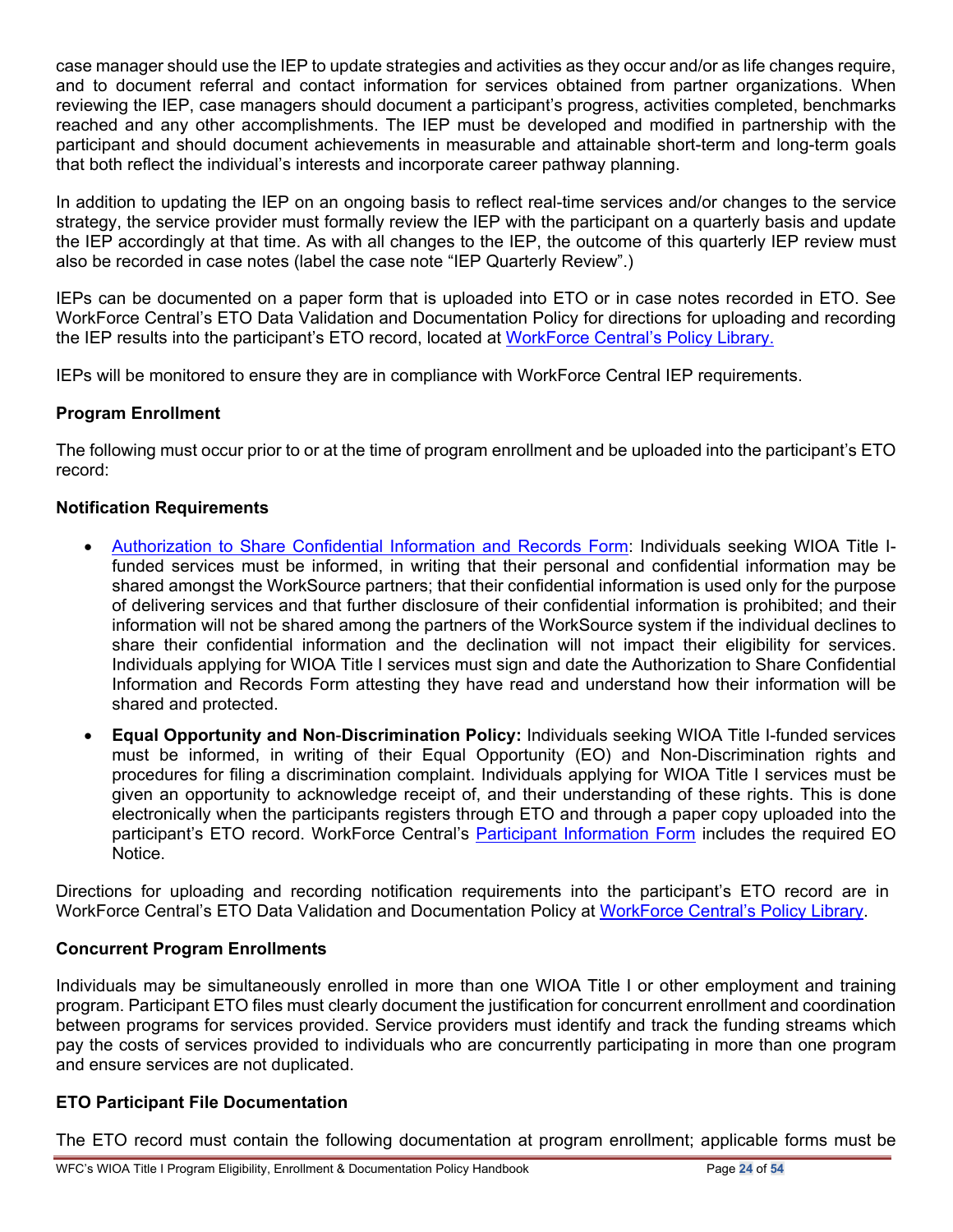case manager should use the IEP to update strategies and activities as they occur and/or as life changes require, and to document referral and contact information for services obtained from partner organizations. When reviewing the IEP, case managers should document a participant's progress, activities completed, benchmarks reached and any other accomplishments. The IEP must be developed and modified in partnership with the participant and should document achievements in measurable and attainable short-term and long-term goals that both reflect the individual's interests and incorporate career pathway planning.

In addition to updating the IEP on an ongoing basis to reflect real-time services and/or changes to the service strategy, the service provider must formally review the IEP with the participant on a quarterly basis and update the IEP accordingly at that time. As with all changes to the IEP, the outcome of this quarterly IEP review must also be recorded in case notes (label the case note "IEP Quarterly Review".)

IEPs can be documented on a paper form that is uploaded into ETO or in case notes recorded in ETO. See WorkForce Central's ETO Data Validation and Documentation Policy for directions for uploading and recording the IEP results into the participant's ETO record, located at [WorkForce Central's Policy Library.]

IEPs will be monitored to ensure they are in compliance with WorkForce Central IEP requirements.

**Program Enrollment**

The following must occur prior to or at the time of program enrollment and be uploaded into the participant's ETO record:

**Notification Requirements**

- [Authorization to Share Confidential Information and Records Form]: Individuals seeking WIOA Title I-funded services must be informed, in writing that their personal and confidential information may be shared amongst the WorkSource partners; that their confidential information is used only for the purpose of delivering services and that further disclosure of their confidential information is prohibited; and their information will not be shared among the partners of the WorkSource system if the individual declines to share their confidential information and the declination will not impact their eligibility for services. Individuals applying for WIOA Title I services must sign and date the Authorization to Share Confidential Information and Records Form attesting they have read and understand how their information will be shared and protected.
- **Equal Opportunity and Non-Discrimination Policy:** Individuals seeking WIOA Title I-funded services must be informed, in writing of their Equal Opportunity (EO) and Non-Discrimination rights and procedures for filing a discrimination complaint. Individuals applying for WIOA Title I services must be given an opportunity to acknowledge receipt of, and their understanding of these rights. This is done electronically when the participants registers through ETO and through a paper copy uploaded into the participant's ETO record. WorkForce Central's [Participant Information Form] includes the required EO Notice.

Directions for uploading and recording notification requirements into the participant's ETO record are in WorkForce Central's ETO Data Validation and Documentation Policy at [WorkForce Central's Policy Library].

**Concurrent Program Enrollments**

Individuals may be simultaneously enrolled in more than one WIOA Title I or other employment and training program. Participant ETO files must clearly document the justification for concurrent enrollment and coordination between programs for services provided. Service providers must identify and track the funding streams which pay the costs of services provided to individuals who are concurrently participating in more than one program and ensure services are not duplicated.

**ETO Participant File Documentation**

The ETO record must contain the following documentation at program enrollment; applicable forms must be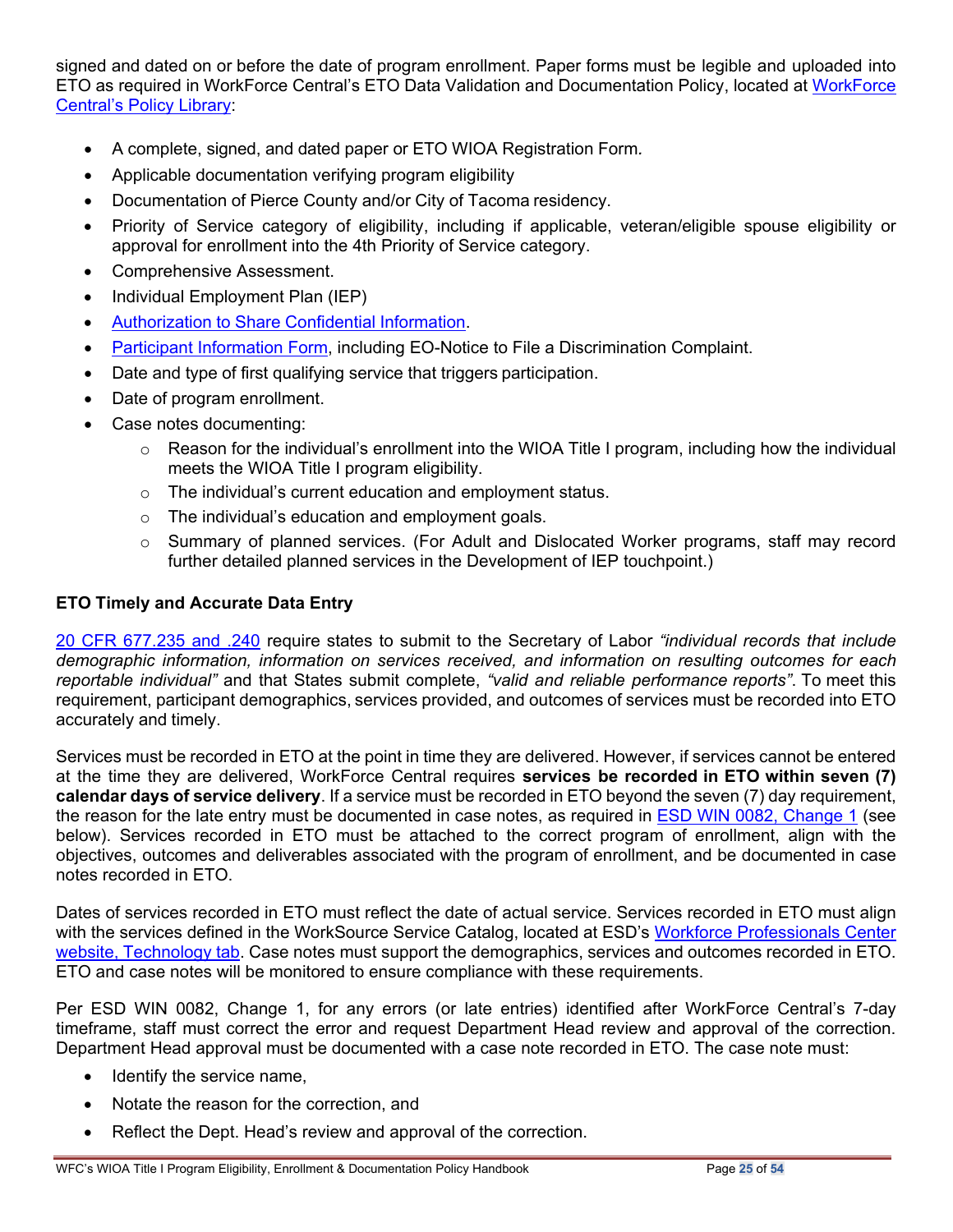signed and dated on or before the date of program enrollment. Paper forms must be legible and uploaded into ETO as required in WorkForce Central's ETO Data Validation and Documentation Policy, located at [WorkForce Central's Policy Library](#):

- A complete, signed, and dated paper or ETO WIOA Registration Form.
- Applicable documentation verifying program eligibility
- Documentation of Pierce County and/or City of Tacoma residency.
- Priority of Service category of eligibility, including if applicable, veteran/eligible spouse eligibility or approval for enrollment into the 4th Priority of Service category.
- Comprehensive Assessment.
- Individual Employment Plan (IEP)
- [Authorization to Share Confidential Information](#).
- [Participant Information Form](#), including EO-Notice to File a Discrimination Complaint.
- Date and type of first qualifying service that triggers participation.
- Date of program enrollment.
- Case notes documenting:
  - Reason for the individual's enrollment into the WIOA Title I program, including how the individual meets the WIOA Title I program eligibility.
  - The individual's current education and employment status.
  - The individual's education and employment goals.
  - Summary of planned services. (For Adult and Dislocated Worker programs, staff may record further detailed planned services in the Development of IEP touchpoint.)

### ETO Timely and Accurate Data Entry

[20 CFR 677.235 and .240](#) require states to submit to the Secretary of Labor *"individual records that include demographic information, information on services received, and information on resulting outcomes for each reportable individual"* and that States submit complete, *"valid and reliable performance reports"*. To meet this requirement, participant demographics, services provided, and outcomes of services must be recorded into ETO accurately and timely.

Services must be recorded in ETO at the point in time they are delivered. However, if services cannot be entered at the time they are delivered, WorkForce Central requires **services be recorded in ETO within seven (7) calendar days of service delivery**. If a service must be recorded in ETO beyond the seven (7) day requirement, the reason for the late entry must be documented in case notes, as required in [ESD WIN 0082, Change 1](#) (see below). Services recorded in ETO must be attached to the correct program of enrollment, align with the objectives, outcomes and deliverables associated with the program of enrollment, and be documented in case notes recorded in ETO.

Dates of services recorded in ETO must reflect the date of actual service. Services recorded in ETO must align with the services defined in the WorkSource Service Catalog, located at ESD's [Workforce Professionals Center website, Technology tab](#). Case notes must support the demographics, services and outcomes recorded in ETO. ETO and case notes will be monitored to ensure compliance with these requirements.

Per ESD WIN 0082, Change 1, for any errors (or late entries) identified after WorkForce Central's 7-day timeframe, staff must correct the error and request Department Head review and approval of the correction. Department Head approval must be documented with a case note recorded in ETO. The case note must:

- Identify the service name,
- Notate the reason for the correction, and
- Reflect the Dept. Head's review and approval of the correction.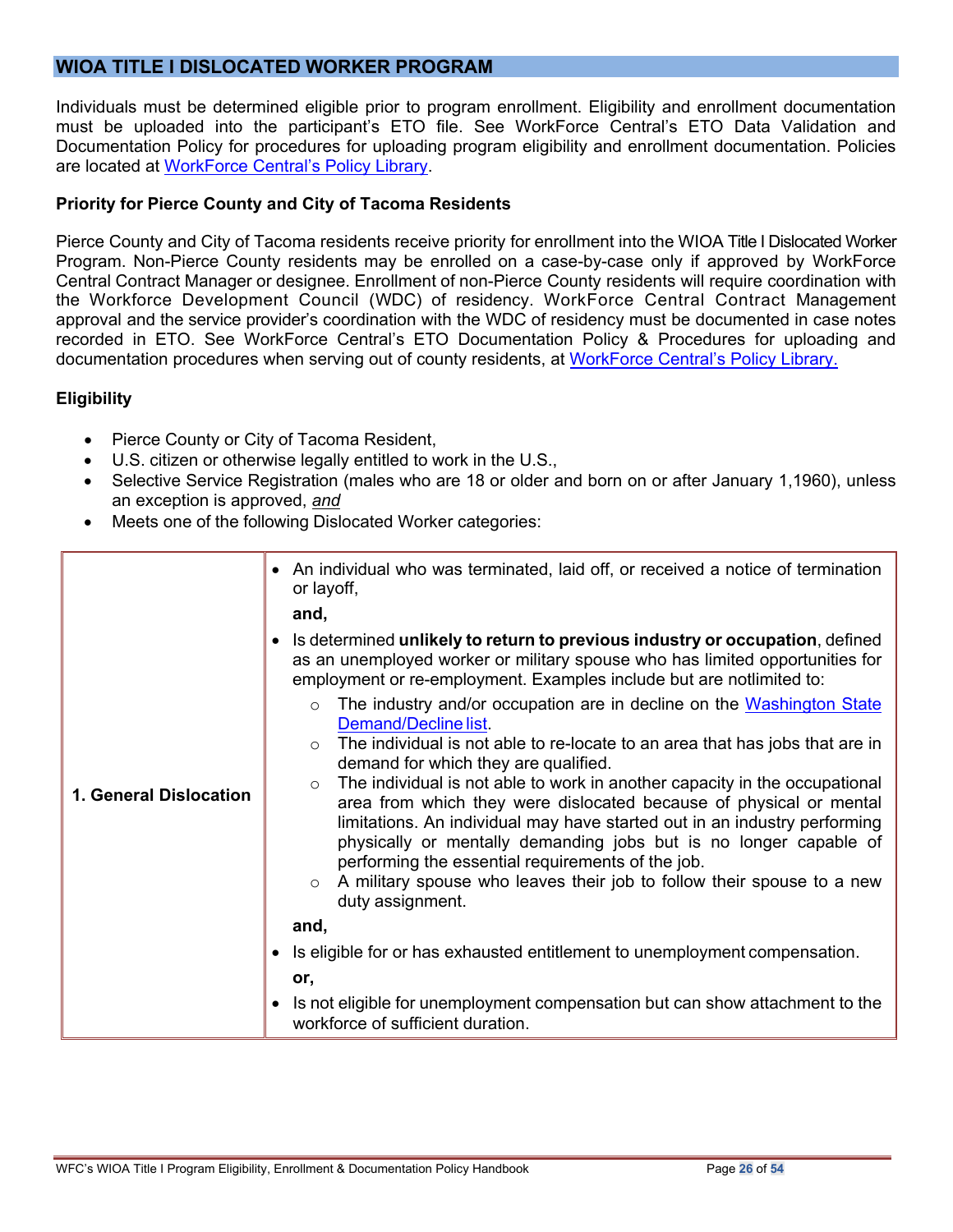## WIOA TITLE I DISLOCATED WORKER PROGRAM

Individuals must be determined eligible prior to program enrollment. Eligibility and enrollment documentation must be uploaded into the participant's ETO file. See WorkForce Central's ETO Data Validation and Documentation Policy for procedures for uploading program eligibility and enrollment documentation. Policies are located at [WorkForce Central's Policy Library](#).

### Priority for Pierce County and City of Tacoma Residents

Pierce County and City of Tacoma residents receive priority for enrollment into the WIOA Title I Dislocated Worker Program. Non-Pierce County residents may be enrolled on a case-by-case only if approved by WorkForce Central Contract Manager or designee. Enrollment of non-Pierce County residents will require coordination with the Workforce Development Council (WDC) of residency. WorkForce Central Contract Management approval and the service provider's coordination with the WDC of residency must be documented in case notes recorded in ETO. See WorkForce Central's ETO Documentation Policy & Procedures for uploading and documentation procedures when serving out of county residents, at [WorkForce Central's Policy Library.](#)

### Eligibility

- Pierce County or City of Tacoma Resident,
- U.S. citizen or otherwise legally entitled to work in the U.S.,
- Selective Service Registration (males who are 18 or older and born on or after January 1,1960), unless an exception is approved, *and*
- Meets one of the following Dislocated Worker categories:

| | |
|---|---|
| **1. General Dislocation** | • An individual who was terminated, laid off, or received a notice of termination or layoff,<br>**and,**<br>• Is determined **unlikely to return to previous industry or occupation**, defined as an unemployed worker or military spouse who has limited opportunities for employment or re-employment. Examples include but are notlimited to:<br>&nbsp;&nbsp;&nbsp;&nbsp;○ The industry and/or occupation are in decline on the [Washington State Demand/Decline list](#).<br>&nbsp;&nbsp;&nbsp;&nbsp;○ The individual is not able to re-locate to an area that has jobs that are in demand for which they are qualified.<br>&nbsp;&nbsp;&nbsp;&nbsp;○ The individual is not able to work in another capacity in the occupational area from which they were dislocated because of physical or mental limitations. An individual may have started out in an industry performing physically or mentally demanding jobs but is no longer capable of performing the essential requirements of the job.<br>&nbsp;&nbsp;&nbsp;&nbsp;○ A military spouse who leaves their job to follow their spouse to a new duty assignment.<br>**and,**<br>• Is eligible for or has exhausted entitlement to unemployment compensation.<br>**or,**<br>• Is not eligible for unemployment compensation but can show attachment to the workforce of sufficient duration. |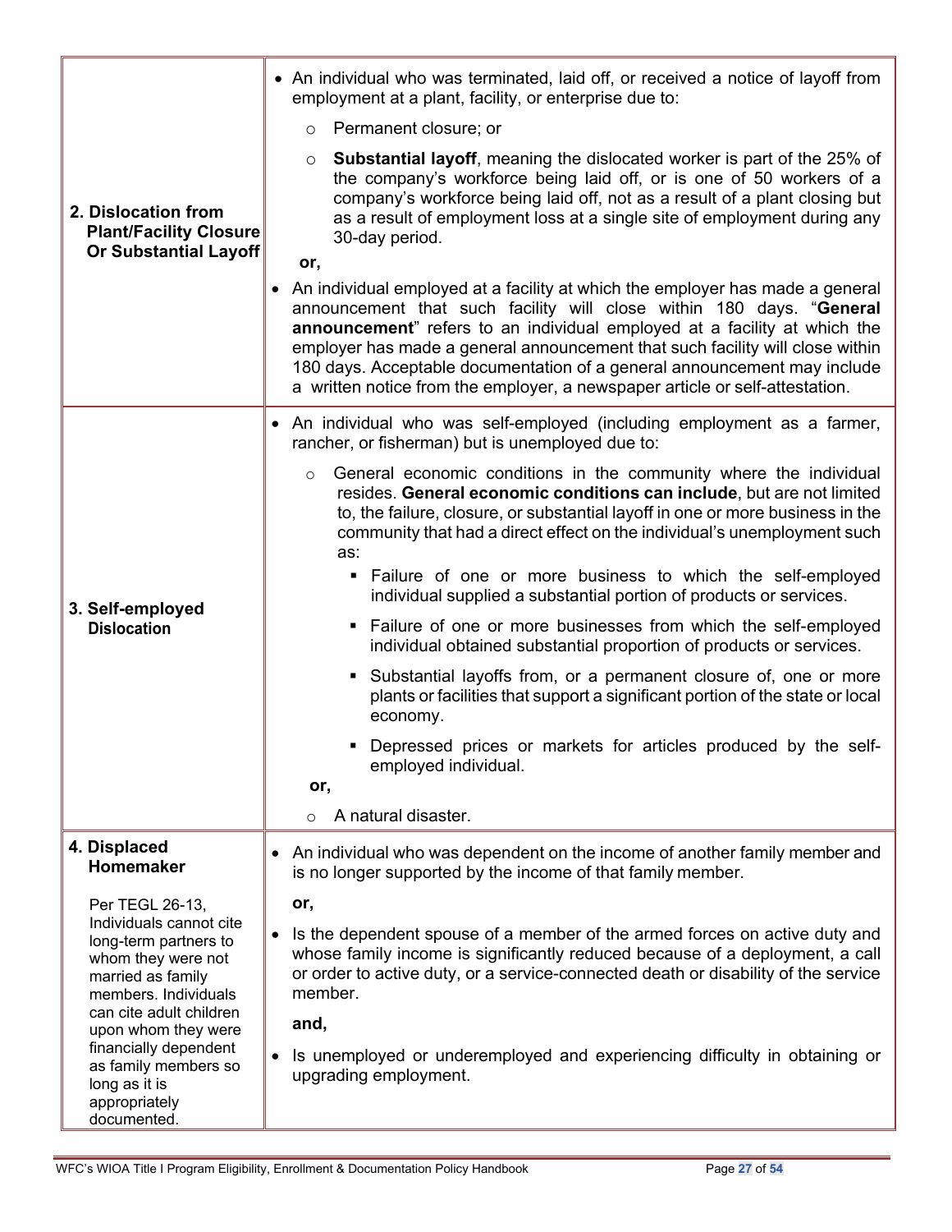| | |
|---|---|
| **2. Dislocation from Plant/Facility Closure Or Substantial Layoff** | • An individual who was terminated, laid off, or received a notice of layoff from employment at a plant, facility, or enterprise due to:<br>○ Permanent closure; or<br>○ **Substantial layoff**, meaning the dislocated worker is part of the 25% of the company's workforce being laid off, or is one of 50 workers of a company's workforce being laid off, not as a result of a plant closing but as a result of employment loss at a single site of employment during any 30-day period.<br>**or,**<br>• An individual employed at a facility at which the employer has made a general announcement that such facility will close within 180 days. "**General announcement**" refers to an individual employed at a facility at which the employer has made a general announcement that such facility will close within 180 days. Acceptable documentation of a general announcement may include a written notice from the employer, a newspaper article or self-attestation. |
| **3. Self-employed Dislocation** | • An individual who was self-employed (including employment as a farmer, rancher, or fisherman) but is unemployed due to:<br>○ General economic conditions in the community where the individual resides. **General economic conditions can include**, but are not limited to, the failure, closure, or substantial layoff in one or more business in the community that had a direct effect on the individual's unemployment such as:<br>▪ Failure of one or more business to which the self-employed individual supplied a substantial portion of products or services.<br>▪ Failure of one or more businesses from which the self-employed individual obtained substantial proportion of products or services.<br>▪ Substantial layoffs from, or a permanent closure of, one or more plants or facilities that support a significant portion of the state or local economy.<br>▪ Depressed prices or markets for articles produced by the self-employed individual.<br>**or,**<br>○ A natural disaster. |
| **4. Displaced Homemaker**<br><br>Per TEGL 26-13, Individuals cannot cite long-term partners to whom they were not married as family members. Individuals can cite adult children upon whom they were financially dependent as family members so long as it is appropriately documented. | • An individual who was dependent on the income of another family member and is no longer supported by the income of that family member.<br>**or,**<br>• Is the dependent spouse of a member of the armed forces on active duty and whose family income is significantly reduced because of a deployment, a call or order to active duty, or a service-connected death or disability of the service member.<br>**and,**<br>• Is unemployed or underemployed and experiencing difficulty in obtaining or upgrading employment. |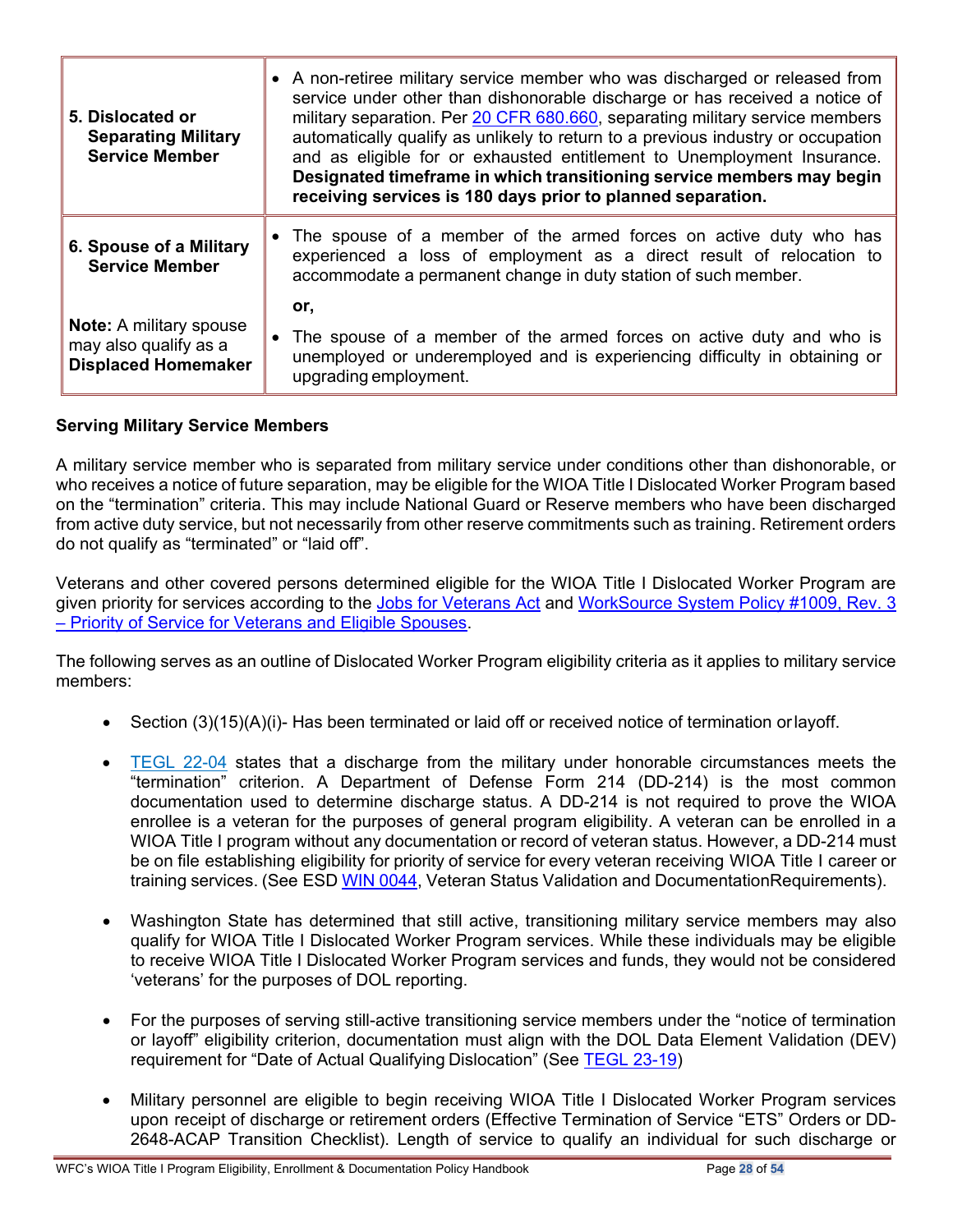| | |
|---|---|
| **5. Dislocated or Separating Military Service Member** | • A non-retiree military service member who was discharged or released from service under other than dishonorable discharge or has received a notice of military separation. Per 20 CFR 680.660, separating military service members automatically qualify as unlikely to return to a previous industry or occupation and as eligible for or exhausted entitlement to Unemployment Insurance. **Designated timeframe in which transitioning service members may begin receiving services is 180 days prior to planned separation.** |
| **6. Spouse of a Military Service Member**<br><br>**Note:** A military spouse may also qualify as a **Displaced Homemaker** | • The spouse of a member of the armed forces on active duty who has experienced a loss of employment as a direct result of relocation to accommodate a permanent change in duty station of such member.<br><br>**or,**<br><br>• The spouse of a member of the armed forces on active duty and who is unemployed or underemployed and is experiencing difficulty in obtaining or upgrading employment. |

**Serving Military Service Members**

A military service member who is separated from military service under conditions other than dishonorable, or who receives a notice of future separation, may be eligible for the WIOA Title I Dislocated Worker Program based on the "termination" criteria. This may include National Guard or Reserve members who have been discharged from active duty service, but not necessarily from other reserve commitments such as training. Retirement orders do not qualify as "terminated" or "laid off".

Veterans and other covered persons determined eligible for the WIOA Title I Dislocated Worker Program are given priority for services according to the Jobs for Veterans Act and WorkSource System Policy #1009, Rev. 3 – Priority of Service for Veterans and Eligible Spouses.

The following serves as an outline of Dislocated Worker Program eligibility criteria as it applies to military service members:

- Section (3)(15)(A)(i)- Has been terminated or laid off or received notice of termination or layoff.
- TEGL 22-04 states that a discharge from the military under honorable circumstances meets the "termination" criterion. A Department of Defense Form 214 (DD-214) is the most common documentation used to determine discharge status. A DD-214 is not required to prove the WIOA enrollee is a veteran for the purposes of general program eligibility. A veteran can be enrolled in a WIOA Title I program without any documentation or record of veteran status. However, a DD-214 must be on file establishing eligibility for priority of service for every veteran receiving WIOA Title I career or training services. (See ESD WIN 0044, Veteran Status Validation and Documentation Requirements).
- Washington State has determined that still active, transitioning military service members may also qualify for WIOA Title I Dislocated Worker Program services. While these individuals may be eligible to receive WIOA Title I Dislocated Worker Program services and funds, they would not be considered 'veterans' for the purposes of DOL reporting.
- For the purposes of serving still-active transitioning service members under the "notice of termination or layoff" eligibility criterion, documentation must align with the DOL Data Element Validation (DEV) requirement for "Date of Actual Qualifying Dislocation" (See TEGL 23-19)
- Military personnel are eligible to begin receiving WIOA Title I Dislocated Worker Program services upon receipt of discharge or retirement orders (Effective Termination of Service "ETS" Orders or DD-2648-ACAP Transition Checklist). Length of service to qualify an individual for such discharge or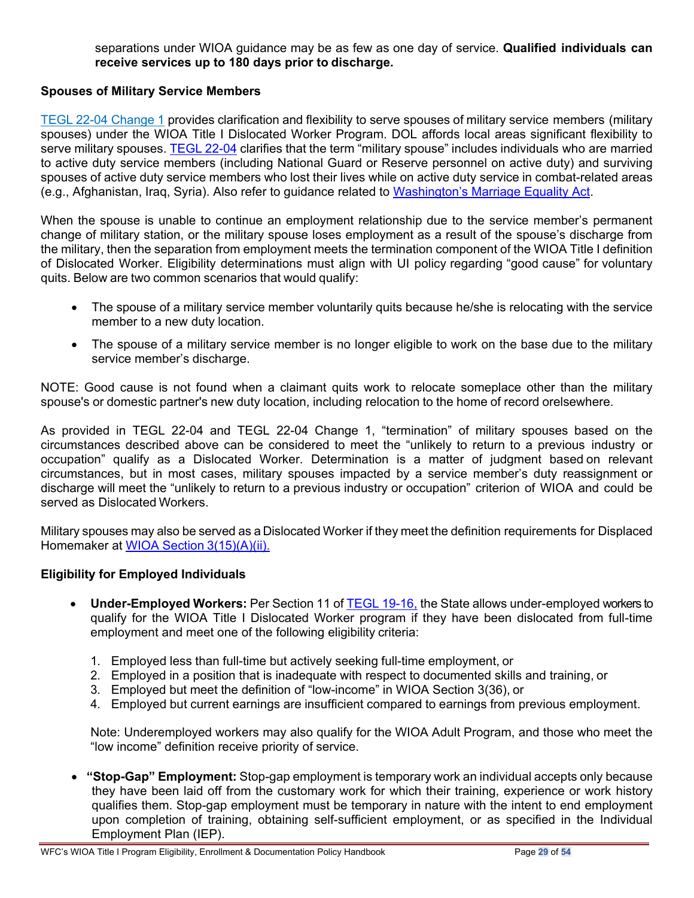separations under WIOA guidance may be as few as one day of service. **Qualified individuals can receive services up to 180 days prior to discharge.**

### Spouses of Military Service Members

[TEGL 22-04 Change 1](#) provides clarification and flexibility to serve spouses of military service members (military spouses) under the WIOA Title I Dislocated Worker Program. DOL affords local areas significant flexibility to serve military spouses. [TEGL 22-04](#) clarifies that the term "military spouse" includes individuals who are married to active duty service members (including National Guard or Reserve personnel on active duty) and surviving spouses of active duty service members who lost their lives while on active duty service in combat-related areas (e.g., Afghanistan, Iraq, Syria). Also refer to guidance related to [Washington's Marriage Equality Act](#).

When the spouse is unable to continue an employment relationship due to the service member's permanent change of military station, or the military spouse loses employment as a result of the spouse's discharge from the military, then the separation from employment meets the termination component of the WIOA Title I definition of Dislocated Worker. Eligibility determinations must align with UI policy regarding "good cause" for voluntary quits. Below are two common scenarios that would qualify:

- The spouse of a military service member voluntarily quits because he/she is relocating with the service member to a new duty location.
- The spouse of a military service member is no longer eligible to work on the base due to the military service member's discharge.

NOTE: Good cause is not found when a claimant quits work to relocate someplace other than the military spouse's or domestic partner's new duty location, including relocation to the home of record orelsewhere.

As provided in TEGL 22-04 and TEGL 22-04 Change 1, "termination" of military spouses based on the circumstances described above can be considered to meet the "unlikely to return to a previous industry or occupation" qualify as a Dislocated Worker. Determination is a matter of judgment based on relevant circumstances, but in most cases, military spouses impacted by a service member's duty reassignment or discharge will meet the "unlikely to return to a previous industry or occupation" criterion of WIOA and could be served as Dislocated Workers.

Military spouses may also be served as a Dislocated Worker if they meet the definition requirements for Displaced Homemaker at [WIOA Section 3(15)(A)(ii).](#)

### Eligibility for Employed Individuals

- **Under-Employed Workers:** Per Section 11 of [TEGL 19-16,](#) the State allows under-employed workers to qualify for the WIOA Title I Dislocated Worker program if they have been dislocated from full-time employment and meet one of the following eligibility criteria:

  1. Employed less than full-time but actively seeking full-time employment, or
  2. Employed in a position that is inadequate with respect to documented skills and training, or
  3. Employed but meet the definition of "low-income" in WIOA Section 3(36), or
  4. Employed but current earnings are insufficient compared to earnings from previous employment.

  Note: Underemployed workers may also qualify for the WIOA Adult Program, and those who meet the "low income" definition receive priority of service.

- **"Stop-Gap" Employment:** Stop-gap employment is temporary work an individual accepts only because they have been laid off from the customary work for which their training, experience or work history qualifies them. Stop-gap employment must be temporary in nature with the intent to end employment upon completion of training, obtaining self-sufficient employment, or as specified in the Individual Employment Plan (IEP).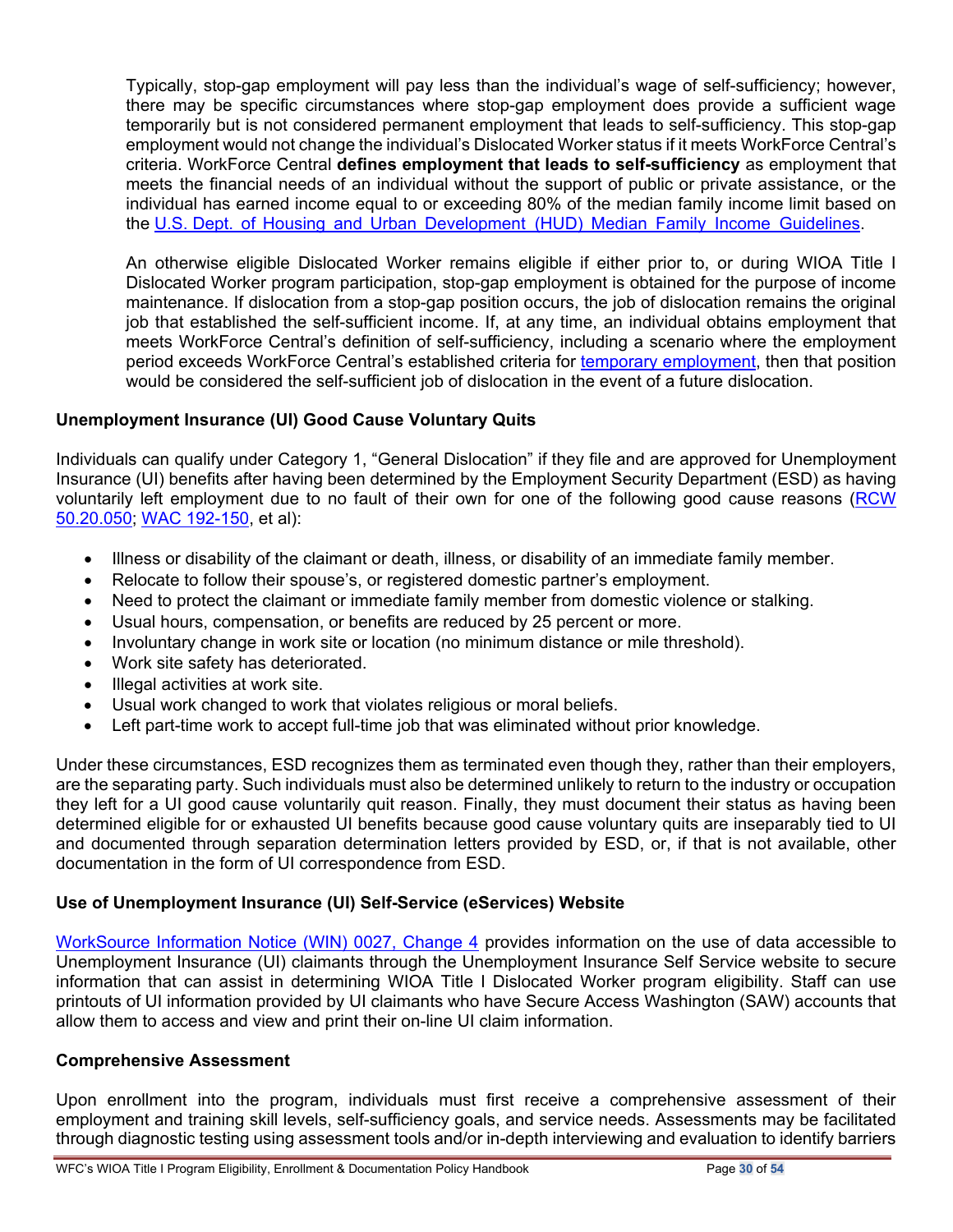Typically, stop-gap employment will pay less than the individual's wage of self-sufficiency; however, there may be specific circumstances where stop-gap employment does provide a sufficient wage temporarily but is not considered permanent employment that leads to self-sufficiency. This stop-gap employment would not change the individual's Dislocated Worker status if it meets WorkForce Central's criteria. WorkForce Central **defines employment that leads to self-sufficiency** as employment that meets the financial needs of an individual without the support of public or private assistance, or the individual has earned income equal to or exceeding 80% of the median family income limit based on the [U.S. Dept. of Housing and Urban Development (HUD) Median Family Income Guidelines](#).

An otherwise eligible Dislocated Worker remains eligible if either prior to, or during WIOA Title I Dislocated Worker program participation, stop-gap employment is obtained for the purpose of income maintenance. If dislocation from a stop-gap position occurs, the job of dislocation remains the original job that established the self-sufficient income. If, at any time, an individual obtains employment that meets WorkForce Central's definition of self-sufficiency, including a scenario where the employment period exceeds WorkForce Central's established criteria for [temporary employment](#), then that position would be considered the self-sufficient job of dislocation in the event of a future dislocation.

### Unemployment Insurance (UI) Good Cause Voluntary Quits

Individuals can qualify under Category 1, "General Dislocation" if they file and are approved for Unemployment Insurance (UI) benefits after having been determined by the Employment Security Department (ESD) as having voluntarily left employment due to no fault of their own for one of the following good cause reasons ([RCW 50.20.050](#); [WAC 192-150](#), et al):

- Illness or disability of the claimant or death, illness, or disability of an immediate family member.
- Relocate to follow their spouse's, or registered domestic partner's employment.
- Need to protect the claimant or immediate family member from domestic violence or stalking.
- Usual hours, compensation, or benefits are reduced by 25 percent or more.
- Involuntary change in work site or location (no minimum distance or mile threshold).
- Work site safety has deteriorated.
- Illegal activities at work site.
- Usual work changed to work that violates religious or moral beliefs.
- Left part-time work to accept full-time job that was eliminated without prior knowledge.

Under these circumstances, ESD recognizes them as terminated even though they, rather than their employers, are the separating party. Such individuals must also be determined unlikely to return to the industry or occupation they left for a UI good cause voluntarily quit reason. Finally, they must document their status as having been determined eligible for or exhausted UI benefits because good cause voluntary quits are inseparably tied to UI and documented through separation determination letters provided by ESD, or, if that is not available, other documentation in the form of UI correspondence from ESD.

### Use of Unemployment Insurance (UI) Self-Service (eServices) Website

[WorkSource Information Notice (WIN) 0027, Change 4](#) provides information on the use of data accessible to Unemployment Insurance (UI) claimants through the Unemployment Insurance Self Service website to secure information that can assist in determining WIOA Title I Dislocated Worker program eligibility. Staff can use printouts of UI information provided by UI claimants who have Secure Access Washington (SAW) accounts that allow them to access and view and print their on-line UI claim information.

### Comprehensive Assessment

Upon enrollment into the program, individuals must first receive a comprehensive assessment of their employment and training skill levels, self-sufficiency goals, and service needs. Assessments may be facilitated through diagnostic testing using assessment tools and/or in-depth interviewing and evaluation to identify barriers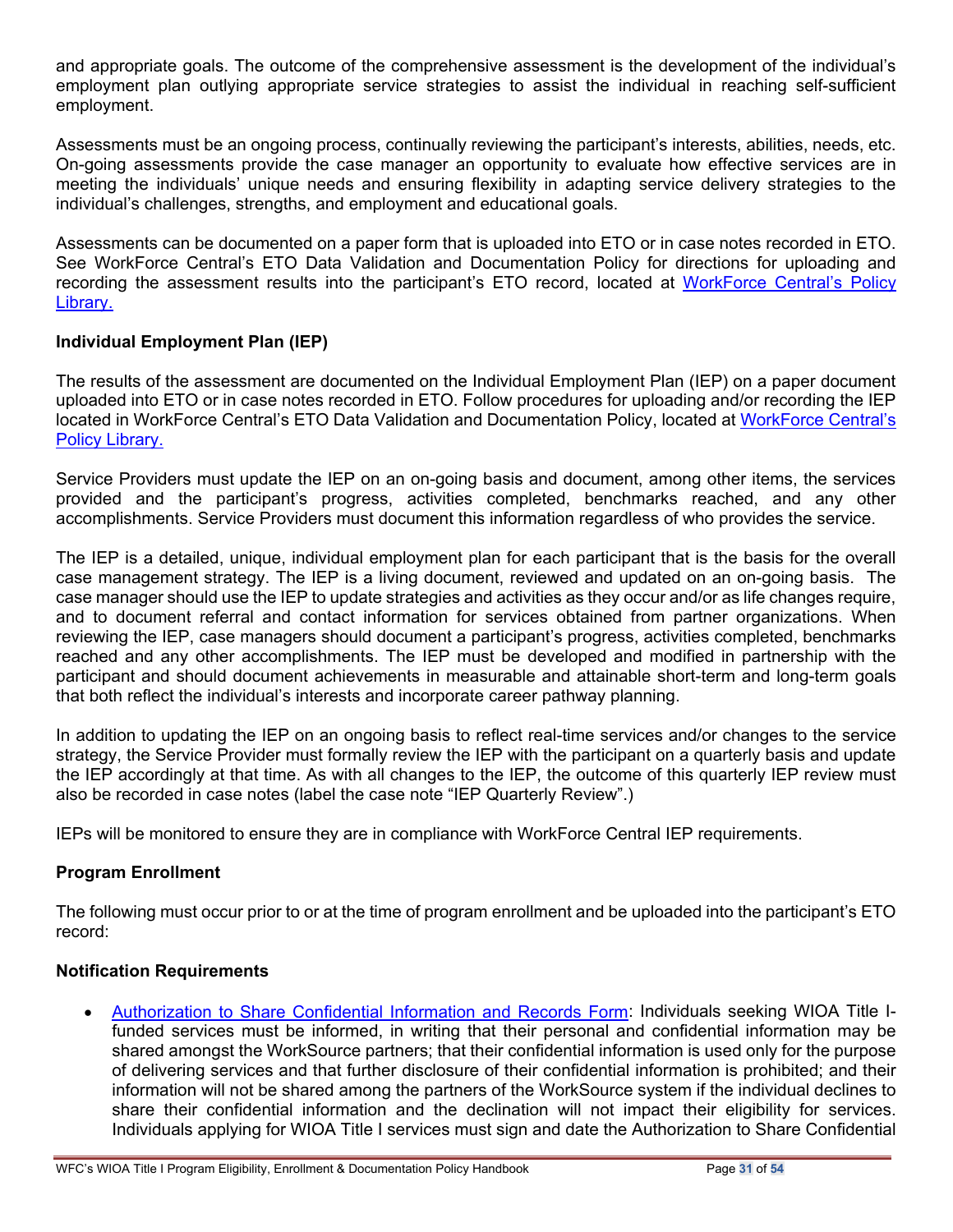and appropriate goals. The outcome of the comprehensive assessment is the development of the individual's employment plan outlying appropriate service strategies to assist the individual in reaching self-sufficient employment.

Assessments must be an ongoing process, continually reviewing the participant's interests, abilities, needs, etc. On-going assessments provide the case manager an opportunity to evaluate how effective services are in meeting the individuals' unique needs and ensuring flexibility in adapting service delivery strategies to the individual's challenges, strengths, and employment and educational goals.

Assessments can be documented on a paper form that is uploaded into ETO or in case notes recorded in ETO. See WorkForce Central's ETO Data Validation and Documentation Policy for directions for uploading and recording the assessment results into the participant's ETO record, located at [WorkForce Central's Policy Library.]()

**Individual Employment Plan (IEP)**

The results of the assessment are documented on the Individual Employment Plan (IEP) on a paper document uploaded into ETO or in case notes recorded in ETO. Follow procedures for uploading and/or recording the IEP located in WorkForce Central's ETO Data Validation and Documentation Policy, located at [WorkForce Central's Policy Library.]()

Service Providers must update the IEP on an on-going basis and document, among other items, the services provided and the participant's progress, activities completed, benchmarks reached, and any other accomplishments. Service Providers must document this information regardless of who provides the service.

The IEP is a detailed, unique, individual employment plan for each participant that is the basis for the overall case management strategy. The IEP is a living document, reviewed and updated on an on-going basis. The case manager should use the IEP to update strategies and activities as they occur and/or as life changes require, and to document referral and contact information for services obtained from partner organizations. When reviewing the IEP, case managers should document a participant's progress, activities completed, benchmarks reached and any other accomplishments. The IEP must be developed and modified in partnership with the participant and should document achievements in measurable and attainable short-term and long-term goals that both reflect the individual's interests and incorporate career pathway planning.

In addition to updating the IEP on an ongoing basis to reflect real-time services and/or changes to the service strategy, the Service Provider must formally review the IEP with the participant on a quarterly basis and update the IEP accordingly at that time. As with all changes to the IEP, the outcome of this quarterly IEP review must also be recorded in case notes (label the case note "IEP Quarterly Review".)

IEPs will be monitored to ensure they are in compliance with WorkForce Central IEP requirements.

**Program Enrollment**

The following must occur prior to or at the time of program enrollment and be uploaded into the participant's ETO record:

**Notification Requirements**

- [Authorization to Share Confidential Information and Records Form](): Individuals seeking WIOA Title I-funded services must be informed, in writing that their personal and confidential information may be shared amongst the WorkSource partners; that their confidential information is used only for the purpose of delivering services and that further disclosure of their confidential information is prohibited; and their information will not be shared among the partners of the WorkSource system if the individual declines to share their confidential information and the declination will not impact their eligibility for services. Individuals applying for WIOA Title I services must sign and date the Authorization to Share Confidential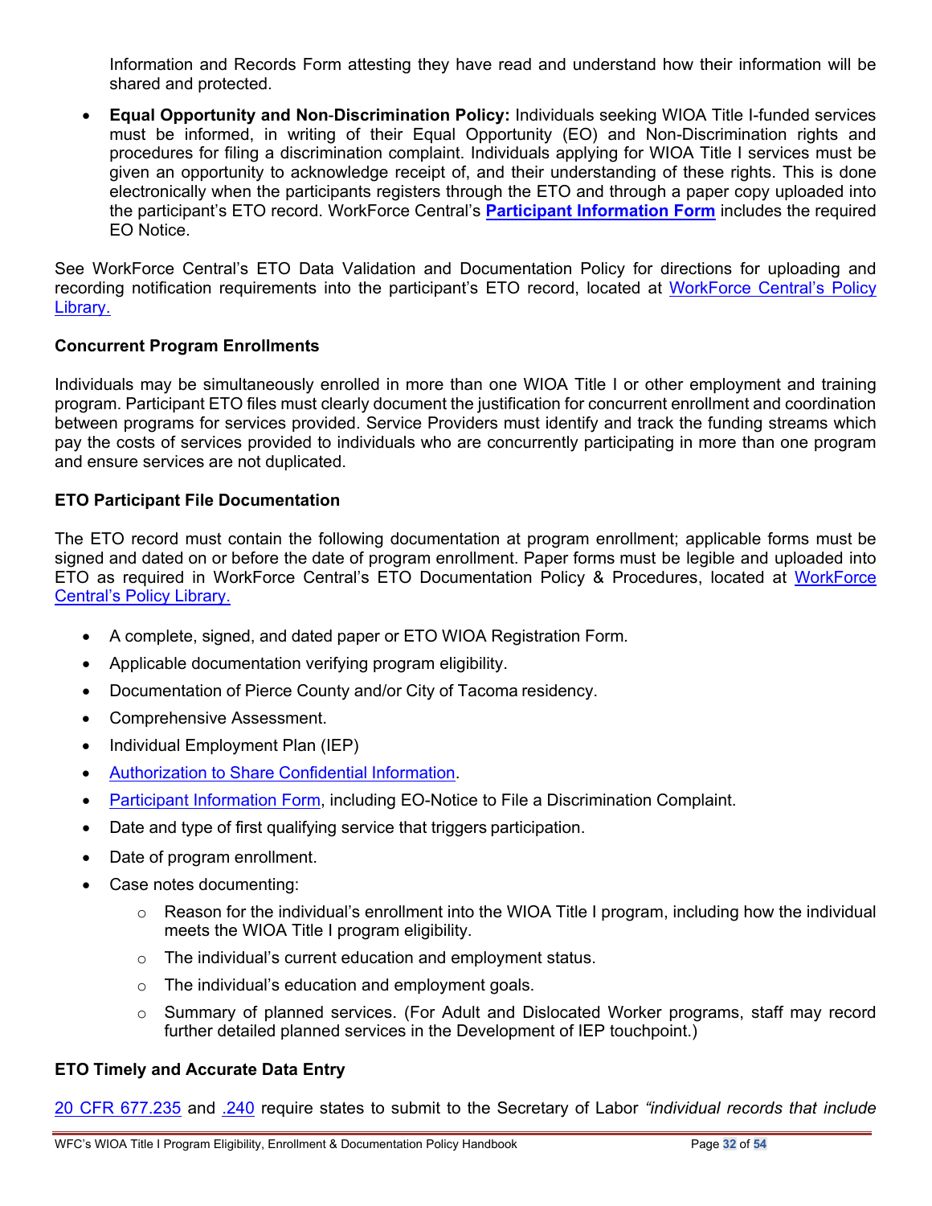Information and Records Form attesting they have read and understand how their information will be shared and protected.

- **Equal Opportunity and Non-Discrimination Policy:** Individuals seeking WIOA Title I-funded services must be informed, in writing of their Equal Opportunity (EO) and Non-Discrimination rights and procedures for filing a discrimination complaint. Individuals applying for WIOA Title I services must be given an opportunity to acknowledge receipt of, and their understanding of these rights. This is done electronically when the participants registers through the ETO and through a paper copy uploaded into the participant's ETO record. WorkForce Central's **Participant Information Form** includes the required EO Notice.

See WorkForce Central's ETO Data Validation and Documentation Policy for directions for uploading and recording notification requirements into the participant's ETO record, located at WorkForce Central's Policy Library.

**Concurrent Program Enrollments**

Individuals may be simultaneously enrolled in more than one WIOA Title I or other employment and training program. Participant ETO files must clearly document the justification for concurrent enrollment and coordination between programs for services provided. Service Providers must identify and track the funding streams which pay the costs of services provided to individuals who are concurrently participating in more than one program and ensure services are not duplicated.

**ETO Participant File Documentation**

The ETO record must contain the following documentation at program enrollment; applicable forms must be signed and dated on or before the date of program enrollment. Paper forms must be legible and uploaded into ETO as required in WorkForce Central's ETO Documentation Policy & Procedures, located at WorkForce Central's Policy Library.

- A complete, signed, and dated paper or ETO WIOA Registration Form.
- Applicable documentation verifying program eligibility.
- Documentation of Pierce County and/or City of Tacoma residency.
- Comprehensive Assessment.
- Individual Employment Plan (IEP)
- Authorization to Share Confidential Information.
- Participant Information Form, including EO-Notice to File a Discrimination Complaint.
- Date and type of first qualifying service that triggers participation.
- Date of program enrollment.
- Case notes documenting:
  - Reason for the individual's enrollment into the WIOA Title I program, including how the individual meets the WIOA Title I program eligibility.
  - The individual's current education and employment status.
  - The individual's education and employment goals.
  - Summary of planned services. (For Adult and Dislocated Worker programs, staff may record further detailed planned services in the Development of IEP touchpoint.)

**ETO Timely and Accurate Data Entry**

20 CFR 677.235 and .240 require states to submit to the Secretary of Labor *"individual records that include*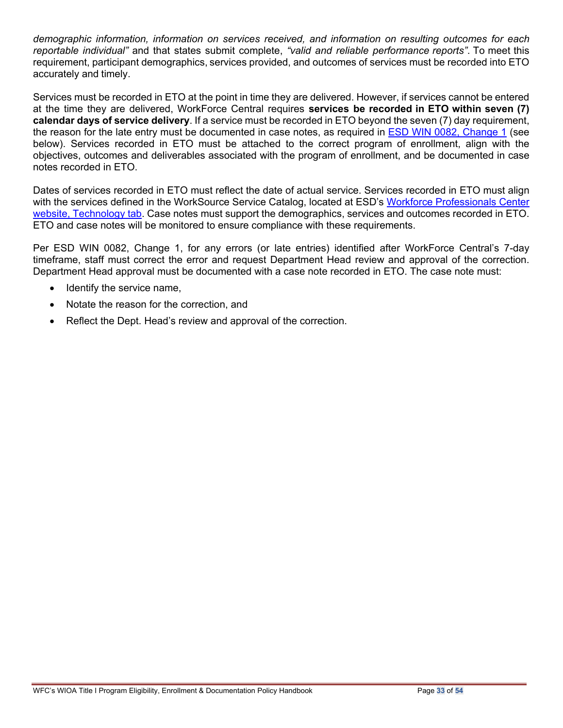*demographic information, information on services received, and information on resulting outcomes for each reportable individual"* and that states submit complete, *"valid and reliable performance reports"*. To meet this requirement, participant demographics, services provided, and outcomes of services must be recorded into ETO accurately and timely.

Services must be recorded in ETO at the point in time they are delivered. However, if services cannot be entered at the time they are delivered, WorkForce Central requires **services be recorded in ETO within seven (7) calendar days of service delivery**. If a service must be recorded in ETO beyond the seven (7) day requirement, the reason for the late entry must be documented in case notes, as required in [ESD WIN 0082, Change 1](ESD WIN 0082, Change 1) (see below). Services recorded in ETO must be attached to the correct program of enrollment, align with the objectives, outcomes and deliverables associated with the program of enrollment, and be documented in case notes recorded in ETO.

Dates of services recorded in ETO must reflect the date of actual service. Services recorded in ETO must align with the services defined in the WorkSource Service Catalog, located at ESD's [Workforce Professionals Center website, Technology tab](Workforce Professionals Center website, Technology tab). Case notes must support the demographics, services and outcomes recorded in ETO. ETO and case notes will be monitored to ensure compliance with these requirements.

Per ESD WIN 0082, Change 1, for any errors (or late entries) identified after WorkForce Central's 7-day timeframe, staff must correct the error and request Department Head review and approval of the correction. Department Head approval must be documented with a case note recorded in ETO. The case note must:

- Identify the service name,
- Notate the reason for the correction, and
- Reflect the Dept. Head's review and approval of the correction.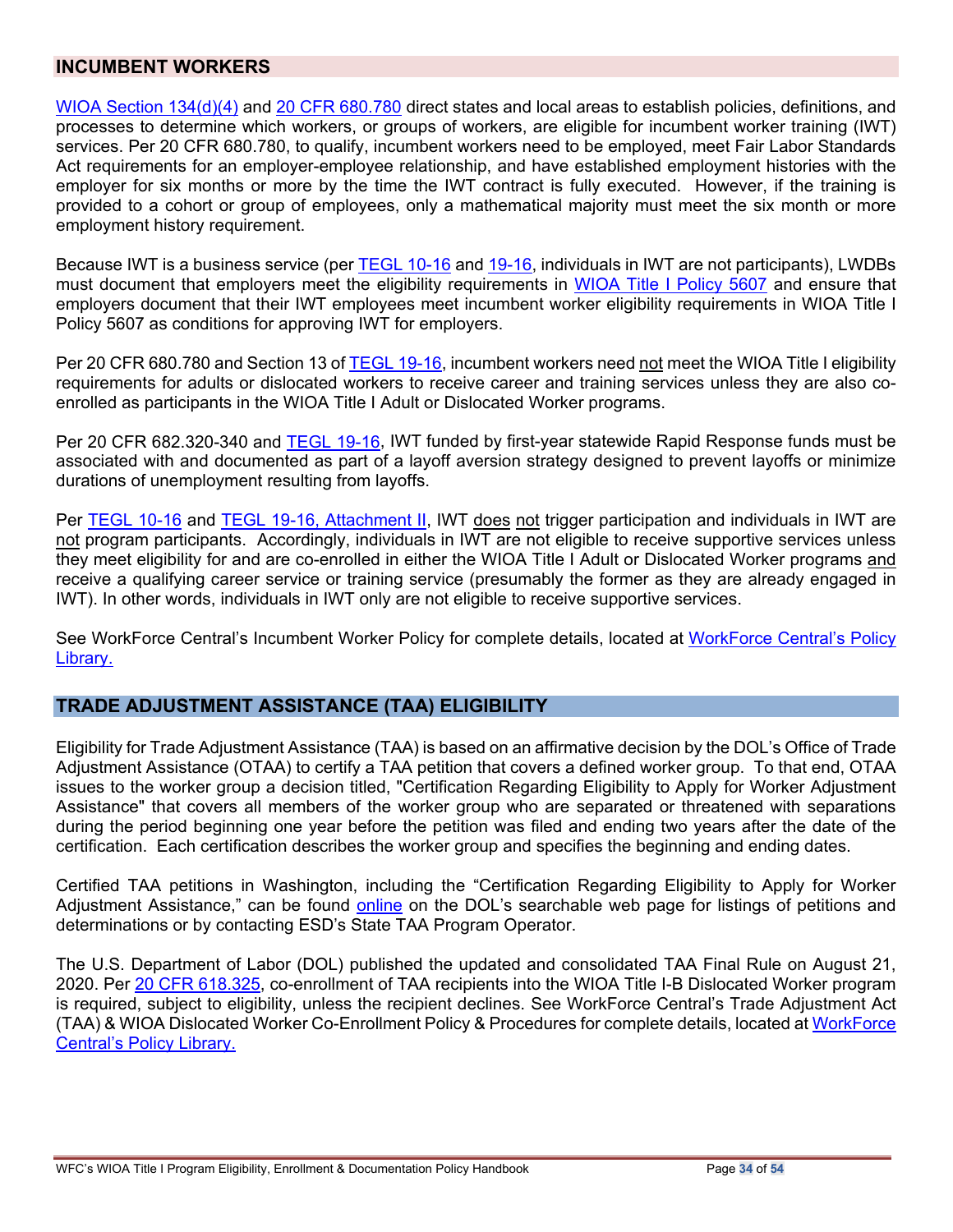## INCUMBENT WORKERS

WIOA Section 134(d)(4) and 20 CFR 680.780 direct states and local areas to establish policies, definitions, and processes to determine which workers, or groups of workers, are eligible for incumbent worker training (IWT) services. Per 20 CFR 680.780, to qualify, incumbent workers need to be employed, meet Fair Labor Standards Act requirements for an employer-employee relationship, and have established employment histories with the employer for six months or more by the time the IWT contract is fully executed. However, if the training is provided to a cohort or group of employees, only a mathematical majority must meet the six month or more employment history requirement.

Because IWT is a business service (per TEGL 10-16 and 19-16, individuals in IWT are not participants), LWDBs must document that employers meet the eligibility requirements in WIOA Title I Policy 5607 and ensure that employers document that their IWT employees meet incumbent worker eligibility requirements in WIOA Title I Policy 5607 as conditions for approving IWT for employers.

Per 20 CFR 680.780 and Section 13 of TEGL 19-16, incumbent workers need not meet the WIOA Title I eligibility requirements for adults or dislocated workers to receive career and training services unless they are also co-enrolled as participants in the WIOA Title I Adult or Dislocated Worker programs.

Per 20 CFR 682.320-340 and TEGL 19-16, IWT funded by first-year statewide Rapid Response funds must be associated with and documented as part of a layoff aversion strategy designed to prevent layoffs or minimize durations of unemployment resulting from layoffs.

Per TEGL 10-16 and TEGL 19-16, Attachment II, IWT does not trigger participation and individuals in IWT are not program participants. Accordingly, individuals in IWT are not eligible to receive supportive services unless they meet eligibility for and are co-enrolled in either the WIOA Title I Adult or Dislocated Worker programs and receive a qualifying career service or training service (presumably the former as they are already engaged in IWT). In other words, individuals in IWT only are not eligible to receive supportive services.

See WorkForce Central's Incumbent Worker Policy for complete details, located at WorkForce Central's Policy Library.

## TRADE ADJUSTMENT ASSISTANCE (TAA) ELIGIBILITY

Eligibility for Trade Adjustment Assistance (TAA) is based on an affirmative decision by the DOL's Office of Trade Adjustment Assistance (OTAA) to certify a TAA petition that covers a defined worker group. To that end, OTAA issues to the worker group a decision titled, "Certification Regarding Eligibility to Apply for Worker Adjustment Assistance" that covers all members of the worker group who are separated or threatened with separations during the period beginning one year before the petition was filed and ending two years after the date of the certification. Each certification describes the worker group and specifies the beginning and ending dates.

Certified TAA petitions in Washington, including the "Certification Regarding Eligibility to Apply for Worker Adjustment Assistance," can be found online on the DOL's searchable web page for listings of petitions and determinations or by contacting ESD's State TAA Program Operator.

The U.S. Department of Labor (DOL) published the updated and consolidated TAA Final Rule on August 21, 2020. Per 20 CFR 618.325, co-enrollment of TAA recipients into the WIOA Title I-B Dislocated Worker program is required, subject to eligibility, unless the recipient declines. See WorkForce Central's Trade Adjustment Act (TAA) & WIOA Dislocated Worker Co-Enrollment Policy & Procedures for complete details, located at WorkForce Central's Policy Library.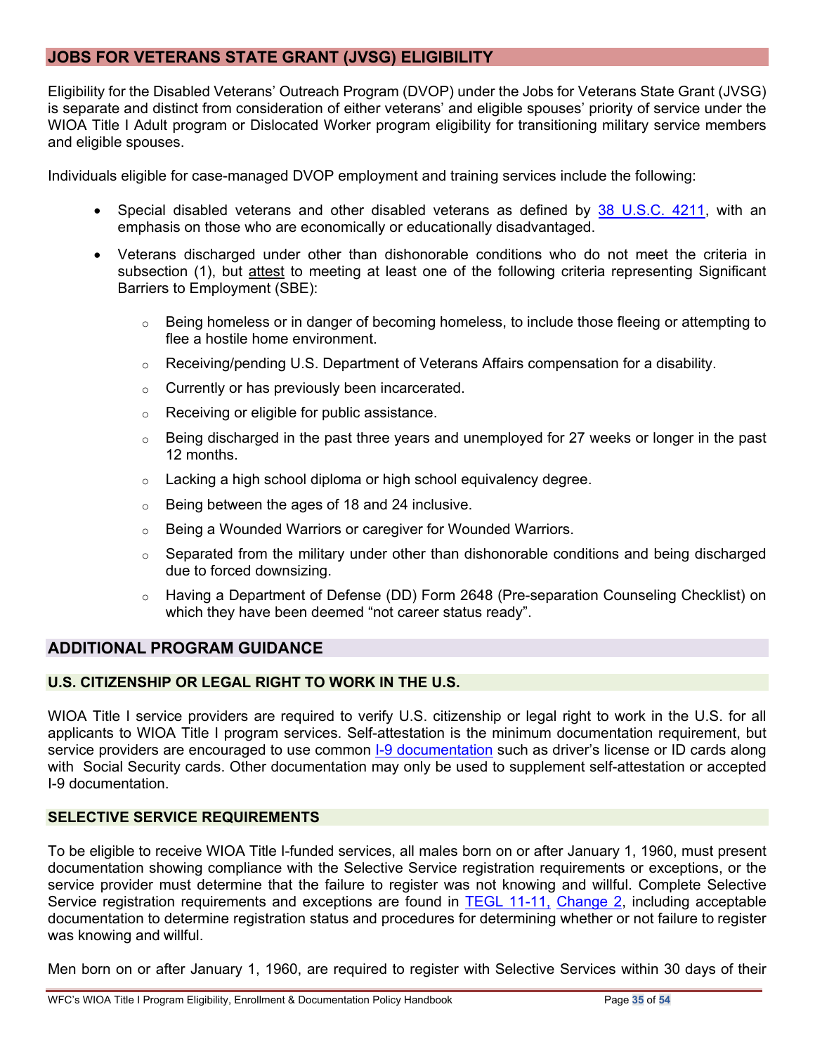## JOBS FOR VETERANS STATE GRANT (JVSG) ELIGIBILITY

Eligibility for the Disabled Veterans' Outreach Program (DVOP) under the Jobs for Veterans State Grant (JVSG) is separate and distinct from consideration of either veterans' and eligible spouses' priority of service under the WIOA Title I Adult program or Dislocated Worker program eligibility for transitioning military service members and eligible spouses.

Individuals eligible for case-managed DVOP employment and training services include the following:

- Special disabled veterans and other disabled veterans as defined by 38 U.S.C. 4211, with an emphasis on those who are economically or educationally disadvantaged.
- Veterans discharged under other than dishonorable conditions who do not meet the criteria in subsection (1), but attest to meeting at least one of the following criteria representing Significant Barriers to Employment (SBE):
    - Being homeless or in danger of becoming homeless, to include those fleeing or attempting to flee a hostile home environment.
    - Receiving/pending U.S. Department of Veterans Affairs compensation for a disability.
    - Currently or has previously been incarcerated.
    - Receiving or eligible for public assistance.
    - Being discharged in the past three years and unemployed for 27 weeks or longer in the past 12 months.
    - Lacking a high school diploma or high school equivalency degree.
    - Being between the ages of 18 and 24 inclusive.
    - Being a Wounded Warriors or caregiver for Wounded Warriors.
    - Separated from the military under other than dishonorable conditions and being discharged due to forced downsizing.
    - Having a Department of Defense (DD) Form 2648 (Pre-separation Counseling Checklist) on which they have been deemed "not career status ready".

## ADDITIONAL PROGRAM GUIDANCE

### U.S. CITIZENSHIP OR LEGAL RIGHT TO WORK IN THE U.S.

WIOA Title I service providers are required to verify U.S. citizenship or legal right to work in the U.S. for all applicants to WIOA Title I program services. Self-attestation is the minimum documentation requirement, but service providers are encouraged to use common I-9 documentation such as driver's license or ID cards along with Social Security cards. Other documentation may only be used to supplement self-attestation or accepted I-9 documentation.

### SELECTIVE SERVICE REQUIREMENTS

To be eligible to receive WIOA Title I-funded services, all males born on or after January 1, 1960, must present documentation showing compliance with the Selective Service registration requirements or exceptions, or the service provider must determine that the failure to register was not knowing and willful. Complete Selective Service registration requirements and exceptions are found in TEGL 11-11, Change 2, including acceptable documentation to determine registration status and procedures for determining whether or not failure to register was knowing and willful.

Men born on or after January 1, 1960, are required to register with Selective Services within 30 days of their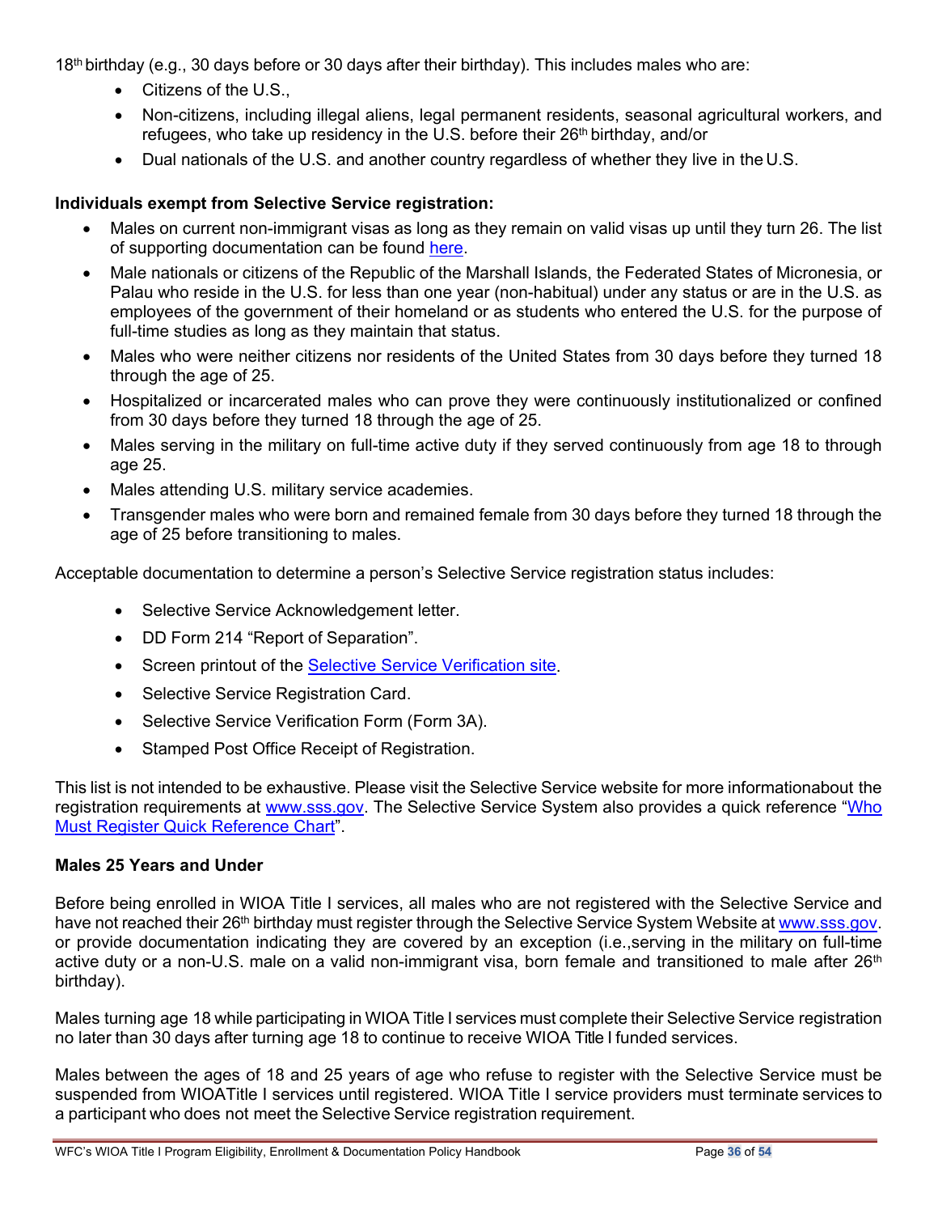18th birthday (e.g., 30 days before or 30 days after their birthday). This includes males who are:

- Citizens of the U.S.,
- Non-citizens, including illegal aliens, legal permanent residents, seasonal agricultural workers, and refugees, who take up residency in the U.S. before their 26th birthday, and/or
- Dual nationals of the U.S. and another country regardless of whether they live in the U.S.

**Individuals exempt from Selective Service registration:**

- Males on current non-immigrant visas as long as they remain on valid visas up until they turn 26. The list of supporting documentation can be found here.
- Male nationals or citizens of the Republic of the Marshall Islands, the Federated States of Micronesia, or Palau who reside in the U.S. for less than one year (non-habitual) under any status or are in the U.S. as employees of the government of their homeland or as students who entered the U.S. for the purpose of full-time studies as long as they maintain that status.
- Males who were neither citizens nor residents of the United States from 30 days before they turned 18 through the age of 25.
- Hospitalized or incarcerated males who can prove they were continuously institutionalized or confined from 30 days before they turned 18 through the age of 25.
- Males serving in the military on full-time active duty if they served continuously from age 18 to through age 25.
- Males attending U.S. military service academies.
- Transgender males who were born and remained female from 30 days before they turned 18 through the age of 25 before transitioning to males.

Acceptable documentation to determine a person's Selective Service registration status includes:

- Selective Service Acknowledgement letter.
- DD Form 214 "Report of Separation".
- Screen printout of the Selective Service Verification site.
- Selective Service Registration Card.
- Selective Service Verification Form (Form 3A).
- Stamped Post Office Receipt of Registration.

This list is not intended to be exhaustive. Please visit the Selective Service website for more informationabout the registration requirements at www.sss.gov. The Selective Service System also provides a quick reference "Who Must Register Quick Reference Chart".

**Males 25 Years and Under**

Before being enrolled in WIOA Title I services, all males who are not registered with the Selective Service and have not reached their 26th birthday must register through the Selective Service System Website at www.sss.gov. or provide documentation indicating they are covered by an exception (i.e.,serving in the military on full-time active duty or a non-U.S. male on a valid non-immigrant visa, born female and transitioned to male after 26th birthday).

Males turning age 18 while participating in WIOA Title I services must complete their Selective Service registration no later than 30 days after turning age 18 to continue to receive WIOA Title I funded services.

Males between the ages of 18 and 25 years of age who refuse to register with the Selective Service must be suspended from WIOATitle I services until registered. WIOA Title I service providers must terminate services to a participant who does not meet the Selective Service registration requirement.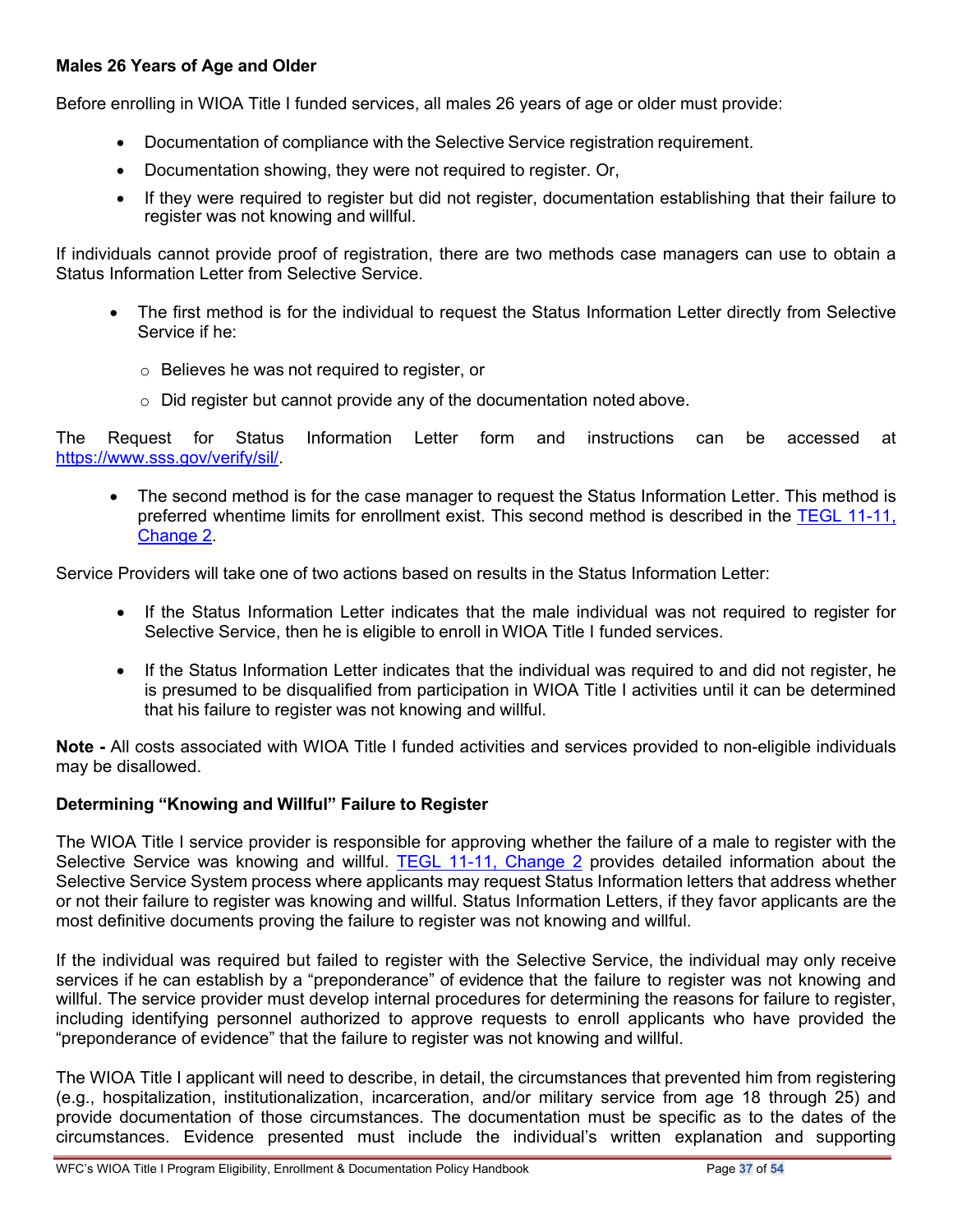**Males 26 Years of Age and Older**

Before enrolling in WIOA Title I funded services, all males 26 years of age or older must provide:

- Documentation of compliance with the Selective Service registration requirement.
- Documentation showing, they were not required to register. Or,
- If they were required to register but did not register, documentation establishing that their failure to register was not knowing and willful.

If individuals cannot provide proof of registration, there are two methods case managers can use to obtain a Status Information Letter from Selective Service.

- The first method is for the individual to request the Status Information Letter directly from Selective Service if he:
  - Believes he was not required to register, or
  - Did register but cannot provide any of the documentation noted above.

The Request for Status Information Letter form and instructions can be accessed at https://www.sss.gov/verify/sil/.

- The second method is for the case manager to request the Status Information Letter. This method is preferred whentime limits for enrollment exist. This second method is described in the TEGL 11-11, Change 2.

Service Providers will take one of two actions based on results in the Status Information Letter:

- If the Status Information Letter indicates that the male individual was not required to register for Selective Service, then he is eligible to enroll in WIOA Title I funded services.
- If the Status Information Letter indicates that the individual was required to and did not register, he is presumed to be disqualified from participation in WIOA Title I activities until it can be determined that his failure to register was not knowing and willful.

**Note -** All costs associated with WIOA Title I funded activities and services provided to non-eligible individuals may be disallowed.

**Determining "Knowing and Willful" Failure to Register**

The WIOA Title I service provider is responsible for approving whether the failure of a male to register with the Selective Service was knowing and willful. TEGL 11-11, Change 2 provides detailed information about the Selective Service System process where applicants may request Status Information letters that address whether or not their failure to register was knowing and willful. Status Information Letters, if they favor applicants are the most definitive documents proving the failure to register was not knowing and willful.

If the individual was required but failed to register with the Selective Service, the individual may only receive services if he can establish by a "preponderance" of evidence that the failure to register was not knowing and willful. The service provider must develop internal procedures for determining the reasons for failure to register, including identifying personnel authorized to approve requests to enroll applicants who have provided the "preponderance of evidence" that the failure to register was not knowing and willful.

The WIOA Title I applicant will need to describe, in detail, the circumstances that prevented him from registering (e.g., hospitalization, institutionalization, incarceration, and/or military service from age 18 through 25) and provide documentation of those circumstances. The documentation must be specific as to the dates of the circumstances. Evidence presented must include the individual's written explanation and supporting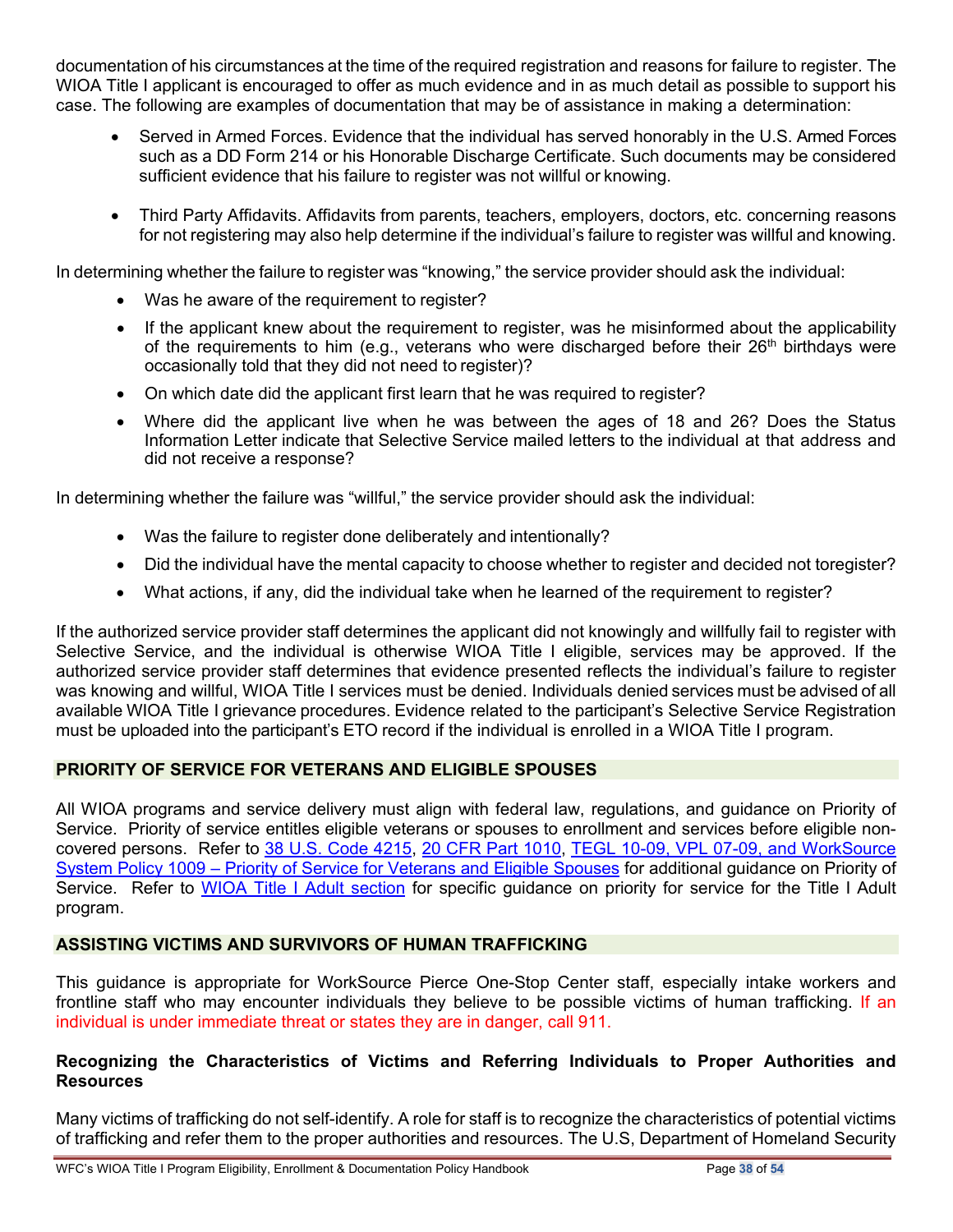documentation of his circumstances at the time of the required registration and reasons for failure to register. The WIOA Title I applicant is encouraged to offer as much evidence and in as much detail as possible to support his case. The following are examples of documentation that may be of assistance in making a determination:

- Served in Armed Forces. Evidence that the individual has served honorably in the U.S. Armed Forces such as a DD Form 214 or his Honorable Discharge Certificate. Such documents may be considered sufficient evidence that his failure to register was not willful or knowing.

- Third Party Affidavits. Affidavits from parents, teachers, employers, doctors, etc. concerning reasons for not registering may also help determine if the individual's failure to register was willful and knowing.

In determining whether the failure to register was "knowing," the service provider should ask the individual:

- Was he aware of the requirement to register?
- If the applicant knew about the requirement to register, was he misinformed about the applicability of the requirements to him (e.g., veterans who were discharged before their 26th birthdays were occasionally told that they did not need to register)?
- On which date did the applicant first learn that he was required to register?
- Where did the applicant live when he was between the ages of 18 and 26? Does the Status Information Letter indicate that Selective Service mailed letters to the individual at that address and did not receive a response?

In determining whether the failure was "willful," the service provider should ask the individual:

- Was the failure to register done deliberately and intentionally?
- Did the individual have the mental capacity to choose whether to register and decided not toregister?
- What actions, if any, did the individual take when he learned of the requirement to register?

If the authorized service provider staff determines the applicant did not knowingly and willfully fail to register with Selective Service, and the individual is otherwise WIOA Title I eligible, services may be approved. If the authorized service provider staff determines that evidence presented reflects the individual's failure to register was knowing and willful, WIOA Title I services must be denied. Individuals denied services must be advised of all available WIOA Title I grievance procedures. Evidence related to the participant's Selective Service Registration must be uploaded into the participant's ETO record if the individual is enrolled in a WIOA Title I program.

## PRIORITY OF SERVICE FOR VETERANS AND ELIGIBLE SPOUSES

All WIOA programs and service delivery must align with federal law, regulations, and guidance on Priority of Service. Priority of service entitles eligible veterans or spouses to enrollment and services before eligible non-covered persons. Refer to 38 U.S. Code 4215, 20 CFR Part 1010, TEGL 10-09, VPL 07-09, and WorkSource System Policy 1009 – Priority of Service for Veterans and Eligible Spouses for additional guidance on Priority of Service. Refer to WIOA Title I Adult section for specific guidance on priority for service for the Title I Adult program.

## ASSISTING VICTIMS AND SURVIVORS OF HUMAN TRAFFICKING

This guidance is appropriate for WorkSource Pierce One-Stop Center staff, especially intake workers and frontline staff who may encounter individuals they believe to be possible victims of human trafficking. If an individual is under immediate threat or states they are in danger, call 911.

### Recognizing the Characteristics of Victims and Referring Individuals to Proper Authorities and Resources

Many victims of trafficking do not self-identify. A role for staff is to recognize the characteristics of potential victims of trafficking and refer them to the proper authorities and resources. The U.S, Department of Homeland Security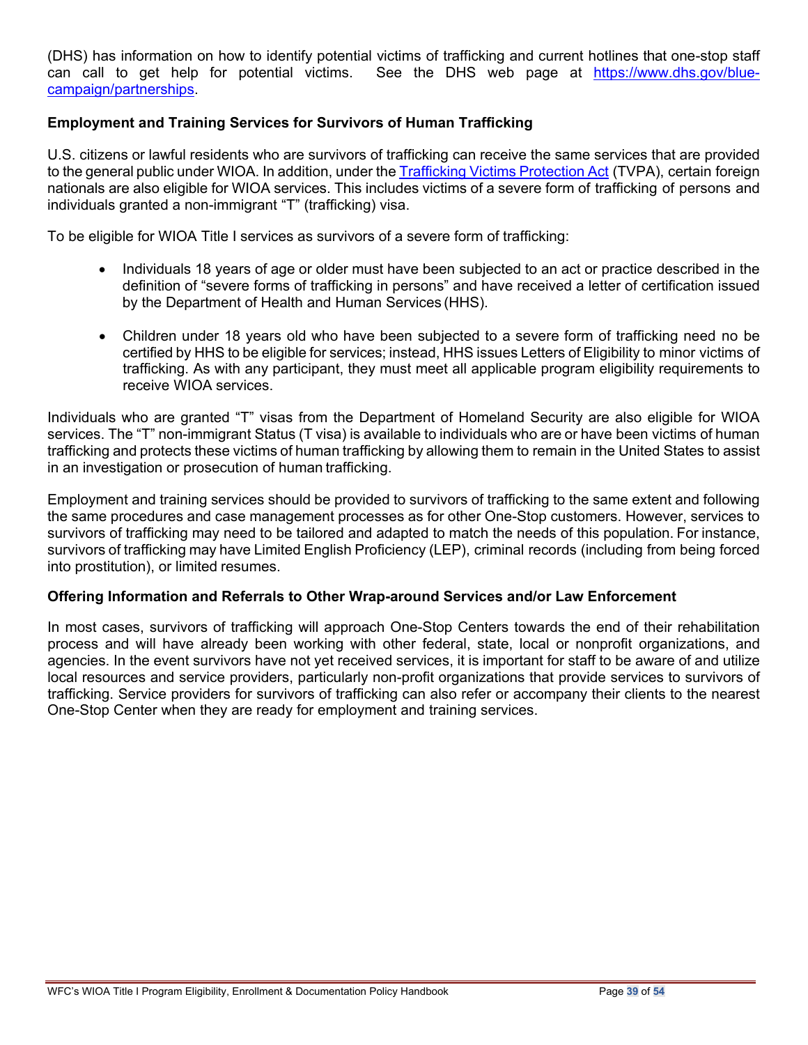(DHS) has information on how to identify potential victims of trafficking and current hotlines that one-stop staff can call to get help for potential victims. See the DHS web page at [https://www.dhs.gov/blue-campaign/partnerships](https://www.dhs.gov/blue-campaign/partnerships).

**Employment and Training Services for Survivors of Human Trafficking**

U.S. citizens or lawful residents who are survivors of trafficking can receive the same services that are provided to the general public under WIOA. In addition, under the [Trafficking Victims Protection Act](#) (TVPA), certain foreign nationals are also eligible for WIOA services. This includes victims of a severe form of trafficking of persons and individuals granted a non-immigrant "T" (trafficking) visa.

To be eligible for WIOA Title I services as survivors of a severe form of trafficking:

- Individuals 18 years of age or older must have been subjected to an act or practice described in the definition of "severe forms of trafficking in persons" and have received a letter of certification issued by the Department of Health and Human Services (HHS).
- Children under 18 years old who have been subjected to a severe form of trafficking need no be certified by HHS to be eligible for services; instead, HHS issues Letters of Eligibility to minor victims of trafficking. As with any participant, they must meet all applicable program eligibility requirements to receive WIOA services.

Individuals who are granted "T" visas from the Department of Homeland Security are also eligible for WIOA services. The "T" non-immigrant Status (T visa) is available to individuals who are or have been victims of human trafficking and protects these victims of human trafficking by allowing them to remain in the United States to assist in an investigation or prosecution of human trafficking.

Employment and training services should be provided to survivors of trafficking to the same extent and following the same procedures and case management processes as for other One-Stop customers. However, services to survivors of trafficking may need to be tailored and adapted to match the needs of this population. For instance, survivors of trafficking may have Limited English Proficiency (LEP), criminal records (including from being forced into prostitution), or limited resumes.

**Offering Information and Referrals to Other Wrap-around Services and/or Law Enforcement**

In most cases, survivors of trafficking will approach One-Stop Centers towards the end of their rehabilitation process and will have already been working with other federal, state, local or nonprofit organizations, and agencies. In the event survivors have not yet received services, it is important for staff to be aware of and utilize local resources and service providers, particularly non-profit organizations that provide services to survivors of trafficking. Service providers for survivors of trafficking can also refer or accompany their clients to the nearest One-Stop Center when they are ready for employment and training services.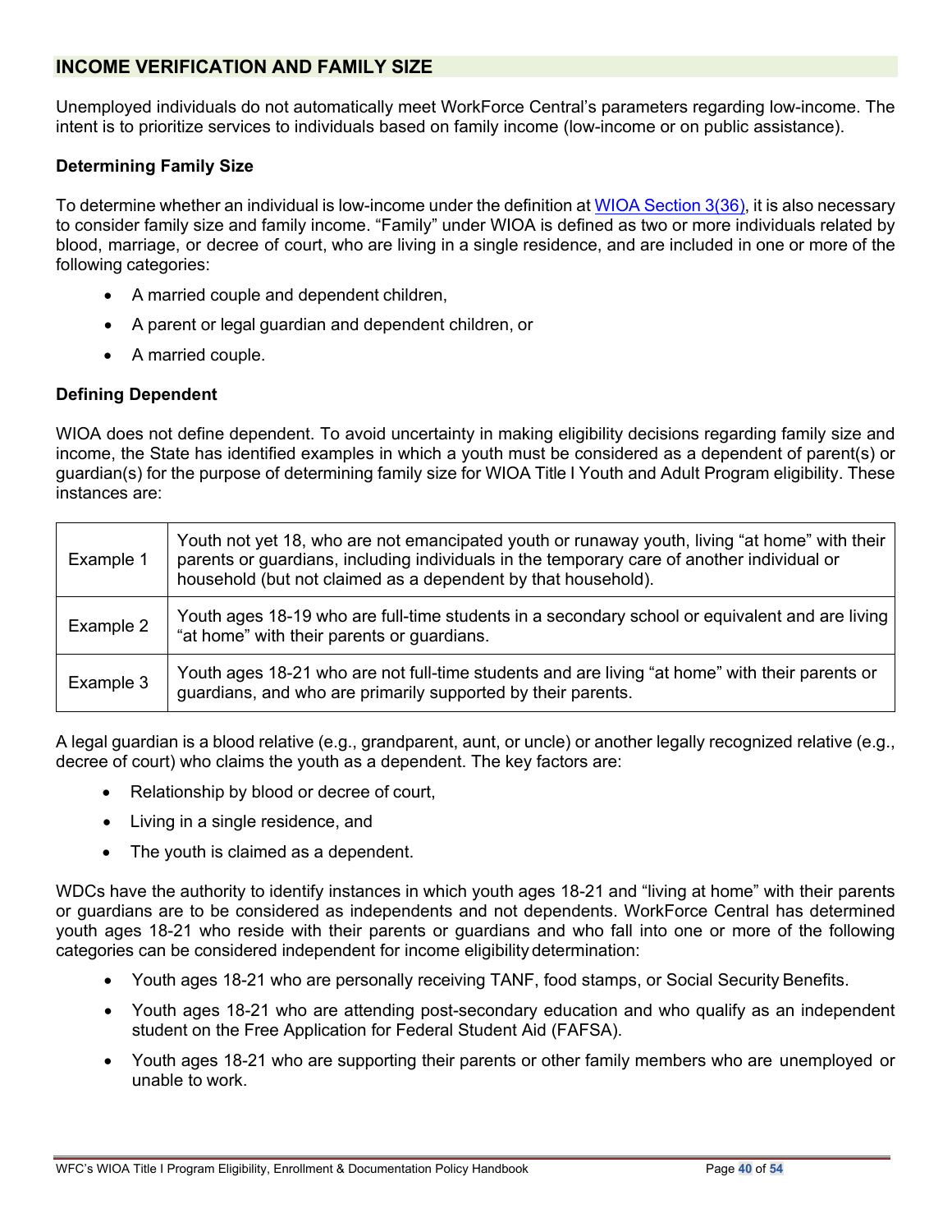## INCOME VERIFICATION AND FAMILY SIZE

Unemployed individuals do not automatically meet WorkForce Central's parameters regarding low-income. The intent is to prioritize services to individuals based on family income (low-income or on public assistance).

### Determining Family Size

To determine whether an individual is low-income under the definition at [WIOA Section 3(36)](), it is also necessary to consider family size and family income. "Family" under WIOA is defined as two or more individuals related by blood, marriage, or decree of court, who are living in a single residence, and are included in one or more of the following categories:

- A married couple and dependent children,
- A parent or legal guardian and dependent children, or
- A married couple.

### Defining Dependent

WIOA does not define dependent. To avoid uncertainty in making eligibility decisions regarding family size and income, the State has identified examples in which a youth must be considered as a dependent of parent(s) or guardian(s) for the purpose of determining family size for WIOA Title I Youth and Adult Program eligibility. These instances are:

| | |
|---|---|
| Example 1 | Youth not yet 18, who are not emancipated youth or runaway youth, living "at home" with their parents or guardians, including individuals in the temporary care of another individual or household (but not claimed as a dependent by that household). |
| Example 2 | Youth ages 18-19 who are full-time students in a secondary school or equivalent and are living "at home" with their parents or guardians. |
| Example 3 | Youth ages 18-21 who are not full-time students and are living "at home" with their parents or guardians, and who are primarily supported by their parents. |

A legal guardian is a blood relative (e.g., grandparent, aunt, or uncle) or another legally recognized relative (e.g., decree of court) who claims the youth as a dependent. The key factors are:

- Relationship by blood or decree of court,
- Living in a single residence, and
- The youth is claimed as a dependent.

WDCs have the authority to identify instances in which youth ages 18-21 and "living at home" with their parents or guardians are to be considered as independents and not dependents. WorkForce Central has determined youth ages 18-21 who reside with their parents or guardians and who fall into one or more of the following categories can be considered independent for income eligibility determination:

- Youth ages 18-21 who are personally receiving TANF, food stamps, or Social Security Benefits.
- Youth ages 18-21 who are attending post-secondary education and who qualify as an independent student on the Free Application for Federal Student Aid (FAFSA).
- Youth ages 18-21 who are supporting their parents or other family members who are unemployed or unable to work.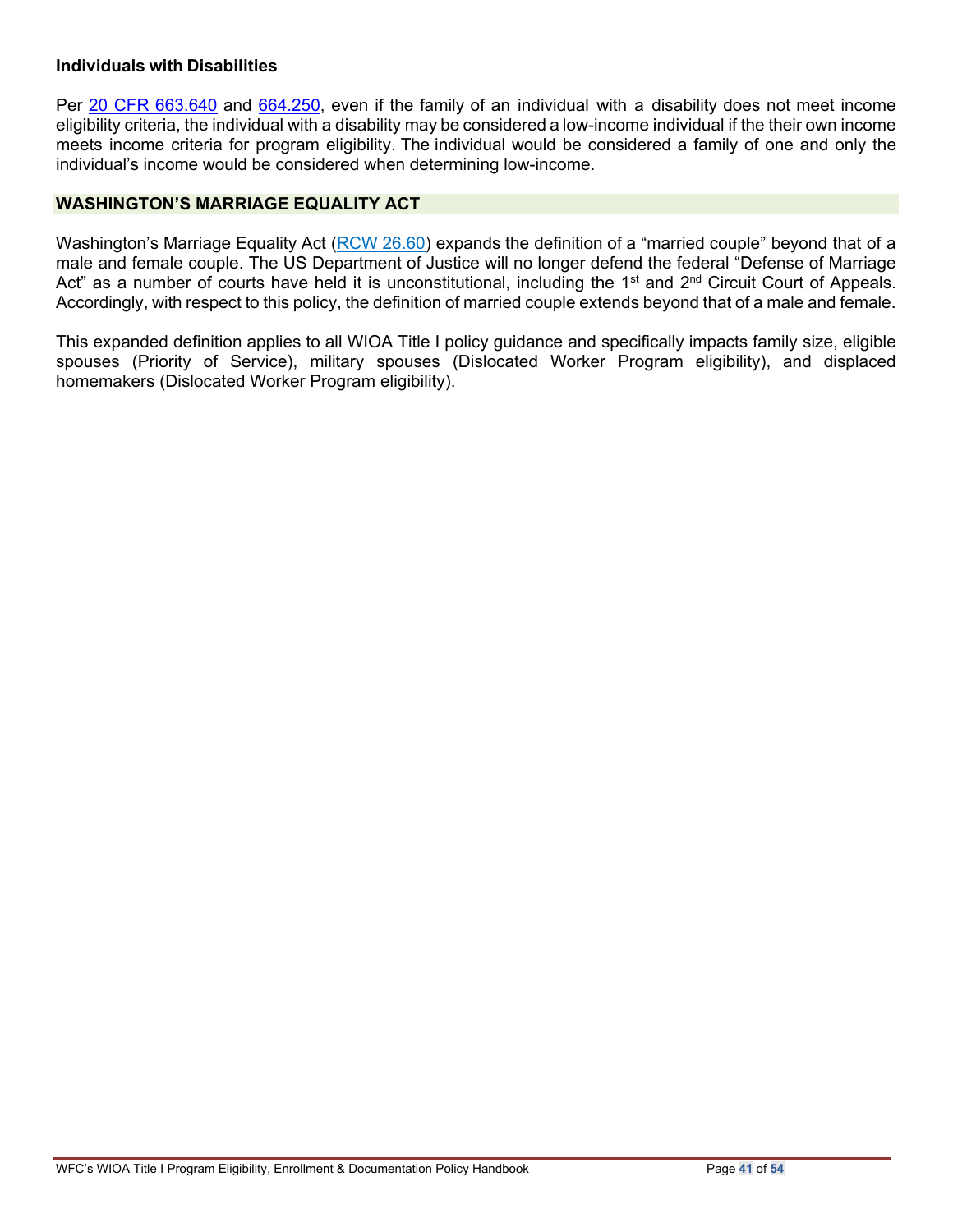### Individuals with Disabilities

Per [20 CFR 663.640](#) and [664.250](#), even if the family of an individual with a disability does not meet income eligibility criteria, the individual with a disability may be considered a low-income individual if the their own income meets income criteria for program eligibility. The individual would be considered a family of one and only the individual's income would be considered when determining low-income.

## WASHINGTON'S MARRIAGE EQUALITY ACT

Washington's Marriage Equality Act ([RCW 26.60](#)) expands the definition of a "married couple" beyond that of a male and female couple. The US Department of Justice will no longer defend the federal "Defense of Marriage Act" as a number of courts have held it is unconstitutional, including the 1st and 2nd Circuit Court of Appeals. Accordingly, with respect to this policy, the definition of married couple extends beyond that of a male and female.

This expanded definition applies to all WIOA Title I policy guidance and specifically impacts family size, eligible spouses (Priority of Service), military spouses (Dislocated Worker Program eligibility), and displaced homemakers (Dislocated Worker Program eligibility).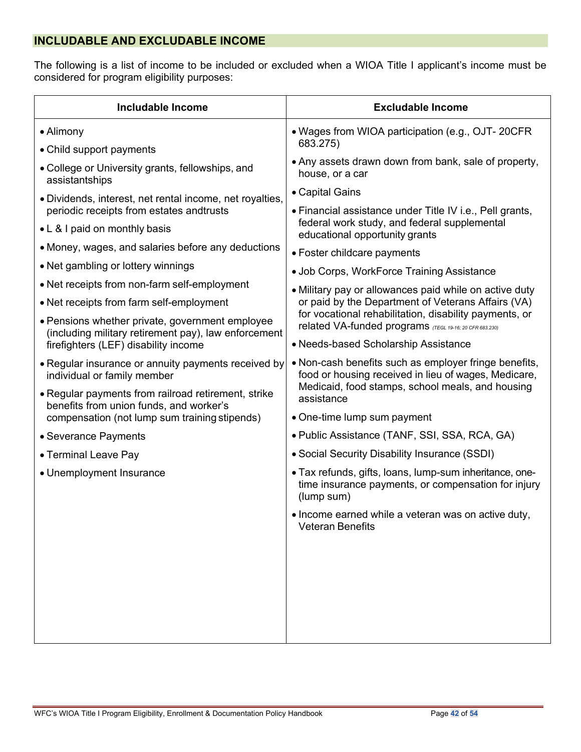## INCLUDABLE AND EXCLUDABLE INCOME

The following is a list of income to be included or excluded when a WIOA Title I applicant's income must be considered for program eligibility purposes:

| Includable Income | Excludable Income |
|---|---|
| • Alimony<br>• Child support payments<br>• College or University grants, fellowships, and assistantships<br>• Dividends, interest, net rental income, net royalties, periodic receipts from estates andtrusts<br>• L & I paid on monthly basis<br>• Money, wages, and salaries before any deductions<br>• Net gambling or lottery winnings<br>• Net receipts from non-farm self-employment<br>• Net receipts from farm self-employment<br>• Pensions whether private, government employee (including military retirement pay), law enforcement firefighters (LEF) disability income<br>• Regular insurance or annuity payments received by individual or family member<br>• Regular payments from railroad retirement, strike benefits from union funds, and worker's compensation (not lump sum training stipends)<br>• Severance Payments<br>• Terminal Leave Pay<br>• Unemployment Insurance | • Wages from WIOA participation (e.g., OJT- 20CFR 683.275)<br>• Any assets drawn down from bank, sale of property, house, or a car<br>• Capital Gains<br>• Financial assistance under Title IV i.e., Pell grants, federal work study, and federal supplemental educational opportunity grants<br>• Foster childcare payments<br>• Job Corps, WorkForce Training Assistance<br>• Military pay or allowances paid while on active duty or paid by the Department of Veterans Affairs (VA) for vocational rehabilitation, disability payments, or related VA-funded programs *(TEGL 19-16; 20 CFR 683.230)*<br>• Needs-based Scholarship Assistance<br>• Non-cash benefits such as employer fringe benefits, food or housing received in lieu of wages, Medicare, Medicaid, food stamps, school meals, and housing assistance<br>• One-time lump sum payment<br>• Public Assistance (TANF, SSI, SSA, RCA, GA)<br>• Social Security Disability Insurance (SSDI)<br>• Tax refunds, gifts, loans, lump-sum inheritance, one-time insurance payments, or compensation for injury (lump sum)<br>• Income earned while a veteran was on active duty, Veteran Benefits |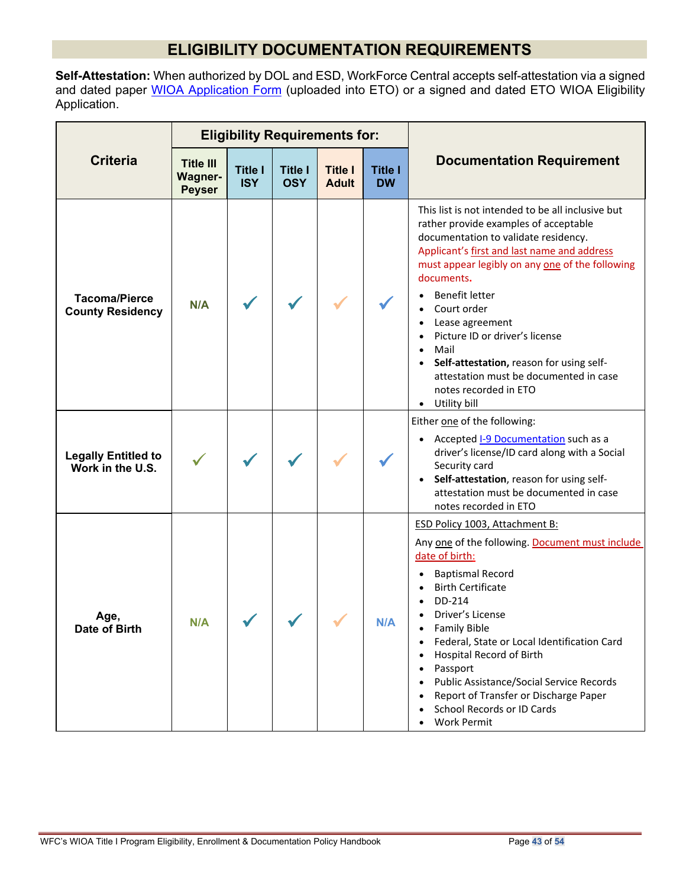# ELIGIBILITY DOCUMENTATION REQUIREMENTS

**Self-Attestation:** When authorized by DOL and ESD, WorkForce Central accepts self-attestation via a signed and dated paper WIOA Application Form (uploaded into ETO) or a signed and dated ETO WIOA Eligibility Application.

| Criteria | Eligibility Requirements for: | | | | | Documentation Requirement |
|---|---|---|---|---|---|---|
| | Title III Wagner-Peyser | Title I ISY | Title I OSY | Title I Adult | Title I DW | |
| **Tacoma/Pierce County Residency** | N/A | ✓ | ✓ | ✓ | ✓ | This list is not intended to be all inclusive but rather provide examples of acceptable documentation to validate residency. Applicant's first and last name and address must appear legibly on any one of the following documents.<br>• Benefit letter<br>• Court order<br>• Lease agreement<br>• Picture ID or driver's license<br>• Mail<br>• **Self-attestation,** reason for using self-attestation must be documented in case notes recorded in ETO<br>• Utility bill |
| **Legally Entitled to Work in the U.S.** | ✓ | ✓ | ✓ | ✓ | ✓ | Either one of the following:<br>• Accepted I-9 Documentation such as a driver's license/ID card along with a Social Security card<br>• **Self-attestation**, reason for using self-attestation must be documented in case notes recorded in ETO |
| **Age, Date of Birth** | N/A | ✓ | ✓ | ✓ | N/A | ESD Policy 1003, Attachment B:<br>Any one of the following. Document must include date of birth:<br>• Baptismal Record<br>• Birth Certificate<br>• DD-214<br>• Driver's License<br>• Family Bible<br>• Federal, State or Local Identification Card<br>• Hospital Record of Birth<br>• Passport<br>• Public Assistance/Social Service Records<br>• Report of Transfer or Discharge Paper<br>• School Records or ID Cards<br>• Work Permit |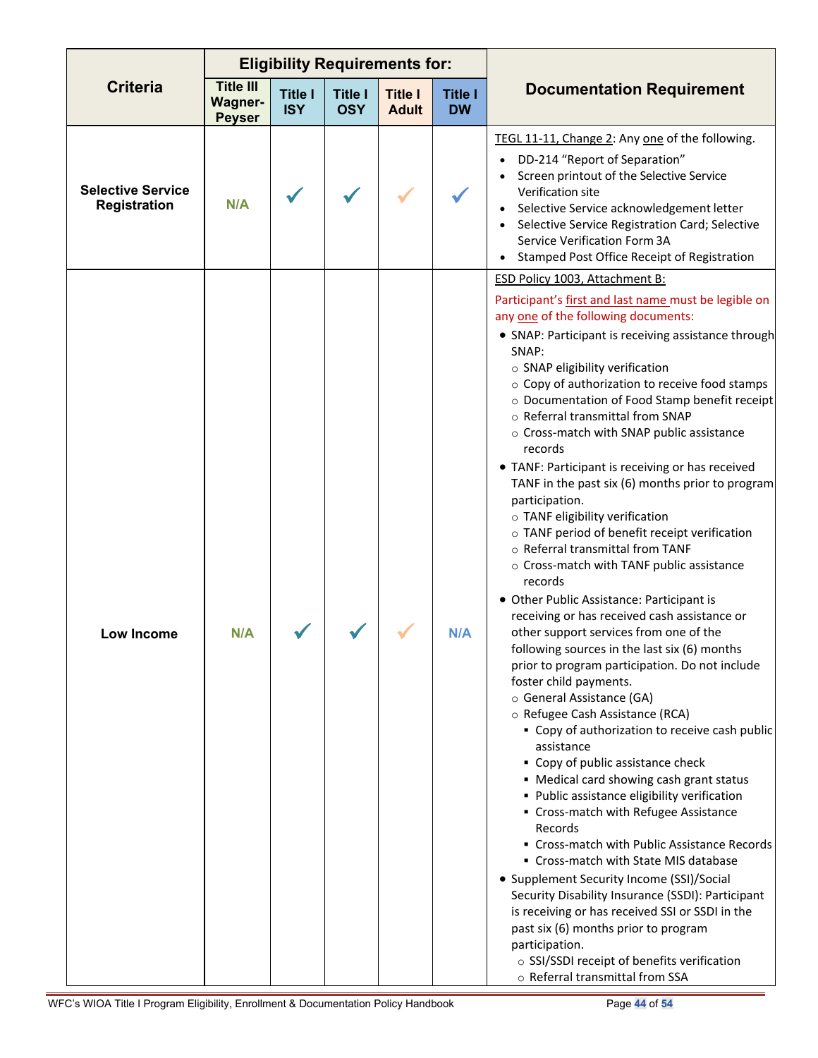| Criteria | Eligibility Requirements for: | | | | | Documentation Requirement |
|---|---|---|---|---|---|---|
| | Title III Wagner-Peyser | Title I ISY | Title I OSY | Title I Adult | Title I DW | |
| **Selective Service Registration** | N/A | ✓ | ✓ | ✓ | ✓ | <u>TEGL 11-11, Change 2</u>: Any <u>one</u> of the following.<br>• DD-214 "Report of Separation"<br>• Screen printout of the Selective Service Verification site<br>• Selective Service acknowledgement letter<br>• Selective Service Registration Card; Selective Service Verification Form 3A<br>• Stamped Post Office Receipt of Registration |
| **Low Income** | N/A | ✓ | ✓ | ✓ | N/A | <u>ESD Policy 1003, Attachment B:</u><br>Participant's <u>first and last name</u> must be legible on any <u>one</u> of the following documents:<br>• SNAP: Participant is receiving assistance through SNAP:<br>○ SNAP eligibility verification<br>○ Copy of authorization to receive food stamps<br>○ Documentation of Food Stamp benefit receipt<br>○ Referral transmittal from SNAP<br>○ Cross-match with SNAP public assistance records<br>• TANF: Participant is receiving or has received TANF in the past six (6) months prior to program participation.<br>○ TANF eligibility verification<br>○ TANF period of benefit receipt verification<br>○ Referral transmittal from TANF<br>○ Cross-match with TANF public assistance records<br>• Other Public Assistance: Participant is receiving or has received cash assistance or other support services from one of the following sources in the last six (6) months prior to program participation. Do not include foster child payments.<br>○ General Assistance (GA)<br>○ Refugee Cash Assistance (RCA)<br>▪ Copy of authorization to receive cash public assistance<br>▪ Copy of public assistance check<br>▪ Medical card showing cash grant status<br>▪ Public assistance eligibility verification<br>▪ Cross-match with Refugee Assistance Records<br>▪ Cross-match with Public Assistance Records<br>▪ Cross-match with State MIS database<br>• Supplement Security Income (SSI)/Social Security Disability Insurance (SSDI): Participant is receiving or has received SSI or SSDI in the past six (6) months prior to program participation.<br>○ SSI/SSDI receipt of benefits verification<br>○ Referral transmittal from SSA |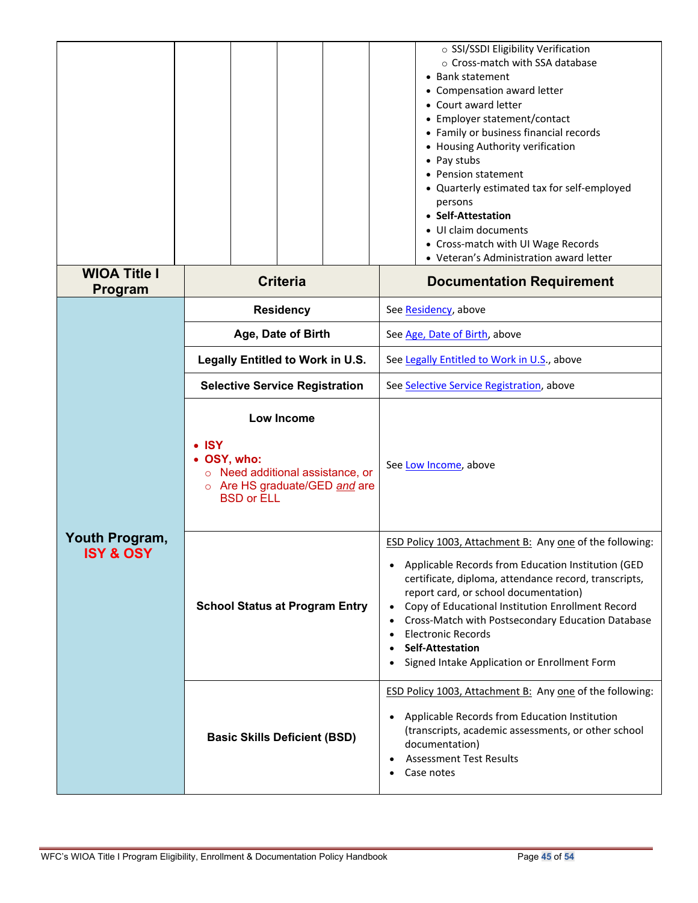| | | | | | | |
|---|---|---|---|---|---|---|
| | | | | | | ○ SSI/SSDI Eligibility Verification<br>○ Cross-match with SSA database<br>• Bank statement<br>• Compensation award letter<br>• Court award letter<br>• Employer statement/contact<br>• Family or business financial records<br>• Housing Authority verification<br>• Pay stubs<br>• Pension statement<br>• Quarterly estimated tax for self-employed persons<br>• **Self-Attestation**<br>• UI claim documents<br>• Cross-match with UI Wage Records<br>• Veteran's Administration award letter |

| WIOA Title I Program | Criteria | Documentation Requirement |
|---|---|---|
| **Youth Program, ISY & OSY** | **Residency** | See Residency, above |
| | **Age, Date of Birth** | See Age, Date of Birth, above |
| | **Legally Entitled to Work in U.S.** | See Legally Entitled to Work in U.S., above |
| | **Selective Service Registration** | See Selective Service Registration, above |
| | **Low Income**<br>• **ISY**<br>• **OSY, who:**<br>○ Need additional assistance, or<br>○ Are HS graduate/GED *and* are BSD or ELL | See Low Income, above |
| | **School Status at Program Entry** | ESD Policy 1003, Attachment B: Any one of the following:<br>• Applicable Records from Education Institution (GED certificate, diploma, attendance record, transcripts, report card, or school documentation)<br>• Copy of Educational Institution Enrollment Record<br>• Cross-Match with Postsecondary Education Database<br>• Electronic Records<br>• **Self-Attestation**<br>• Signed Intake Application or Enrollment Form |
| | **Basic Skills Deficient (BSD)** | ESD Policy 1003, Attachment B: Any one of the following:<br>• Applicable Records from Education Institution (transcripts, academic assessments, or other school documentation)<br>• Assessment Test Results<br>• Case notes |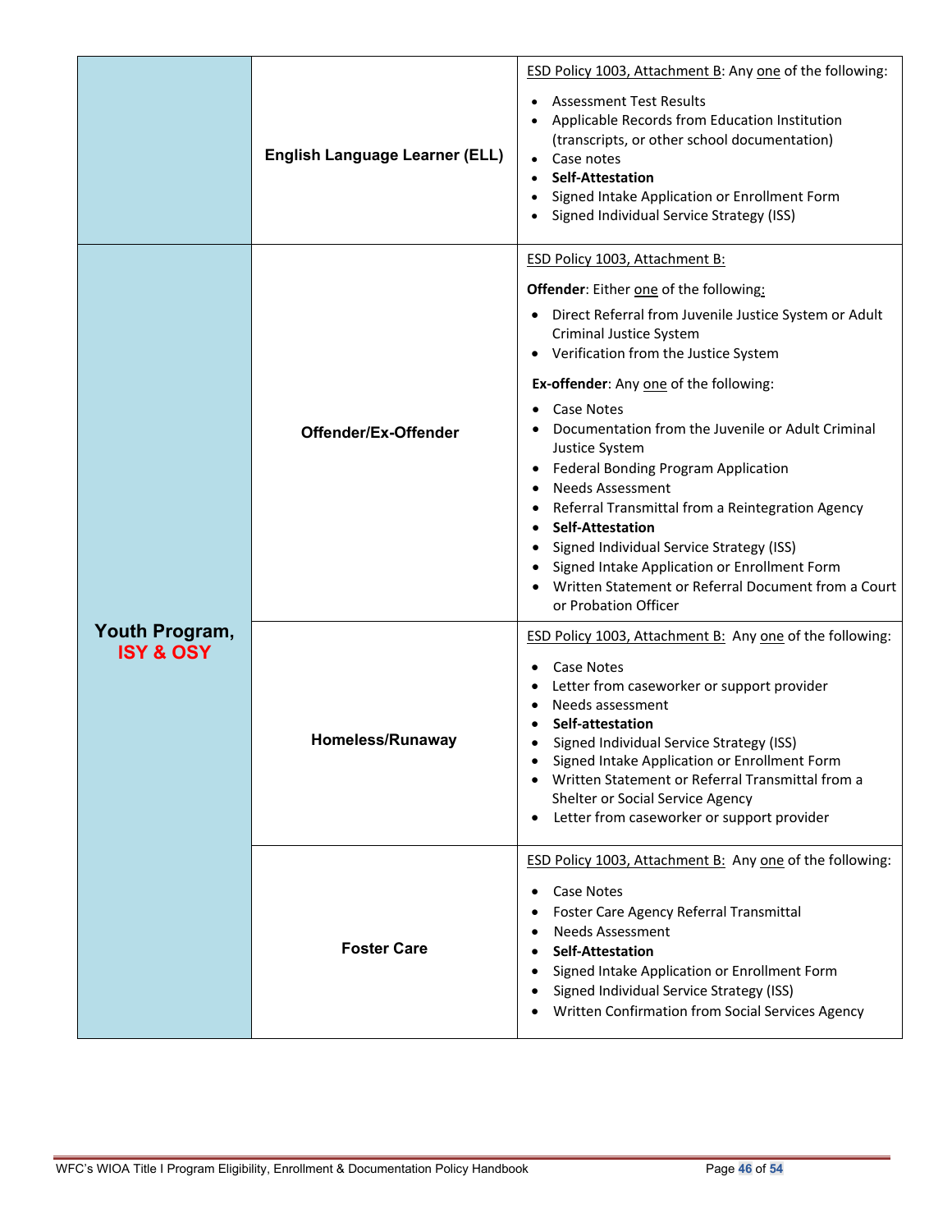| | | |
|---|---|---|
| Youth Program, ISY & OSY | **English Language Learner (ELL)** | ESD Policy 1003, Attachment B: Any one of the following:<br>• Assessment Test Results<br>• Applicable Records from Education Institution (transcripts, or other school documentation)<br>• Case notes<br>• **Self-Attestation**<br>• Signed Intake Application or Enrollment Form<br>• Signed Individual Service Strategy (ISS) |
| | **Offender/Ex-Offender** | ESD Policy 1003, Attachment B:<br>**Offender**: Either one of the following:<br>• Direct Referral from Juvenile Justice System or Adult Criminal Justice System<br>• Verification from the Justice System<br>**Ex-offender**: Any one of the following:<br>• Case Notes<br>• Documentation from the Juvenile or Adult Criminal Justice System<br>• Federal Bonding Program Application<br>• Needs Assessment<br>• Referral Transmittal from a Reintegration Agency<br>• **Self-Attestation**<br>• Signed Individual Service Strategy (ISS)<br>• Signed Intake Application or Enrollment Form<br>• Written Statement or Referral Document from a Court or Probation Officer |
| | **Homeless/Runaway** | ESD Policy 1003, Attachment B: Any one of the following:<br>• Case Notes<br>• Letter from caseworker or support provider<br>• Needs assessment<br>• **Self-attestation**<br>• Signed Individual Service Strategy (ISS)<br>• Signed Intake Application or Enrollment Form<br>• Written Statement or Referral Transmittal from a Shelter or Social Service Agency<br>• Letter from caseworker or support provider |
| | **Foster Care** | ESD Policy 1003, Attachment B: Any one of the following:<br>• Case Notes<br>• Foster Care Agency Referral Transmittal<br>• Needs Assessment<br>• **Self-Attestation**<br>• Signed Intake Application or Enrollment Form<br>• Signed Individual Service Strategy (ISS)<br>• Written Confirmation from Social Services Agency |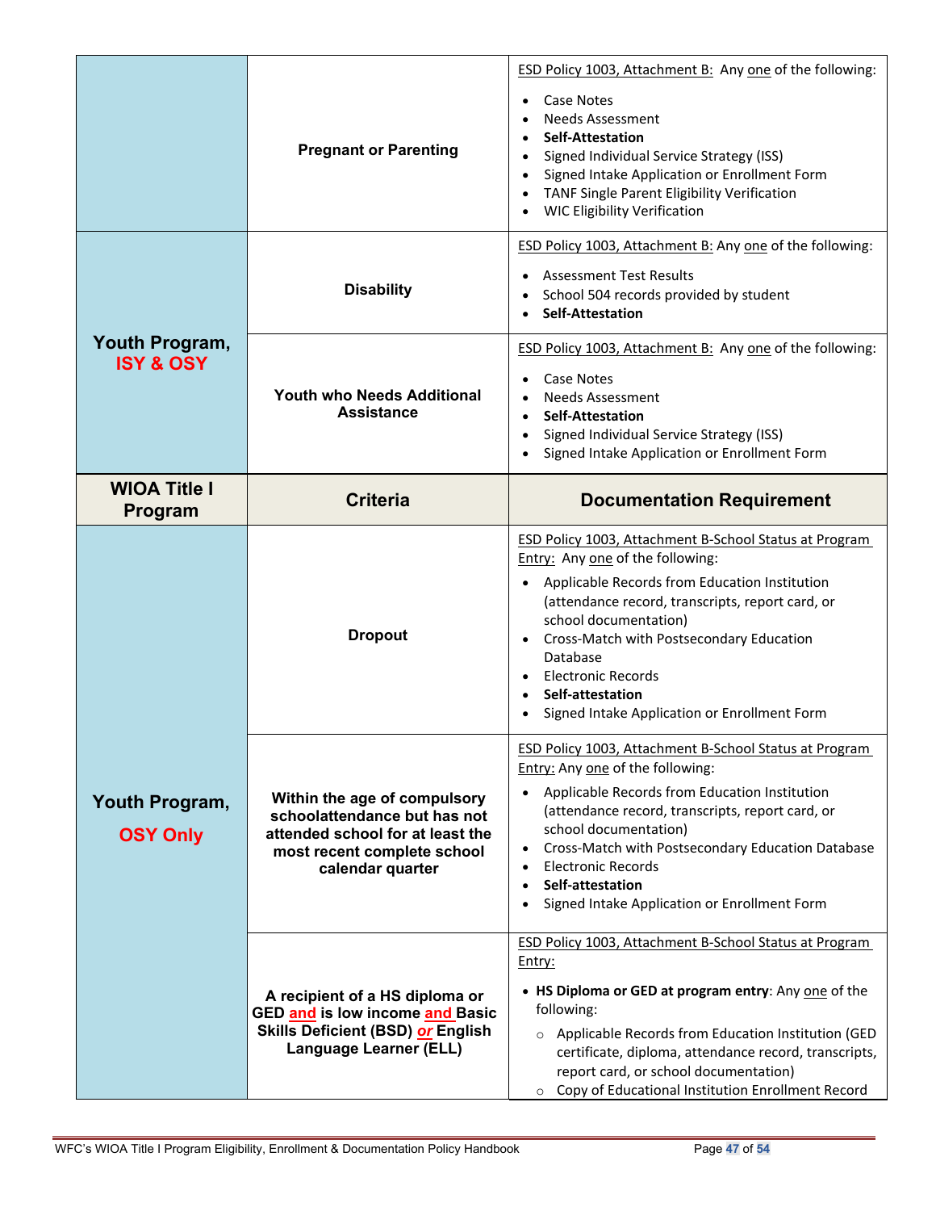| | | |
|---|---|---|
| Youth Program, ISY & OSY | **Pregnant or Parenting** | ESD Policy 1003, Attachment B: Any one of the following:<br>• Case Notes<br>• Needs Assessment<br>• **Self-Attestation**<br>• Signed Individual Service Strategy (ISS)<br>• Signed Intake Application or Enrollment Form<br>• TANF Single Parent Eligibility Verification<br>• WIC Eligibility Verification |
| | **Disability** | ESD Policy 1003, Attachment B: Any one of the following:<br>• Assessment Test Results<br>• School 504 records provided by student<br>• **Self-Attestation** |
| | **Youth who Needs Additional Assistance** | ESD Policy 1003, Attachment B: Any one of the following:<br>• Case Notes<br>• Needs Assessment<br>• **Self-Attestation**<br>• Signed Individual Service Strategy (ISS)<br>• Signed Intake Application or Enrollment Form |
| **WIOA Title I Program** | **Criteria** | **Documentation Requirement** |
| Youth Program, OSY Only | **Dropout** | ESD Policy 1003, Attachment B-School Status at Program Entry: Any one of the following:<br>• Applicable Records from Education Institution (attendance record, transcripts, report card, or school documentation)<br>• Cross-Match with Postsecondary Education Database<br>• Electronic Records<br>• **Self-attestation**<br>• Signed Intake Application or Enrollment Form |
| | **Within the age of compulsory schoolattendance but has not attended school for at least the most recent complete school calendar quarter** | ESD Policy 1003, Attachment B-School Status at Program Entry: Any one of the following:<br>• Applicable Records from Education Institution (attendance record, transcripts, report card, or school documentation)<br>• Cross-Match with Postsecondary Education Database<br>• Electronic Records<br>• **Self-attestation**<br>• Signed Intake Application or Enrollment Form |
| | **A recipient of a HS diploma or GED and is low income and Basic Skills Deficient (BSD) or English Language Learner (ELL)** | ESD Policy 1003, Attachment B-School Status at Program Entry:<br>• **HS Diploma or GED at program entry**: Any one of the following:<br>  ○ Applicable Records from Education Institution (GED certificate, diploma, attendance record, transcripts, report card, or school documentation)<br>  ○ Copy of Educational Institution Enrollment Record |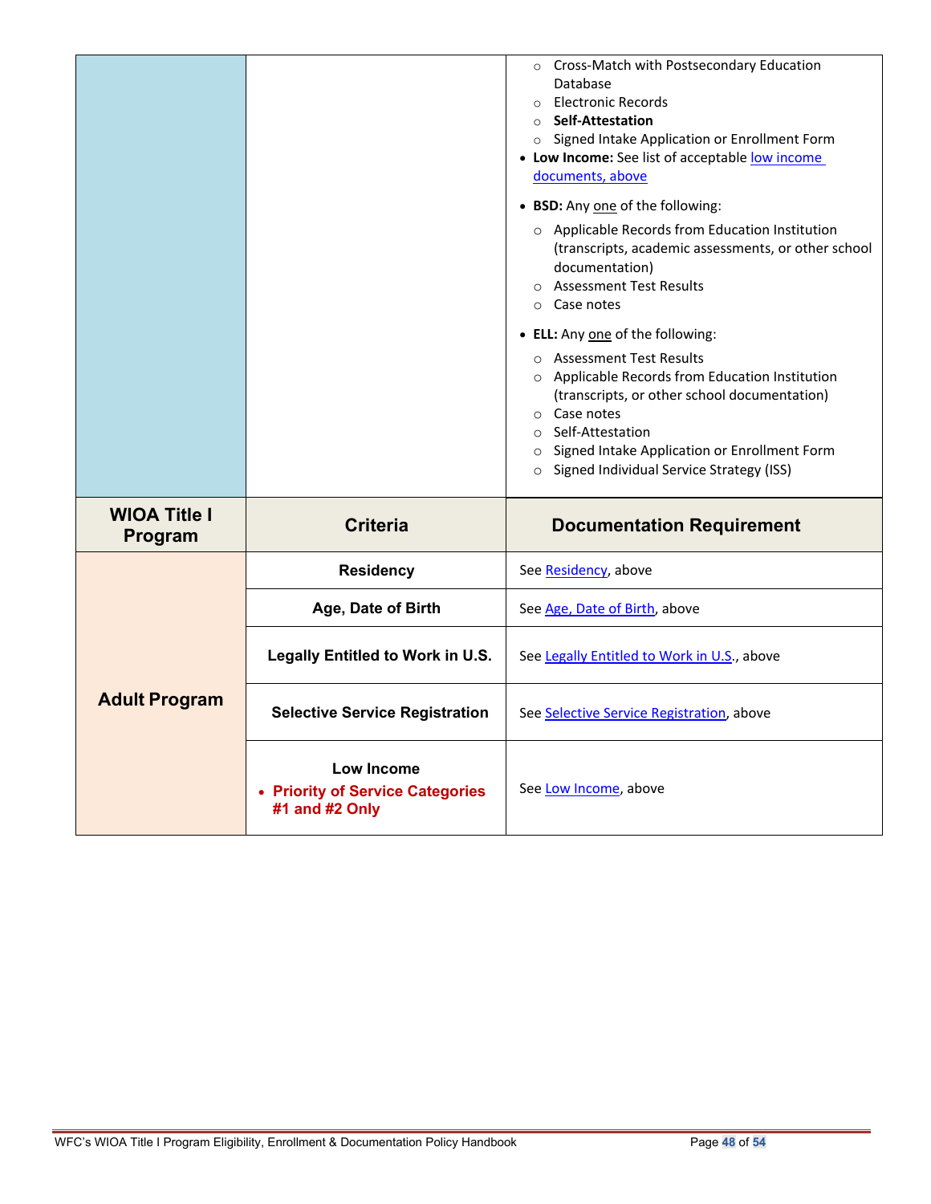| WIOA Title I Program | Criteria | Documentation Requirement |
|---|---|---|
| | | ○ Cross-Match with Postsecondary Education Database<br>○ Electronic Records<br>○ **Self-Attestation**<br>○ Signed Intake Application or Enrollment Form<br>• **Low Income:** See list of acceptable low income documents, above<br>• **BSD:** Any one of the following:<br>○ Applicable Records from Education Institution (transcripts, academic assessments, or other school documentation)<br>○ Assessment Test Results<br>○ Case notes<br>• **ELL:** Any one of the following:<br>○ Assessment Test Results<br>○ Applicable Records from Education Institution (transcripts, or other school documentation)<br>○ Case notes<br>○ Self-Attestation<br>○ Signed Intake Application or Enrollment Form<br>○ Signed Individual Service Strategy (ISS) |
| **WIOA Title I Program** | **Criteria** | **Documentation Requirement** |
| **Adult Program** | **Residency** | See Residency, above |
| | **Age, Date of Birth** | See Age, Date of Birth, above |
| | **Legally Entitled to Work in U.S.** | See Legally Entitled to Work in U.S., above |
| | **Selective Service Registration** | See Selective Service Registration, above |
| | **Low Income**<br>• **Priority of Service Categories #1 and #2 Only** | See Low Income, above |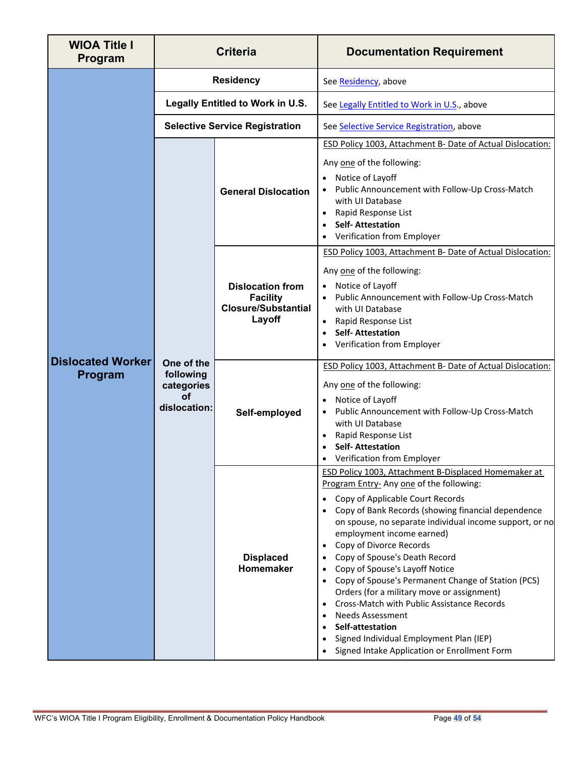| WIOA Title I Program | Criteria | | Documentation Requirement |
|---|---|---|---|
| **Dislocated Worker Program** | **Residency** | | See Residency, above |
| | **Legally Entitled to Work in U.S.** | | See Legally Entitled to Work in U.S., above |
| | **Selective Service Registration** | | See Selective Service Registration, above |
| | **One of the following categories of dislocation:** | **General Dislocation** | ESD Policy 1003, Attachment B- Date of Actual Dislocation:<br><br>Any one of the following:<br>• Notice of Layoff<br>• Public Announcement with Follow-Up Cross-Match with UI Database<br>• Rapid Response List<br>• **Self- Attestation**<br>• Verification from Employer |
| | | **Dislocation from Facility Closure/Substantial Layoff** | ESD Policy 1003, Attachment B- Date of Actual Dislocation:<br><br>Any one of the following:<br>• Notice of Layoff<br>• Public Announcement with Follow-Up Cross-Match with UI Database<br>• Rapid Response List<br>• **Self- Attestation**<br>• Verification from Employer |
| | | **Self-employed** | ESD Policy 1003, Attachment B- Date of Actual Dislocation:<br><br>Any one of the following:<br>• Notice of Layoff<br>• Public Announcement with Follow-Up Cross-Match with UI Database<br>• Rapid Response List<br>• **Self- Attestation**<br>• Verification from Employer |
| | | **Displaced Homemaker** | ESD Policy 1003, Attachment B-Displaced Homemaker at Program Entry- Any one of the following:<br>• Copy of Applicable Court Records<br>• Copy of Bank Records (showing financial dependence on spouse, no separate individual income support, or no employment income earned)<br>• Copy of Divorce Records<br>• Copy of Spouse's Death Record<br>• Copy of Spouse's Layoff Notice<br>• Copy of Spouse's Permanent Change of Station (PCS) Orders (for a military move or assignment)<br>• Cross-Match with Public Assistance Records<br>• Needs Assessment<br>• **Self-attestation**<br>• Signed Individual Employment Plan (IEP)<br>• Signed Intake Application or Enrollment Form |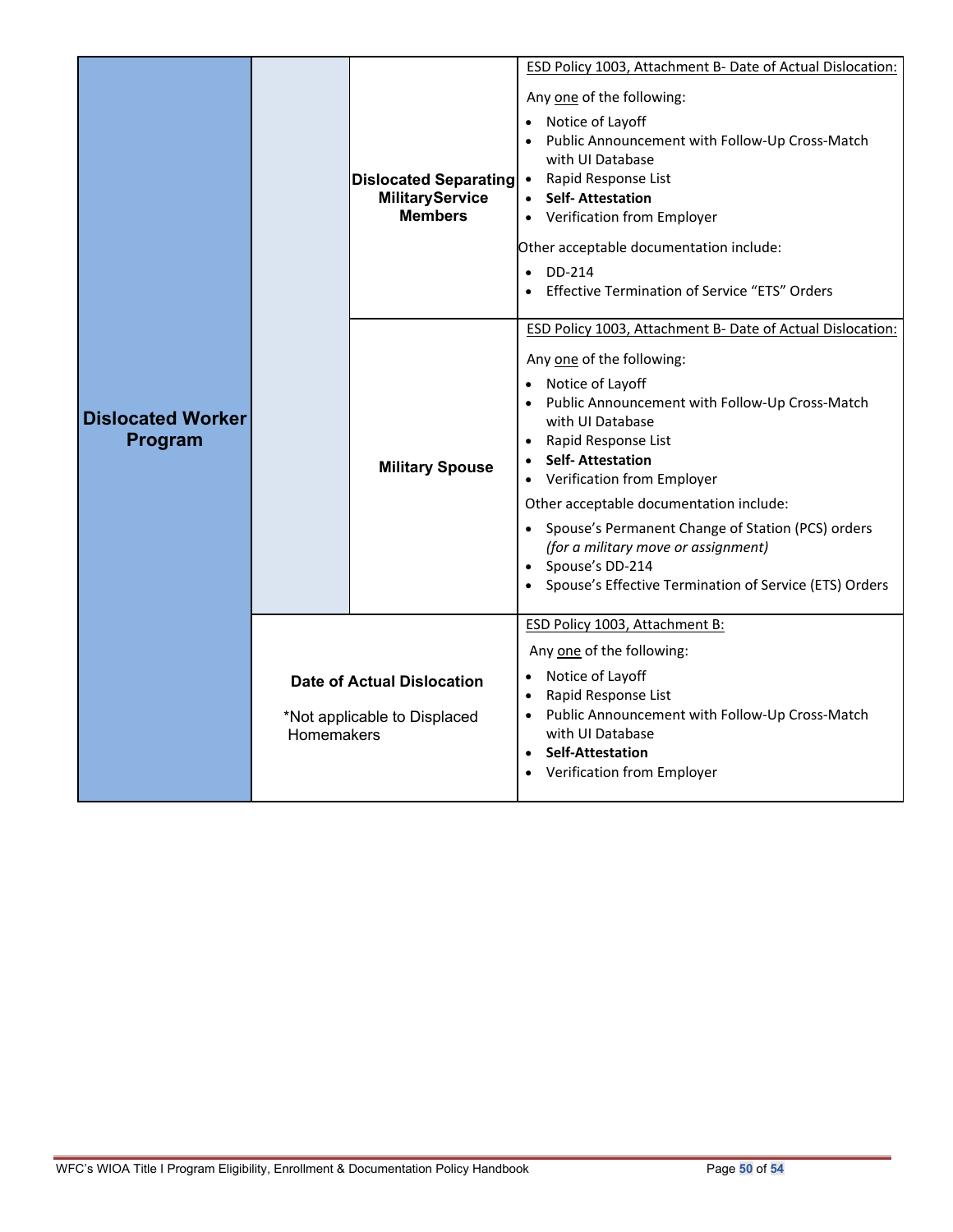| Program | Category | Subcategory | Documentation |
|---|---|---|---|
| **Dislocated Worker Program** | | **Dislocated Separating Military Service Members** | ESD Policy 1003, Attachment B- Date of Actual Dislocation:<br><br>Any one of the following:<br>• Notice of Layoff<br>• Public Announcement with Follow-Up Cross-Match with UI Database<br>• Rapid Response List<br>• **Self- Attestation**<br>• Verification from Employer<br><br>Other acceptable documentation include:<br>• DD-214<br>• Effective Termination of Service "ETS" Orders |
| | | **Military Spouse** | ESD Policy 1003, Attachment B- Date of Actual Dislocation:<br><br>Any one of the following:<br>• Notice of Layoff<br>• Public Announcement with Follow-Up Cross-Match with UI Database<br>• Rapid Response List<br>• **Self- Attestation**<br>• Verification from Employer<br><br>Other acceptable documentation include:<br>• Spouse's Permanent Change of Station (PCS) orders *(for a military move or assignment)*<br>• Spouse's DD-214<br>• Spouse's Effective Termination of Service (ETS) Orders |
| | **Date of Actual Dislocation**<br><br>*Not applicable to Displaced Homemakers | | ESD Policy 1003, Attachment B:<br><br>Any one of the following:<br>• Notice of Layoff<br>• Rapid Response List<br>• Public Announcement with Follow-Up Cross-Match with UI Database<br>• **Self-Attestation**<br>• Verification from Employer |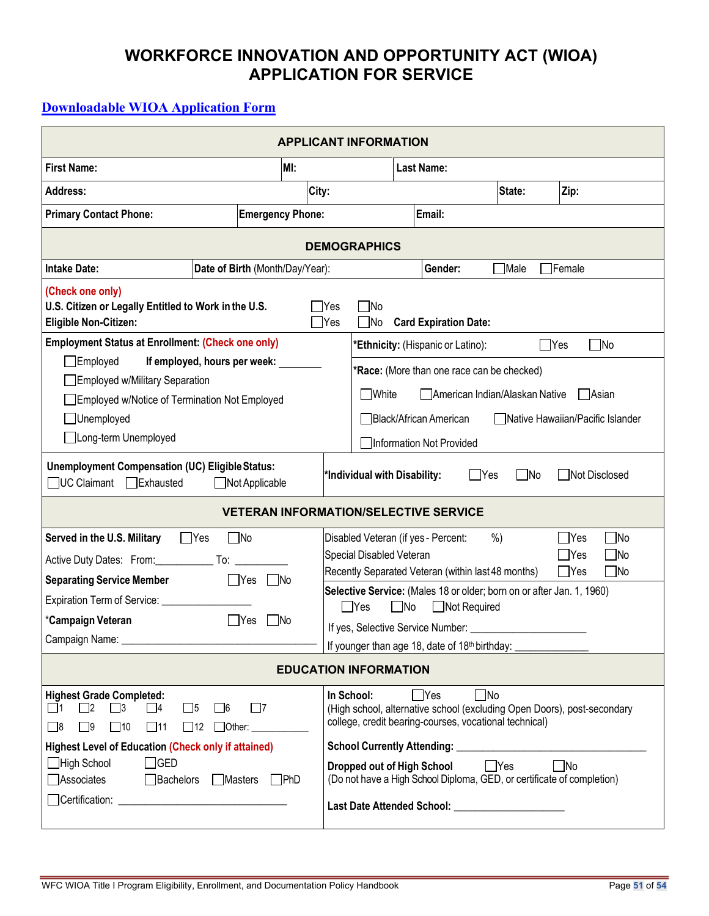# WORKFORCE INNOVATION AND OPPORTUNITY ACT (WIOA) APPLICATION FOR SERVICE

[Downloadable WIOA Application Form]

## APPLICANT INFORMATION

| | | |
|---|---|---|
| **First Name:** | **MI:** | **Last Name:** |

| | | | |
|---|---|---|---|
| **Address:** | **City:** | **State:** | **Zip:** |

| | | |
|---|---|---|
| **Primary Contact Phone:** | **Emergency Phone:** | **Email:** |

## DEMOGRAPHICS

| | | |
|---|---|---|
| **Intake Date:** | **Date of Birth** (Month/Day/Year): | **Gender:** ☐Male ☐Female |

(Check one only)
**U.S. Citizen or Legally Entitled to Work in the U.S.** ☐Yes ☐No
**Eligible Non-Citizen:** ☐Yes ☐No **Card Expiration Date:**

**Employment Status at Enrollment:** (Check one only)
- ☐Employed **If employed, hours per week:** ________
- ☐Employed w/Military Separation
- ☐Employed w/Notice of Termination Not Employed
- ☐Unemployed
- ☐Long-term Unemployed

***Ethnicity:** (Hispanic or Latino): ☐Yes ☐No

***Race:** (More than one race can be checked)
☐White ☐American Indian/Alaskan Native ☐Asian
☐Black/African American ☐Native Hawaiian/Pacific Islander
☐Information Not Provided

**Unemployment Compensation (UC) Eligible Status:**
☐UC Claimant ☐Exhausted ☐Not Applicable

***Individual with Disability:** ☐Yes ☐No ☐Not Disclosed

## VETERAN INFORMATION/SELECTIVE SERVICE

**Served in the U.S. Military** ☐Yes ☐No
Active Duty Dates: From:__________ To: __________
**Separating Service Member** ☐Yes ☐No
Expiration Term of Service: ________________
***Campaign Veteran** ☐Yes ☐No
Campaign Name: ____________________________________

Disabled Veteran (if yes - Percent: %) ☐Yes ☐No
Special Disabled Veteran ☐Yes ☐No
Recently Separated Veteran (within last 48 months) ☐Yes ☐No

**Selective Service:** (Males 18 or older; born on or after Jan. 1, 1960)
☐Yes ☐No ☐Not Required
If yes, Selective Service Number: ____________________
If younger than age 18, date of 18th birthday: _____________

## EDUCATION INFORMATION

**Highest Grade Completed:**
☐1 ☐2 ☐3 ☐4 ☐5 ☐6 ☐7
☐8 ☐9 ☐10 ☐11 ☐12 ☐Other: ___________

**Highest Level of Education** (Check only if attained)
☐High School ☐GED
☐Associates ☐Bachelors ☐Masters ☐PhD
☐Certification: ______________________________

**In School:** ☐Yes ☐No
(High school, alternative school (excluding Open Doors), post-secondary college, credit bearing-courses, vocational technical)

**School Currently Attending:** ________________________________

**Dropped out of High School** ☐Yes ☐No
(Do not have a High School Diploma, GED, or certificate of completion)

**Last Date Attended School:** ____________________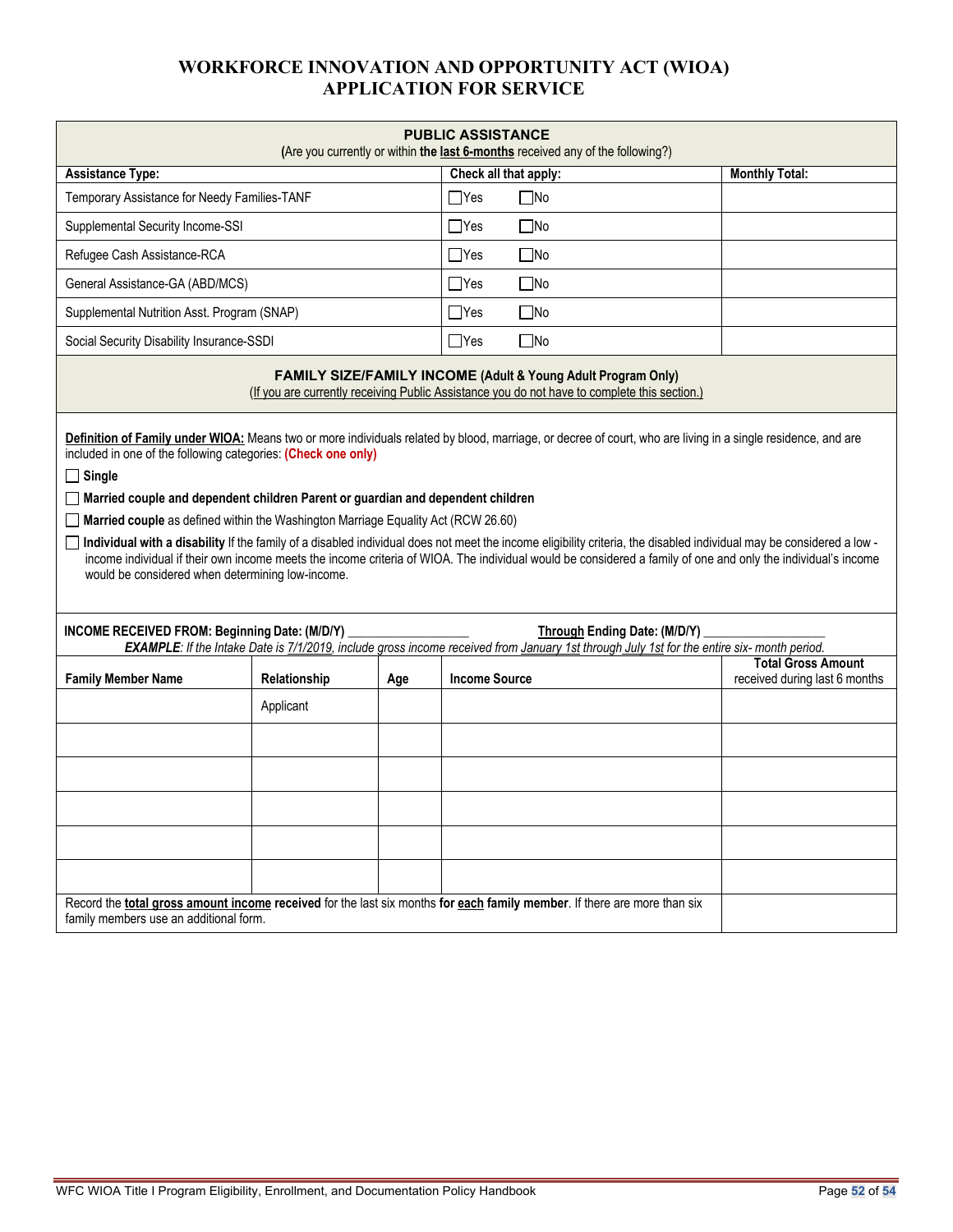# WORKFORCE INNOVATION AND OPPORTUNITY ACT (WIOA)
# APPLICATION FOR SERVICE

## PUBLIC ASSISTANCE

(Are you currently or within **the last 6-months** received any of the following?)

| Assistance Type: | Check all that apply: | Monthly Total: |
|---|---|---|
| Temporary Assistance for Needy Families-TANF | ☐Yes ☐No | |
| Supplemental Security Income-SSI | ☐Yes ☐No | |
| Refugee Cash Assistance-RCA | ☐Yes ☐No | |
| General Assistance-GA (ABD/MCS) | ☐Yes ☐No | |
| Supplemental Nutrition Asst. Program (SNAP) | ☐Yes ☐No | |
| Social Security Disability Insurance-SSDI | ☐Yes ☐No | |

## FAMILY SIZE/FAMILY INCOME (Adult & Young Adult Program Only)

(If you are currently receiving Public Assistance you do not have to complete this section.)

**Definition of Family under WIOA:** Means two or more individuals related by blood, marriage, or decree of court, who are living in a single residence, and are included in one of the following categories: **(Check one only)**

☐ **Single**

☐ **Married couple and dependent children Parent or guardian and dependent children**

☐ **Married couple** as defined within the Washington Marriage Equality Act (RCW 26.60)

☐ **Individual with a disability** If the family of a disabled individual does not meet the income eligibility criteria, the disabled individual may be considered a low - income individual if their own income meets the income criteria of WIOA. The individual would be considered a family of one and only the individual's income would be considered when determining low-income.

**INCOME RECEIVED FROM: Beginning Date: (M/D/Y)** ________________ **Through Ending Date: (M/D/Y)** ________________

***EXAMPLE**: If the Intake Date is 7/1/2019, include gross income received from January 1st through July 1st for the entire six- month period.*

| Family Member Name | Relationship | Age | Income Source | Total Gross Amount received during last 6 months |
|---|---|---|---|---|
| | Applicant | | | |
| | | | | |
| | | | | |
| | | | | |
| | | | | |
| | | | | |
| Record the **total gross amount income received** for the last six months **for each family member**. If there are more than six family members use an additional form. | | | | |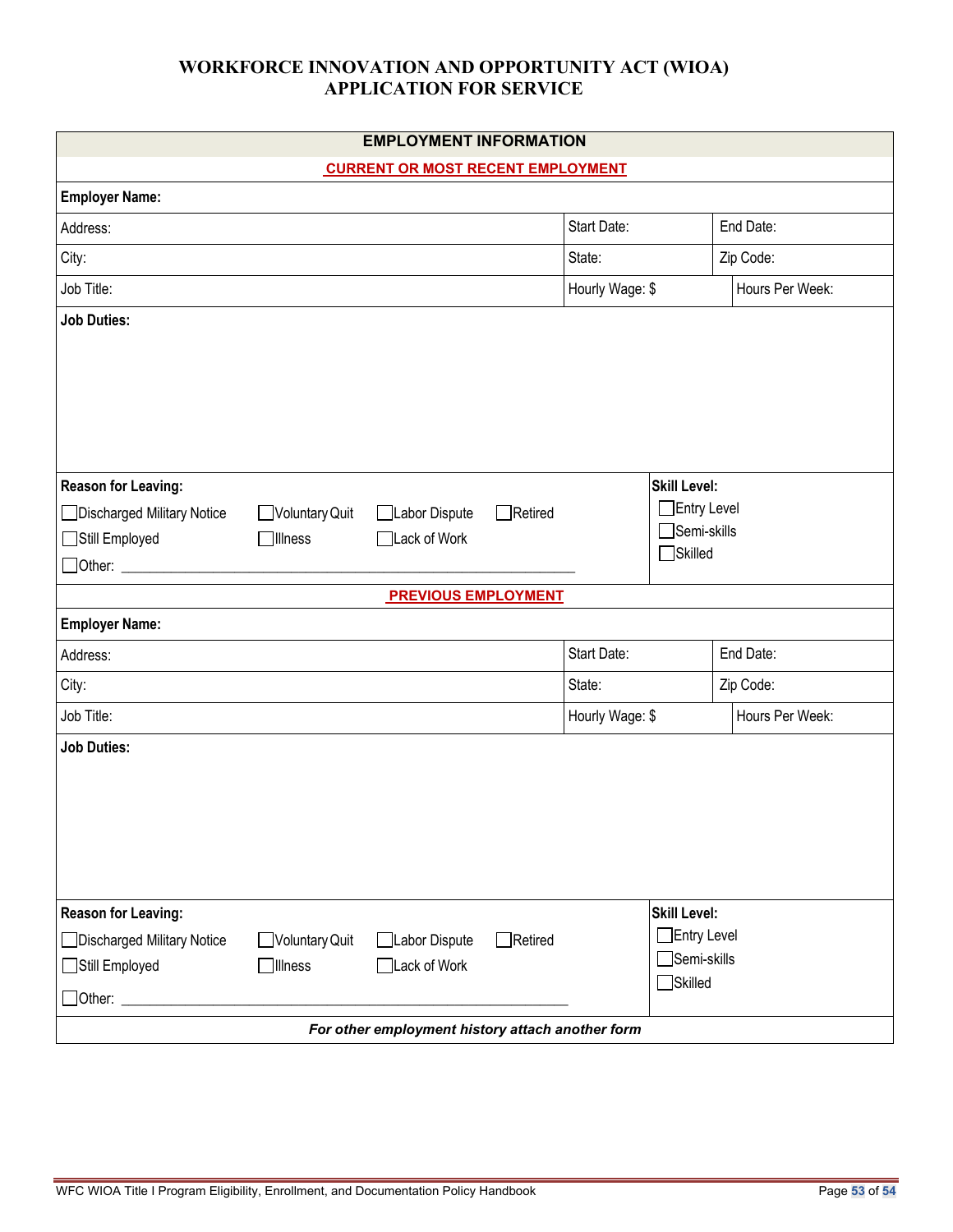# WORKFORCE INNOVATION AND OPPORTUNITY ACT (WIOA)
# APPLICATION FOR SERVICE

## EMPLOYMENT INFORMATION

### CURRENT OR MOST RECENT EMPLOYMENT

**Employer Name:**

| Address: | Start Date: | End Date: |
|---|---|---|
| City: | State: | Zip Code: |
| Job Title: | Hourly Wage: $ | Hours Per Week: |

**Job Duties:**

**Reason for Leaving:**

- ☐ Discharged Military Notice
- ☐ Voluntary Quit
- ☐ Labor Dispute
- ☐ Retired
- ☐ Still Employed
- ☐ Illness
- ☐ Lack of Work
- ☐ Other: ___________________________________________________________

**Skill Level:**

- ☐ Entry Level
- ☐ Semi-skills
- ☐ Skilled

### PREVIOUS EMPLOYMENT

**Employer Name:**

| Address: | Start Date: | End Date: |
|---|---|---|
| City: | State: | Zip Code: |
| Job Title: | Hourly Wage: $ | Hours Per Week: |

**Job Duties:**

**Reason for Leaving:**

- ☐ Discharged Military Notice
- ☐ Voluntary Quit
- ☐ Labor Dispute
- ☐ Retired
- ☐ Still Employed
- ☐ Illness
- ☐ Lack of Work
- ☐ Other: ___________________________________________________________

**Skill Level:**

- ☐ Entry Level
- ☐ Semi-skills
- ☐ Skilled

***For other employment history attach another form***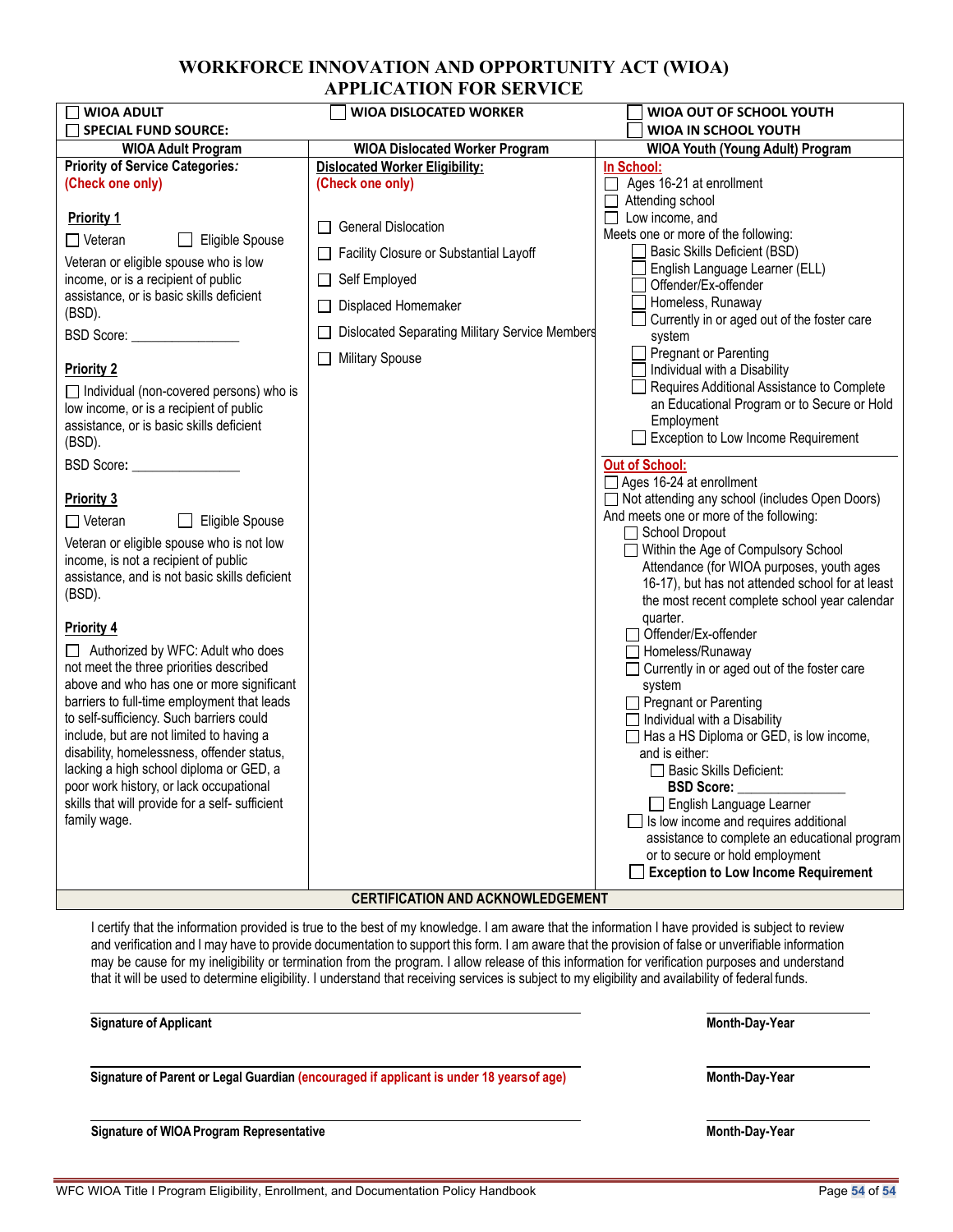# WORKFORCE INNOVATION AND OPPORTUNITY ACT (WIOA) APPLICATION FOR SERVICE

| ☐ **WIOA ADULT**<br>☐ **SPECIAL FUND SOURCE:** | ☐ **WIOA DISLOCATED WORKER** | ☐ **WIOA OUT OF SCHOOL YOUTH**<br>☐ **WIOA IN SCHOOL YOUTH** |
|---|---|---|
| **WIOA Adult Program** | **WIOA Dislocated Worker Program** | **WIOA Youth (Young Adult) Program** |
| **Priority of Service Categories*:***<br>**(Check one only)**<br><br>**Priority 1**<br>☐ Veteran ☐ Eligible Spouse<br>Veteran or eligible spouse who is low income, or is a recipient of public assistance, or is basic skills deficient (BSD).<br>BSD Score: _______________<br><br>**Priority 2**<br>☐ Individual (non-covered persons) who is low income, or is a recipient of public assistance, or is basic skills deficient (BSD).<br>BSD Score: _______________<br><br>**Priority 3**<br>☐ Veteran ☐ Eligible Spouse<br>Veteran or eligible spouse who is not low income, is not a recipient of public assistance, and is not basic skills deficient (BSD).<br><br>**Priority 4**<br>☐ Authorized by WFC: Adult who does not meet the three priorities described above and who has one or more significant barriers to full-time employment that leads to self-sufficiency. Such barriers could include, but are not limited to having a disability, homelessness, offender status, lacking a high school diploma or GED, a poor work history, or lack occupational skills that will provide for a self- sufficient family wage. | **Dislocated Worker Eligibility:**<br>**(Check one only)**<br><br>☐ General Dislocation<br>☐ Facility Closure or Substantial Layoff<br>☐ Self Employed<br>☐ Displaced Homemaker<br>☐ Dislocated Separating Military Service Members<br>☐ Military Spouse | **In School:**<br>☐ Ages 16-21 at enrollment<br>☐ Attending school<br>☐ Low income, and<br>Meets one or more of the following:<br>☐ Basic Skills Deficient (BSD)<br>☐ English Language Learner (ELL)<br>☐ Offender/Ex-offender<br>☐ Homeless, Runaway<br>☐ Currently in or aged out of the foster care system<br>☐ Pregnant or Parenting<br>☐ Individual with a Disability<br>☐ Requires Additional Assistance to Complete an Educational Program or to Secure or Hold Employment<br>☐ Exception to Low Income Requirement<br><br>**Out of School:**<br>☐ Ages 16-24 at enrollment<br>☐ Not attending any school (includes Open Doors)<br>And meets one or more of the following:<br>☐ School Dropout<br>☐ Within the Age of Compulsory School Attendance (for WIOA purposes, youth ages 16-17), but has not attended school for at least the most recent complete school year calendar quarter.<br>☐ Offender/Ex-offender<br>☐ Homeless/Runaway<br>☐ Currently in or aged out of the foster care system<br>☐ Pregnant or Parenting<br>☐ Individual with a Disability<br>☐ Has a HS Diploma or GED, is low income, and is either:<br>☐ Basic Skills Deficient:<br>**BSD Score:** _______________<br>☐ English Language Learner<br>☐ Is low income and requires additional assistance to complete an educational program or to secure or hold employment<br>☐ **Exception to Low Income Requirement** |

**CERTIFICATION AND ACKNOWLEDGEMENT**

I certify that the information provided is true to the best of my knowledge. I am aware that the information I have provided is subject to review and verification and I may have to provide documentation to support this form. I am aware that the provision of false or unverifiable information may be cause for my ineligibility or termination from the program. I allow release of this information for verification purposes and understand that it will be used to determine eligibility. I understand that receiving services is subject to my eligibility and availability of federal funds.

_______________________________________________ _______________
**Signature of Applicant** **Month-Day-Year**

_______________________________________________ _______________
**Signature of Parent or Legal Guardian** **(encouraged if applicant is under 18 years of age)** **Month-Day-Year**

_______________________________________________ _______________
**Signature of WIOA Program Representative** **Month-Day-Year**